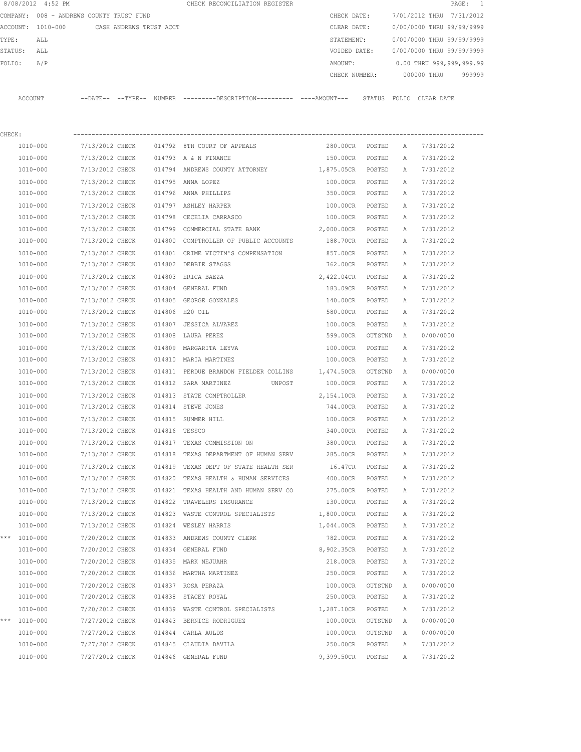8/08/2012 4:52 PM CHECK RECONCILIATION REGISTER PAGE: 1

COMPANY: 008 - ANDREWS COUNTY TRUST FUND CHECK DATE: 7/01/2012 THRU 7/31/2012

ACCOUNT: 1010-000 CASH ANDREWS TRUST ACCT CLEAR DATE: 0/00/0000 THRU 99/99/9999

TYPE: ALL STATEMENT: 0/00/0000 THRU 99/99/9999

STATUS: ALL VOIDED DATE: 0/00/0000 THRU 99/99/9999

FOLIO: A/P AMOUNT: 0.00 THRU 999,999,999.99

CHECK NUMBER: 000000 THRU 999999

CHECK:

| | ACCOUNT | --DATE-- | --TYPE-- | NUMBER | ---------DESCRIPTION---------- | ----AMOUNT--- | STATUS | FOLIO | CLEAR DATE |
|---|---|---|---|---|---|---|---|---|---|
| | 1010-000 | 7/13/2012 | CHECK | 014792 | 8TH COURT OF APPEALS | 280.00CR | POSTED | A | 7/31/2012 |
| | 1010-000 | 7/13/2012 | CHECK | 014793 | A & N FINANCE | 150.00CR | POSTED | A | 7/31/2012 |
| | 1010-000 | 7/13/2012 | CHECK | 014794 | ANDREWS COUNTY ATTORNEY | 1,875.05CR | POSTED | A | 7/31/2012 |
| | 1010-000 | 7/13/2012 | CHECK | 014795 | ANNA LOPEZ | 100.00CR | POSTED | A | 7/31/2012 |
| | 1010-000 | 7/13/2012 | CHECK | 014796 | ANNA PHILLIPS | 350.00CR | POSTED | A | 7/31/2012 |
| | 1010-000 | 7/13/2012 | CHECK | 014797 | ASHLEY HARPER | 100.00CR | POSTED | A | 7/31/2012 |
| | 1010-000 | 7/13/2012 | CHECK | 014798 | CECELIA CARRASCO | 100.00CR | POSTED | A | 7/31/2012 |
| | 1010-000 | 7/13/2012 | CHECK | 014799 | COMMERCIAL STATE BANK | 2,000.00CR | POSTED | A | 7/31/2012 |
| | 1010-000 | 7/13/2012 | CHECK | 014800 | COMPTROLLER OF PUBLIC ACCOUNTS | 188.70CR | POSTED | A | 7/31/2012 |
| | 1010-000 | 7/13/2012 | CHECK | 014801 | CRIME VICTIM'S COMPENSATION | 857.00CR | POSTED | A | 7/31/2012 |
| | 1010-000 | 7/13/2012 | CHECK | 014802 | DEBBIE STAGGS | 762.00CR | POSTED | A | 7/31/2012 |
| | 1010-000 | 7/13/2012 | CHECK | 014803 | ERICA BAEZA | 2,422.04CR | POSTED | A | 7/31/2012 |
| | 1010-000 | 7/13/2012 | CHECK | 014804 | GENERAL FUND | 183.09CR | POSTED | A | 7/31/2012 |
| | 1010-000 | 7/13/2012 | CHECK | 014805 | GEORGE GONZALES | 140.00CR | POSTED | A | 7/31/2012 |
| | 1010-000 | 7/13/2012 | CHECK | 014806 | H2O OIL | 580.00CR | POSTED | A | 7/31/2012 |
| | 1010-000 | 7/13/2012 | CHECK | 014807 | JESSICA ALVAREZ | 100.00CR | POSTED | A | 7/31/2012 |
| | 1010-000 | 7/13/2012 | CHECK | 014808 | LAURA PEREZ | 599.00CR | OUTSTND | A | 0/00/0000 |
| | 1010-000 | 7/13/2012 | CHECK | 014809 | MARGARITA LEYVA | 100.00CR | POSTED | A | 7/31/2012 |
| | 1010-000 | 7/13/2012 | CHECK | 014810 | MARIA MARTINEZ | 100.00CR | POSTED | A | 7/31/2012 |
| | 1010-000 | 7/13/2012 | CHECK | 014811 | PERDUE BRANDON FIELDER COLLINS | 1,474.50CR | OUTSTND | A | 0/00/0000 |
| | 1010-000 | 7/13/2012 | CHECK | 014812 | SARA MARTINEZ UNPOST | 100.00CR | POSTED | A | 7/31/2012 |
| | 1010-000 | 7/13/2012 | CHECK | 014813 | STATE COMPTROLLER | 2,154.10CR | POSTED | A | 7/31/2012 |
| | 1010-000 | 7/13/2012 | CHECK | 014814 | STEVE JONES | 744.00CR | POSTED | A | 7/31/2012 |
| | 1010-000 | 7/13/2012 | CHECK | 014815 | SUMMER HILL | 100.00CR | POSTED | A | 7/31/2012 |
| | 1010-000 | 7/13/2012 | CHECK | 014816 | TESSCO | 340.00CR | POSTED | A | 7/31/2012 |
| | 1010-000 | 7/13/2012 | CHECK | 014817 | TEXAS COMMISSION ON | 380.00CR | POSTED | A | 7/31/2012 |
| | 1010-000 | 7/13/2012 | CHECK | 014818 | TEXAS DEPARTMENT OF HUMAN SERV | 285.00CR | POSTED | A | 7/31/2012 |
| | 1010-000 | 7/13/2012 | CHECK | 014819 | TEXAS DEPT OF STATE HEALTH SER | 16.47CR | POSTED | A | 7/31/2012 |
| | 1010-000 | 7/13/2012 | CHECK | 014820 | TEXAS HEALTH & HUMAN SERVICES | 400.00CR | POSTED | A | 7/31/2012 |
| | 1010-000 | 7/13/2012 | CHECK | 014821 | TEXAS HEALTH AND HUMAN SERV CO | 275.00CR | POSTED | A | 7/31/2012 |
| | 1010-000 | 7/13/2012 | CHECK | 014822 | TRAVELERS INSURANCE | 130.00CR | POSTED | A | 7/31/2012 |
| | 1010-000 | 7/13/2012 | CHECK | 014823 | WASTE CONTROL SPECIALISTS | 1,800.00CR | POSTED | A | 7/31/2012 |
| | 1010-000 | 7/13/2012 | CHECK | 014824 | WESLEY HARRIS | 1,044.00CR | POSTED | A | 7/31/2012 |
| *** | 1010-000 | 7/20/2012 | CHECK | 014833 | ANDREWS COUNTY CLERK | 782.00CR | POSTED | A | 7/31/2012 |
| | 1010-000 | 7/20/2012 | CHECK | 014834 | GENERAL FUND | 8,902.35CR | POSTED | A | 7/31/2012 |
| | 1010-000 | 7/20/2012 | CHECK | 014835 | MARK NEJUAHR | 218.00CR | POSTED | A | 7/31/2012 |
| | 1010-000 | 7/20/2012 | CHECK | 014836 | MARTHA MARTINEZ | 250.00CR | POSTED | A | 7/31/2012 |
| | 1010-000 | 7/20/2012 | CHECK | 014837 | ROSA PERAZA | 100.00CR | OUTSTND | A | 0/00/0000 |
| | 1010-000 | 7/20/2012 | CHECK | 014838 | STACEY ROYAL | 250.00CR | POSTED | A | 7/31/2012 |
| | 1010-000 | 7/20/2012 | CHECK | 014839 | WASTE CONTROL SPECIALISTS | 1,287.10CR | POSTED | A | 7/31/2012 |
| *** | 1010-000 | 7/27/2012 | CHECK | 014843 | BERNICE RODRIGUEZ | 100.00CR | OUTSTND | A | 0/00/0000 |
| | 1010-000 | 7/27/2012 | CHECK | 014844 | CARLA AULDS | 100.00CR | OUTSTND | A | 0/00/0000 |
| | 1010-000 | 7/27/2012 | CHECK | 014845 | CLAUDIA DAVILA | 250.00CR | POSTED | A | 7/31/2012 |
| | 1010-000 | 7/27/2012 | CHECK | 014846 | GENERAL FUND | 9,399.50CR | POSTED | A | 7/31/2012 |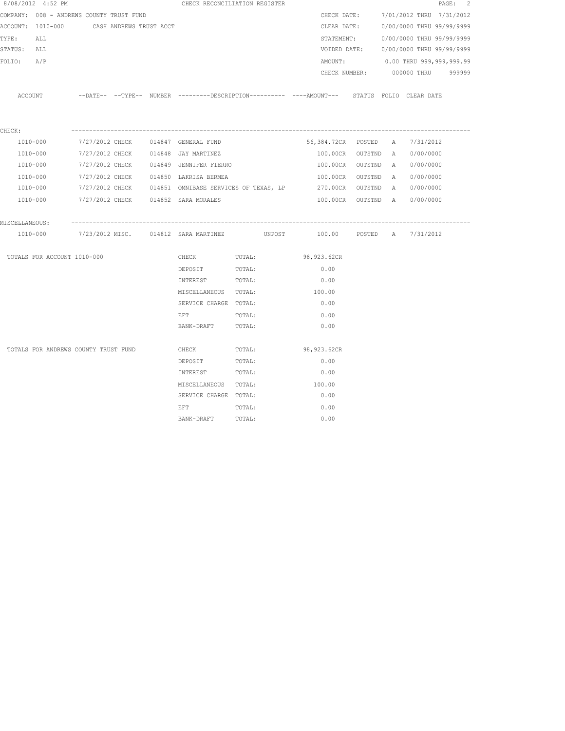8/08/2012 4:52 PM CHECK RECONCILIATION REGISTER

COMPANY: 008 - ANDREWS COUNTY TRUST FUND  CHECK DATE: 7/01/2012 THRU 7/31/2012
ACCOUNT: 1010-000 CASH ANDREWS TRUST ACCT  CLEAR DATE: 0/00/0000 THRU 99/99/9999
TYPE: ALL  STATEMENT: 0/00/0000 THRU 99/99/9999
STATUS: ALL  VOIDED DATE: 0/00/0000 THRU 99/99/9999
FOLIO: A/P  AMOUNT: 0.00 THRU 999,999,999.99
CHECK NUMBER: 000000 THRU 999999

| ACCOUNT | --DATE-- | --TYPE-- | NUMBER | ---------DESCRIPTION---------- | ----AMOUNT--- | STATUS | FOLIO | CLEAR DATE |
|---|---|---|---|---|---|---|---|---|
| CHECK: | | | | | | | | |
| 1010-000 | 7/27/2012 | CHECK | 014847 | GENERAL FUND | 56,384.72CR | POSTED | A | 7/31/2012 |
| 1010-000 | 7/27/2012 | CHECK | 014848 | JAY MARTINEZ | 100.00CR | OUTSTND | A | 0/00/0000 |
| 1010-000 | 7/27/2012 | CHECK | 014849 | JENNIFER FIERRO | 100.00CR | OUTSTND | A | 0/00/0000 |
| 1010-000 | 7/27/2012 | CHECK | 014850 | LAKRISA BERMEA | 100.00CR | OUTSTND | A | 0/00/0000 |
| 1010-000 | 7/27/2012 | CHECK | 014851 | OMNIBASE SERVICES OF TEXAS, LP | 270.00CR | OUTSTND | A | 0/00/0000 |
| 1010-000 | 7/27/2012 | CHECK | 014852 | SARA MORALES | 100.00CR | OUTSTND | A | 0/00/0000 |
| MISCELLANEOUS: | | | | | | | | |
| 1010-000 | 7/23/2012 | MISC. | 014812 | SARA MARTINEZ UNPOST | 100.00 | POSTED | A | 7/31/2012 |

| TOTALS FOR ACCOUNT 1010-000 | | | |
|---|---|---|---|
| | CHECK | TOTAL: | 98,923.62CR |
| | DEPOSIT | TOTAL: | 0.00 |
| | INTEREST | TOTAL: | 0.00 |
| | MISCELLANEOUS | TOTAL: | 100.00 |
| | SERVICE CHARGE | TOTAL: | 0.00 |
| | EFT | TOTAL: | 0.00 |
| | BANK-DRAFT | TOTAL: | 0.00 |

| TOTALS FOR ANDREWS COUNTY TRUST FUND | | | |
|---|---|---|---|
| | CHECK | TOTAL: | 98,923.62CR |
| | DEPOSIT | TOTAL: | 0.00 |
| | INTEREST | TOTAL: | 0.00 |
| | MISCELLANEOUS | TOTAL: | 100.00 |
| | SERVICE CHARGE | TOTAL: | 0.00 |
| | EFT | TOTAL: | 0.00 |
| | BANK-DRAFT | TOTAL: | 0.00 |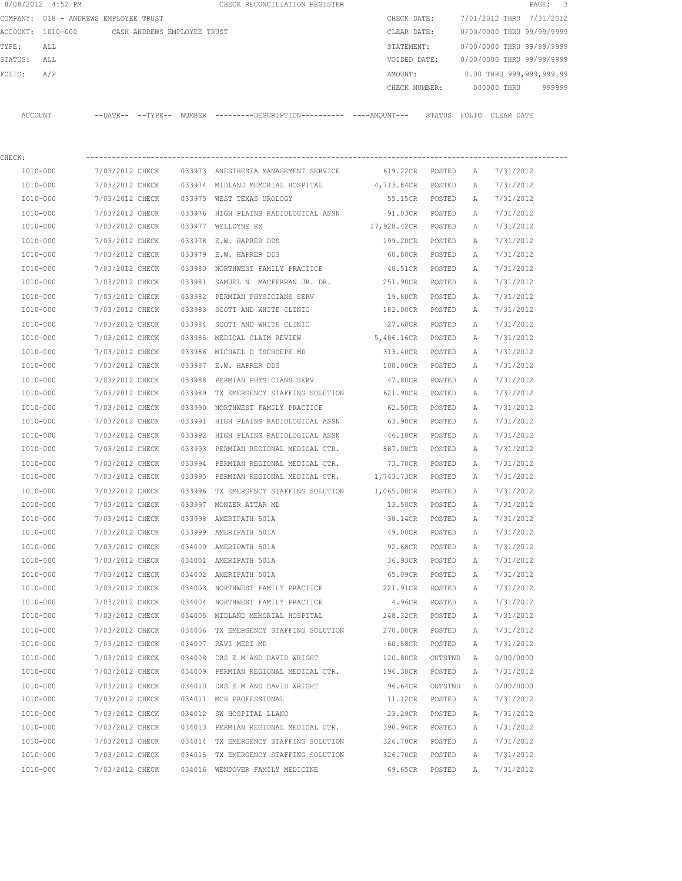8/08/2012 4:52 PM CHECK RECONCILIATION REGISTER

COMPANY: 018 - ANDREWS EMPLOYEE TRUST CHECK DATE: 7/01/2012 THRU 7/31/2012

ACCOUNT: 1010-000 CASH ANDREWS EMPLOYEE TRUST CLEAR DATE: 0/00/0000 THRU 99/99/9999

TYPE: ALL STATEMENT: 0/00/0000 THRU 99/99/9999

STATUS: ALL VOIDED DATE: 0/00/0000 THRU 99/99/9999

FOLIO: A/P AMOUNT: 0.00 THRU 999,999,999.99

CHECK NUMBER: 000000 THRU 999999

CHECK:

| ACCOUNT | --DATE-- | --TYPE-- | NUMBER | ---------DESCRIPTION---------- | ----AMOUNT--- | STATUS | FOLIO | CLEAR DATE |
|---|---|---|---|---|---|---|---|---|
| 1010-000 | 7/03/2012 | CHECK | 033973 | ANESTHESIA MANAGEMENT SERVICE | 619.22CR | POSTED | A | 7/31/2012 |
| 1010-000 | 7/03/2012 | CHECK | 033974 | MIDLAND MEMORIAL HOSPITAL | 4,713.84CR | POSTED | A | 7/31/2012 |
| 1010-000 | 7/03/2012 | CHECK | 033975 | WEST TEXAS UROLOGY | 55.15CR | POSTED | A | 7/31/2012 |
| 1010-000 | 7/03/2012 | CHECK | 033976 | HIGH PLAINS RADIOLOGICAL ASSN | 91.03CR | POSTED | A | 7/31/2012 |
| 1010-000 | 7/03/2012 | CHECK | 033977 | WELLDYNE RX | 17,928.42CR | POSTED | A | 7/31/2012 |
| 1010-000 | 7/03/2012 | CHECK | 033978 | E.W. HAPRER DDS | 199.20CR | POSTED | A | 7/31/2012 |
| 1010-000 | 7/03/2012 | CHECK | 033979 | E.W. HAPRER DDS | 60.80CR | POSTED | A | 7/31/2012 |
| 1010-000 | 7/03/2012 | CHECK | 033980 | NORTHWEST FAMILY PRACTICE | 48.51CR | POSTED | A | 7/31/2012 |
| 1010-000 | 7/03/2012 | CHECK | 033981 | SAMUEL N MACFERRAN JR. DR. | 251.90CR | POSTED | A | 7/31/2012 |
| 1010-000 | 7/03/2012 | CHECK | 033982 | PERMIAN PHYSICIANS SERV | 19.80CR | POSTED | A | 7/31/2012 |
| 1010-000 | 7/03/2012 | CHECK | 033983 | SCOTT AND WHITE CLINIC | 182.00CR | POSTED | A | 7/31/2012 |
| 1010-000 | 7/03/2012 | CHECK | 033984 | SCOTT AND WHITE CLINIC | 27.60CR | POSTED | A | 7/31/2012 |
| 1010-000 | 7/03/2012 | CHECK | 033985 | MEDICAL CLAIM REVIEW | 5,486.16CR | POSTED | A | 7/31/2012 |
| 1010-000 | 7/03/2012 | CHECK | 033986 | MICHAEL D TSCHOEPE MD | 313.40CR | POSTED | A | 7/31/2012 |
| 1010-000 | 7/03/2012 | CHECK | 033987 | E.W. HAPRER DDS | 108.00CR | POSTED | A | 7/31/2012 |
| 1010-000 | 7/03/2012 | CHECK | 033988 | PERMIAN PHYSICIANS SERV | 47.80CR | POSTED | A | 7/31/2012 |
| 1010-000 | 7/03/2012 | CHECK | 033989 | TX EMERGENCY STAFFING SOLUTION | 621.90CR | POSTED | A | 7/31/2012 |
| 1010-000 | 7/03/2012 | CHECK | 033990 | NORTHWEST FAMILY PRACTICE | 62.50CR | POSTED | A | 7/31/2012 |
| 1010-000 | 7/03/2012 | CHECK | 033991 | HIGH PLAINS RADIOLOGICAL ASSN | 63.90CR | POSTED | A | 7/31/2012 |
| 1010-000 | 7/03/2012 | CHECK | 033992 | HIGH PLAINS RADIOLOGICAL ASSN | 46.18CR | POSTED | A | 7/31/2012 |
| 1010-000 | 7/03/2012 | CHECK | 033993 | PERMIAN REGIONAL MEDICAL CTR. | 887.08CR | POSTED | A | 7/31/2012 |
| 1010-000 | 7/03/2012 | CHECK | 033994 | PERMIAN REGIONAL MEDICAL CTR. | 73.70CR | POSTED | A | 7/31/2012 |
| 1010-000 | 7/03/2012 | CHECK | 033995 | PERMIAN REGIONAL MEDICAL CTR. | 1,743.73CR | POSTED | A | 7/31/2012 |
| 1010-000 | 7/03/2012 | CHECK | 033996 | TX EMERGENCY STAFFING SOLUTION | 1,065.00CR | POSTED | A | 7/31/2012 |
| 1010-000 | 7/03/2012 | CHECK | 033997 | MONZER ATTAR MD | 13.50CR | POSTED | A | 7/31/2012 |
| 1010-000 | 7/03/2012 | CHECK | 033998 | AMERIPATH 501A | 38.14CR | POSTED | A | 7/31/2012 |
| 1010-000 | 7/03/2012 | CHECK | 033999 | AMERIPATH 501A | 49.00CR | POSTED | A | 7/31/2012 |
| 1010-000 | 7/03/2012 | CHECK | 034000 | AMERIPATH 501A | 92.68CR | POSTED | A | 7/31/2012 |
| 1010-000 | 7/03/2012 | CHECK | 034001 | AMERIPATH 501A | 36.93CR | POSTED | A | 7/31/2012 |
| 1010-000 | 7/03/2012 | CHECK | 034002 | AMERIPATH 501A | 65.09CR | POSTED | A | 7/31/2012 |
| 1010-000 | 7/03/2012 | CHECK | 034003 | NORTHWEST FAMILY PRACTICE | 221.91CR | POSTED | A | 7/31/2012 |
| 1010-000 | 7/03/2012 | CHECK | 034004 | NORTHWEST FAMILY PRACTICE | 4.96CR | POSTED | A | 7/31/2012 |
| 1010-000 | 7/03/2012 | CHECK | 034005 | MIDLAND MEMORIAL HOSPITAL | 248.32CR | POSTED | A | 7/31/2012 |
| 1010-000 | 7/03/2012 | CHECK | 034006 | TX EMERGENCY STAFFING SOLUTION | 270.00CR | POSTED | A | 7/31/2012 |
| 1010-000 | 7/03/2012 | CHECK | 034007 | RAVI MEDI MD | 60.58CR | POSTED | A | 7/31/2012 |
| 1010-000 | 7/03/2012 | CHECK | 034008 | DRS E M AND DAVID WRIGHT | 120.80CR | OUTSTND | A | 0/00/0000 |
| 1010-000 | 7/03/2012 | CHECK | 034009 | PERMIAN REGIONAL MEDICAL CTR. | 196.38CR | POSTED | A | 7/31/2012 |
| 1010-000 | 7/03/2012 | CHECK | 034010 | DRS E M AND DAVID WRIGHT | 96.64CR | OUTSTND | A | 0/00/0000 |
| 1010-000 | 7/03/2012 | CHECK | 034011 | MCH PROFESSIONAL | 11.12CR | POSTED | A | 7/31/2012 |
| 1010-000 | 7/03/2012 | CHECK | 034012 | SW HOSPITAL LLANO | 23.29CR | POSTED | A | 7/31/2012 |
| 1010-000 | 7/03/2012 | CHECK | 034013 | PERMIAN REGIONAL MEDICAL CTR. | 390.96CR | POSTED | A | 7/31/2012 |
| 1010-000 | 7/03/2012 | CHECK | 034014 | TX EMERGENCY STAFFING SOLUTION | 326.70CR | POSTED | A | 7/31/2012 |
| 1010-000 | 7/03/2012 | CHECK | 034015 | TX EMERGENCY STAFFING SOLUTION | 326.70CR | POSTED | A | 7/31/2012 |
| 1010-000 | 7/03/2012 | CHECK | 034016 | WENDOVER FAMILY MEDICINE | 69.65CR | POSTED | A | 7/31/2012 |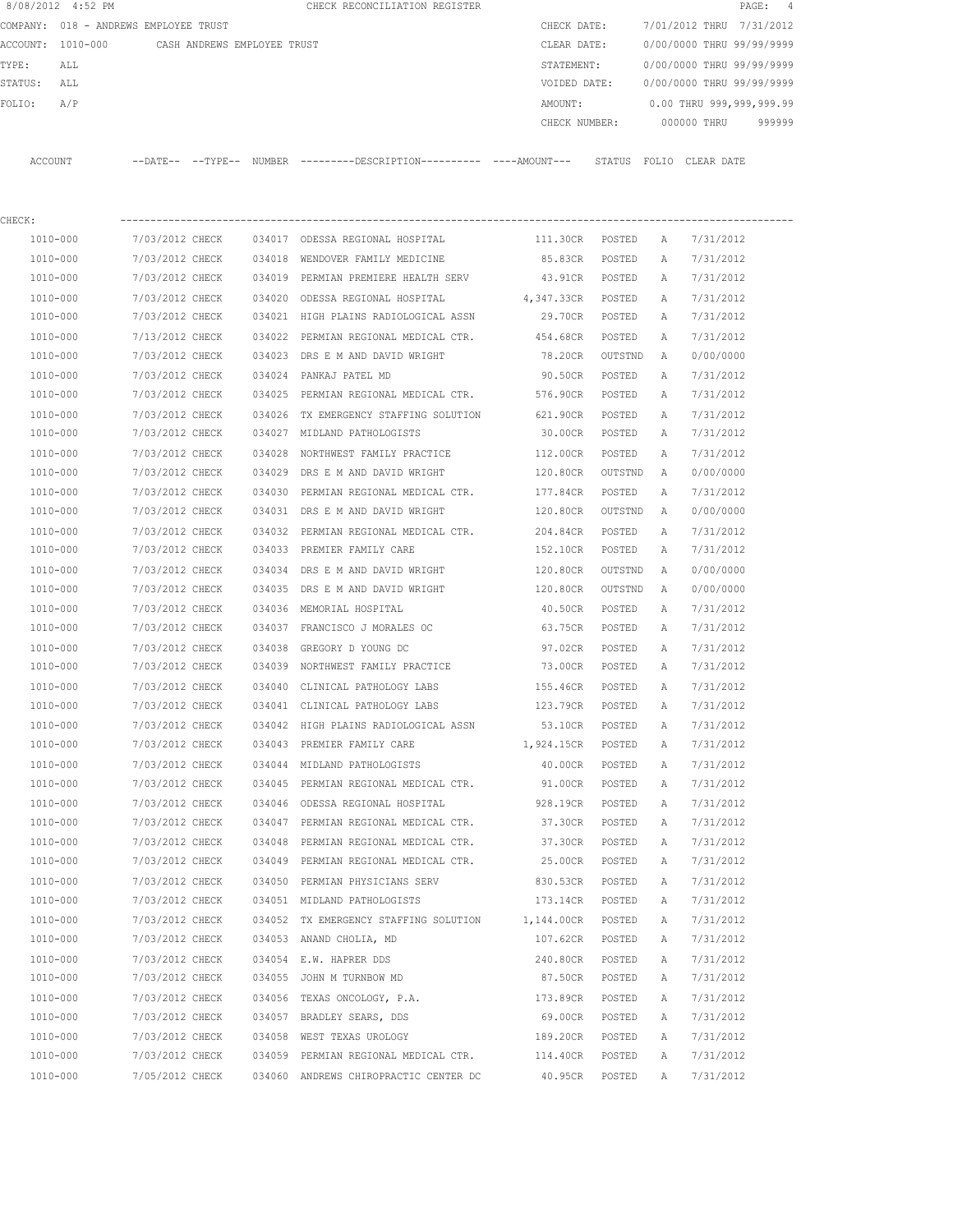8/08/2012 4:52 PM CHECK RECONCILIATION REGISTER

COMPANY: 018 - ANDREWS EMPLOYEE TRUST

ACCOUNT: 1010-000 CASH ANDREWS EMPLOYEE TRUST

TYPE: ALL

STATUS: ALL

FOLIO: A/P

CHECK DATE: 7/01/2012 THRU 7/31/2012

CLEAR DATE: 0/00/0000 THRU 99/99/9999

STATEMENT: 0/00/0000 THRU 99/99/9999

VOIDED DATE: 0/00/0000 THRU 99/99/9999

AMOUNT: 0.00 THRU 999,999,999.99

CHECK NUMBER: 000000 THRU 999999

CHECK:

| ACCOUNT | --DATE-- | --TYPE-- | NUMBER | ---------DESCRIPTION---------- | ----AMOUNT--- | STATUS | FOLIO | CLEAR DATE |
|---|---|---|---|---|---|---|---|---|
| 1010-000 | 7/03/2012 | CHECK | 034017 | ODESSA REGIONAL HOSPITAL | 111.30CR | POSTED | A | 7/31/2012 |
| 1010-000 | 7/03/2012 | CHECK | 034018 | WENDOVER FAMILY MEDICINE | 85.83CR | POSTED | A | 7/31/2012 |
| 1010-000 | 7/03/2012 | CHECK | 034019 | PERMIAN PREMIERE HEALTH SERV | 43.91CR | POSTED | A | 7/31/2012 |
| 1010-000 | 7/03/2012 | CHECK | 034020 | ODESSA REGIONAL HOSPITAL | 4,347.33CR | POSTED | A | 7/31/2012 |
| 1010-000 | 7/03/2012 | CHECK | 034021 | HIGH PLAINS RADIOLOGICAL ASSN | 29.70CR | POSTED | A | 7/31/2012 |
| 1010-000 | 7/13/2012 | CHECK | 034022 | PERMIAN REGIONAL MEDICAL CTR. | 454.68CR | POSTED | A | 7/31/2012 |
| 1010-000 | 7/03/2012 | CHECK | 034023 | DRS E M AND DAVID WRIGHT | 78.20CR | OUTSTND | A | 0/00/0000 |
| 1010-000 | 7/03/2012 | CHECK | 034024 | PANKAJ PATEL MD | 90.50CR | POSTED | A | 7/31/2012 |
| 1010-000 | 7/03/2012 | CHECK | 034025 | PERMIAN REGIONAL MEDICAL CTR. | 576.90CR | POSTED | A | 7/31/2012 |
| 1010-000 | 7/03/2012 | CHECK | 034026 | TX EMERGENCY STAFFING SOLUTION | 621.90CR | POSTED | A | 7/31/2012 |
| 1010-000 | 7/03/2012 | CHECK | 034027 | MIDLAND PATHOLOGISTS | 30.00CR | POSTED | A | 7/31/2012 |
| 1010-000 | 7/03/2012 | CHECK | 034028 | NORTHWEST FAMILY PRACTICE | 112.00CR | POSTED | A | 7/31/2012 |
| 1010-000 | 7/03/2012 | CHECK | 034029 | DRS E M AND DAVID WRIGHT | 120.80CR | OUTSTND | A | 0/00/0000 |
| 1010-000 | 7/03/2012 | CHECK | 034030 | PERMIAN REGIONAL MEDICAL CTR. | 177.84CR | POSTED | A | 7/31/2012 |
| 1010-000 | 7/03/2012 | CHECK | 034031 | DRS E M AND DAVID WRIGHT | 120.80CR | OUTSTND | A | 0/00/0000 |
| 1010-000 | 7/03/2012 | CHECK | 034032 | PERMIAN REGIONAL MEDICAL CTR. | 204.84CR | POSTED | A | 7/31/2012 |
| 1010-000 | 7/03/2012 | CHECK | 034033 | PREMIER FAMILY CARE | 152.10CR | POSTED | A | 7/31/2012 |
| 1010-000 | 7/03/2012 | CHECK | 034034 | DRS E M AND DAVID WRIGHT | 120.80CR | OUTSTND | A | 0/00/0000 |
| 1010-000 | 7/03/2012 | CHECK | 034035 | DRS E M AND DAVID WRIGHT | 120.80CR | OUTSTND | A | 0/00/0000 |
| 1010-000 | 7/03/2012 | CHECK | 034036 | MEMORIAL HOSPITAL | 40.50CR | POSTED | A | 7/31/2012 |
| 1010-000 | 7/03/2012 | CHECK | 034037 | FRANCISCO J MORALES OC | 63.75CR | POSTED | A | 7/31/2012 |
| 1010-000 | 7/03/2012 | CHECK | 034038 | GREGORY D YOUNG DC | 97.02CR | POSTED | A | 7/31/2012 |
| 1010-000 | 7/03/2012 | CHECK | 034039 | NORTHWEST FAMILY PRACTICE | 73.00CR | POSTED | A | 7/31/2012 |
| 1010-000 | 7/03/2012 | CHECK | 034040 | CLINICAL PATHOLOGY LABS | 155.46CR | POSTED | A | 7/31/2012 |
| 1010-000 | 7/03/2012 | CHECK | 034041 | CLINICAL PATHOLOGY LABS | 123.79CR | POSTED | A | 7/31/2012 |
| 1010-000 | 7/03/2012 | CHECK | 034042 | HIGH PLAINS RADIOLOGICAL ASSN | 53.10CR | POSTED | A | 7/31/2012 |
| 1010-000 | 7/03/2012 | CHECK | 034043 | PREMIER FAMILY CARE | 1,924.15CR | POSTED | A | 7/31/2012 |
| 1010-000 | 7/03/2012 | CHECK | 034044 | MIDLAND PATHOLOGISTS | 40.00CR | POSTED | A | 7/31/2012 |
| 1010-000 | 7/03/2012 | CHECK | 034045 | PERMIAN REGIONAL MEDICAL CTR. | 91.00CR | POSTED | A | 7/31/2012 |
| 1010-000 | 7/03/2012 | CHECK | 034046 | ODESSA REGIONAL HOSPITAL | 928.19CR | POSTED | A | 7/31/2012 |
| 1010-000 | 7/03/2012 | CHECK | 034047 | PERMIAN REGIONAL MEDICAL CTR. | 37.30CR | POSTED | A | 7/31/2012 |
| 1010-000 | 7/03/2012 | CHECK | 034048 | PERMIAN REGIONAL MEDICAL CTR. | 37.30CR | POSTED | A | 7/31/2012 |
| 1010-000 | 7/03/2012 | CHECK | 034049 | PERMIAN REGIONAL MEDICAL CTR. | 25.00CR | POSTED | A | 7/31/2012 |
| 1010-000 | 7/03/2012 | CHECK | 034050 | PERMIAN PHYSICIANS SERV | 830.53CR | POSTED | A | 7/31/2012 |
| 1010-000 | 7/03/2012 | CHECK | 034051 | MIDLAND PATHOLOGISTS | 173.14CR | POSTED | A | 7/31/2012 |
| 1010-000 | 7/03/2012 | CHECK | 034052 | TX EMERGENCY STAFFING SOLUTION | 1,144.00CR | POSTED | A | 7/31/2012 |
| 1010-000 | 7/03/2012 | CHECK | 034053 | ANAND CHOLIA, MD | 107.62CR | POSTED | A | 7/31/2012 |
| 1010-000 | 7/03/2012 | CHECK | 034054 | E.W. HAPRER DDS | 240.80CR | POSTED | A | 7/31/2012 |
| 1010-000 | 7/03/2012 | CHECK | 034055 | JOHN M TURNBOW MD | 87.50CR | POSTED | A | 7/31/2012 |
| 1010-000 | 7/03/2012 | CHECK | 034056 | TEXAS ONCOLOGY, P.A. | 173.89CR | POSTED | A | 7/31/2012 |
| 1010-000 | 7/03/2012 | CHECK | 034057 | BRADLEY SEARS, DDS | 69.00CR | POSTED | A | 7/31/2012 |
| 1010-000 | 7/03/2012 | CHECK | 034058 | WEST TEXAS UROLOGY | 189.20CR | POSTED | A | 7/31/2012 |
| 1010-000 | 7/03/2012 | CHECK | 034059 | PERMIAN REGIONAL MEDICAL CTR. | 114.40CR | POSTED | A | 7/31/2012 |
| 1010-000 | 7/05/2012 | CHECK | 034060 | ANDREWS CHIROPRACTIC CENTER DC | 40.95CR | POSTED | A | 7/31/2012 |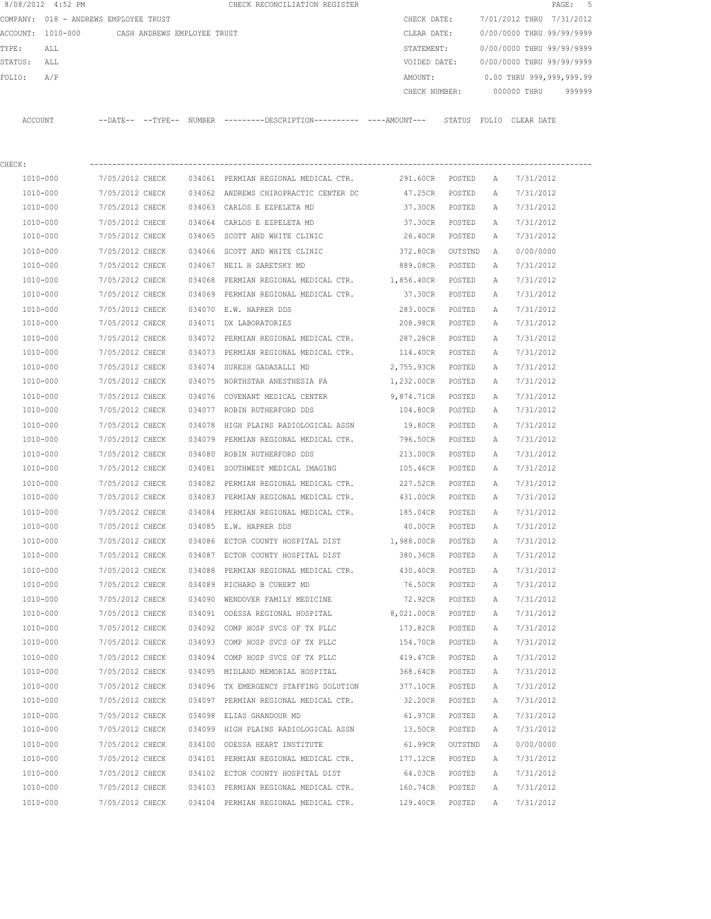8/08/2012 4:52 PM CHECK RECONCILIATION REGISTER PAGE: 5

COMPANY: 018 - ANDREWS EMPLOYEE TRUST CHECK DATE: 7/01/2012 THRU 7/31/2012

ACCOUNT: 1010-000 CASH ANDREWS EMPLOYEE TRUST CLEAR DATE: 0/00/0000 THRU 99/99/9999

TYPE: ALL STATEMENT: 0/00/0000 THRU 99/99/9999

STATUS: ALL VOIDED DATE: 0/00/0000 THRU 99/99/9999

FOLIO: A/P AMOUNT: 0.00 THRU 999,999,999.99

CHECK NUMBER: 000000 THRU 999999

CHECK:

| ACCOUNT | --DATE-- | --TYPE-- | NUMBER | ---------DESCRIPTION---------- | ----AMOUNT--- | STATUS | FOLIO | CLEAR DATE |
|---|---|---|---|---|---|---|---|---|
| 1010-000 | 7/05/2012 | CHECK | 034061 | PERMIAN REGIONAL MEDICAL CTR. | 291.60CR | POSTED | A | 7/31/2012 |
| 1010-000 | 7/05/2012 | CHECK | 034062 | ANDREWS CHIROPRACTIC CENTER DC | 47.25CR | POSTED | A | 7/31/2012 |
| 1010-000 | 7/05/2012 | CHECK | 034063 | CARLOS E EZPELETA MD | 37.30CR | POSTED | A | 7/31/2012 |
| 1010-000 | 7/05/2012 | CHECK | 034064 | CARLOS E EZPELETA MD | 37.30CR | POSTED | A | 7/31/2012 |
| 1010-000 | 7/05/2012 | CHECK | 034065 | SCOTT AND WHITE CLINIC | 26.40CR | POSTED | A | 7/31/2012 |
| 1010-000 | 7/05/2012 | CHECK | 034066 | SCOTT AND WHITE CLINIC | 372.80CR | OUTSTND | A | 0/00/0000 |
| 1010-000 | 7/05/2012 | CHECK | 034067 | NEIL H SARETSKY MD | 889.08CR | POSTED | A | 7/31/2012 |
| 1010-000 | 7/05/2012 | CHECK | 034068 | PERMIAN REGIONAL MEDICAL CTR. | 1,856.40CR | POSTED | A | 7/31/2012 |
| 1010-000 | 7/05/2012 | CHECK | 034069 | PERMIAN REGIONAL MEDICAL CTR. | 37.30CR | POSTED | A | 7/31/2012 |
| 1010-000 | 7/05/2012 | CHECK | 034070 | E.W. HAPRER DDS | 283.00CR | POSTED | A | 7/31/2012 |
| 1010-000 | 7/05/2012 | CHECK | 034071 | DX LABORATORIES | 208.98CR | POSTED | A | 7/31/2012 |
| 1010-000 | 7/05/2012 | CHECK | 034072 | PERMIAN REGIONAL MEDICAL CTR. | 287.28CR | POSTED | A | 7/31/2012 |
| 1010-000 | 7/05/2012 | CHECK | 034073 | PERMIAN REGIONAL MEDICAL CTR. | 114.40CR | POSTED | A | 7/31/2012 |
| 1010-000 | 7/05/2012 | CHECK | 034074 | SURESH GADASALLI MD | 2,755.93CR | POSTED | A | 7/31/2012 |
| 1010-000 | 7/05/2012 | CHECK | 034075 | NORTHSTAR ANESTHESIA PA | 1,232.00CR | POSTED | A | 7/31/2012 |
| 1010-000 | 7/05/2012 | CHECK | 034076 | COVENANT MEDICAL CENTER | 9,874.71CR | POSTED | A | 7/31/2012 |
| 1010-000 | 7/05/2012 | CHECK | 034077 | ROBIN RUTHERFORD DDS | 104.80CR | POSTED | A | 7/31/2012 |
| 1010-000 | 7/05/2012 | CHECK | 034078 | HIGH PLAINS RADIOLOGICAL ASSN | 19.80CR | POSTED | A | 7/31/2012 |
| 1010-000 | 7/05/2012 | CHECK | 034079 | PERMIAN REGIONAL MEDICAL CTR. | 796.50CR | POSTED | A | 7/31/2012 |
| 1010-000 | 7/05/2012 | CHECK | 034080 | ROBIN RUTHERFORD DDS | 213.00CR | POSTED | A | 7/31/2012 |
| 1010-000 | 7/05/2012 | CHECK | 034081 | SOUTHWEST MEDICAL IMAGING | 105.46CR | POSTED | A | 7/31/2012 |
| 1010-000 | 7/05/2012 | CHECK | 034082 | PERMIAN REGIONAL MEDICAL CTR. | 227.52CR | POSTED | A | 7/31/2012 |
| 1010-000 | 7/05/2012 | CHECK | 034083 | PERMIAN REGIONAL MEDICAL CTR. | 431.00CR | POSTED | A | 7/31/2012 |
| 1010-000 | 7/05/2012 | CHECK | 034084 | PERMIAN REGIONAL MEDICAL CTR. | 185.04CR | POSTED | A | 7/31/2012 |
| 1010-000 | 7/05/2012 | CHECK | 034085 | E.W. HAPRER DDS | 40.00CR | POSTED | A | 7/31/2012 |
| 1010-000 | 7/05/2012 | CHECK | 034086 | ECTOR COUNTY HOSPITAL DIST | 1,988.00CR | POSTED | A | 7/31/2012 |
| 1010-000 | 7/05/2012 | CHECK | 034087 | ECTOR COUNTY HOSPITAL DIST | 380.36CR | POSTED | A | 7/31/2012 |
| 1010-000 | 7/05/2012 | CHECK | 034088 | PERMIAN REGIONAL MEDICAL CTR. | 430.40CR | POSTED | A | 7/31/2012 |
| 1010-000 | 7/05/2012 | CHECK | 034089 | RICHARD B CUBERT MD | 76.50CR | POSTED | A | 7/31/2012 |
| 1010-000 | 7/05/2012 | CHECK | 034090 | WENDOVER FAMILY MEDICINE | 72.92CR | POSTED | A | 7/31/2012 |
| 1010-000 | 7/05/2012 | CHECK | 034091 | ODESSA REGIONAL HOSPITAL | 8,021.00CR | POSTED | A | 7/31/2012 |
| 1010-000 | 7/05/2012 | CHECK | 034092 | COMP HOSP SVCS OF TX PLLC | 173.82CR | POSTED | A | 7/31/2012 |
| 1010-000 | 7/05/2012 | CHECK | 034093 | COMP HOSP SVCS OF TX PLLC | 154.70CR | POSTED | A | 7/31/2012 |
| 1010-000 | 7/05/2012 | CHECK | 034094 | COMP HOSP SVCS OF TX PLLC | 419.47CR | POSTED | A | 7/31/2012 |
| 1010-000 | 7/05/2012 | CHECK | 034095 | MIDLAND MEMORIAL HOSPITAL | 368.64CR | POSTED | A | 7/31/2012 |
| 1010-000 | 7/05/2012 | CHECK | 034096 | TX EMERGENCY STAFFING SOLUTION | 377.10CR | POSTED | A | 7/31/2012 |
| 1010-000 | 7/05/2012 | CHECK | 034097 | PERMIAN REGIONAL MEDICAL CTR. | 32.20CR | POSTED | A | 7/31/2012 |
| 1010-000 | 7/05/2012 | CHECK | 034098 | ELIAS GHANDOUR MD | 61.97CR | POSTED | A | 7/31/2012 |
| 1010-000 | 7/05/2012 | CHECK | 034099 | HIGH PLAINS RADIOLOGICAL ASSN | 13.50CR | POSTED | A | 7/31/2012 |
| 1010-000 | 7/05/2012 | CHECK | 034100 | ODESSA HEART INSTITUTE | 61.99CR | OUTSTND | A | 0/00/0000 |
| 1010-000 | 7/05/2012 | CHECK | 034101 | PERMIAN REGIONAL MEDICAL CTR. | 177.12CR | POSTED | A | 7/31/2012 |
| 1010-000 | 7/05/2012 | CHECK | 034102 | ECTOR COUNTY HOSPITAL DIST | 64.03CR | POSTED | A | 7/31/2012 |
| 1010-000 | 7/05/2012 | CHECK | 034103 | PERMIAN REGIONAL MEDICAL CTR. | 160.74CR | POSTED | A | 7/31/2012 |
| 1010-000 | 7/05/2012 | CHECK | 034104 | PERMIAN REGIONAL MEDICAL CTR. | 129.40CR | POSTED | A | 7/31/2012 |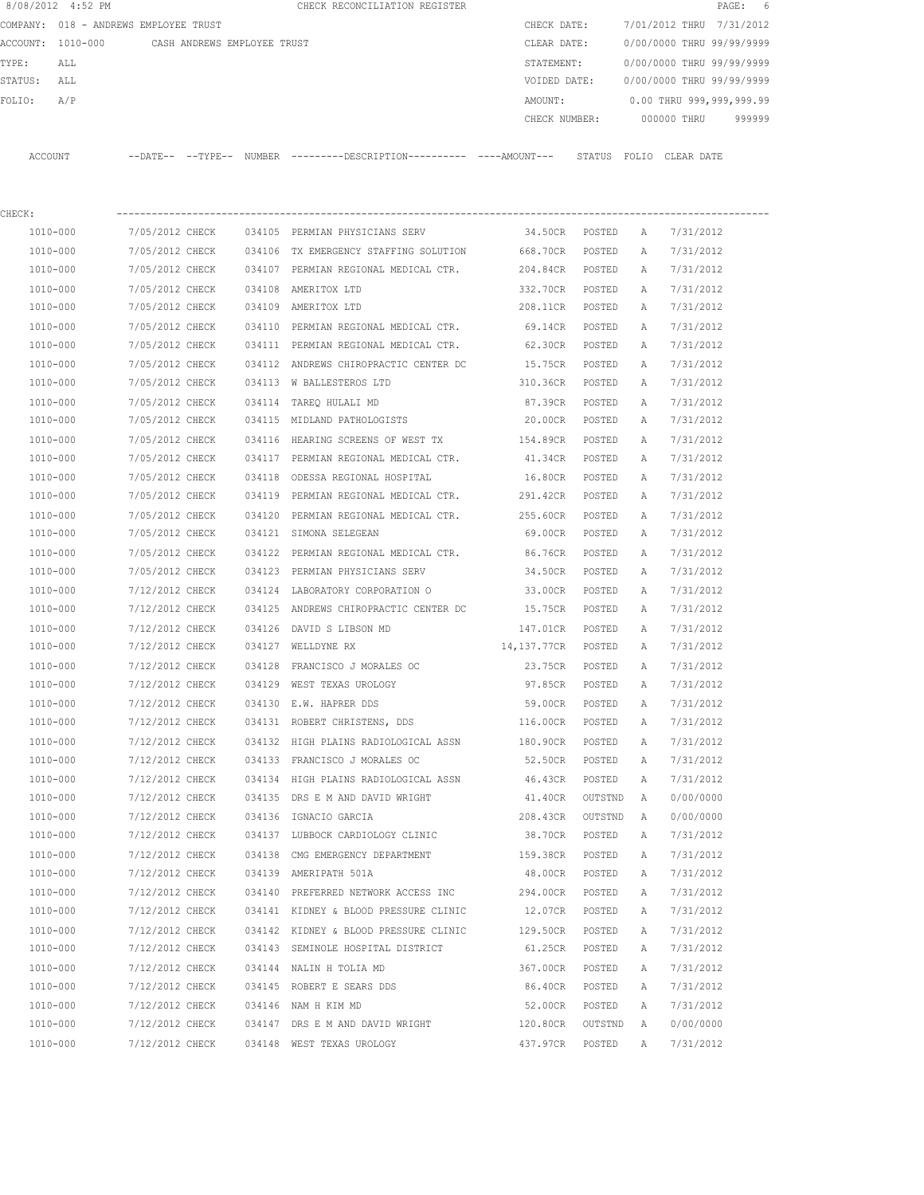8/08/2012 4:52 PM CHECK RECONCILIATION REGISTER

COMPANY: 018 - ANDREWS EMPLOYEE TRUST

ACCOUNT: 1010-000 CASH ANDREWS EMPLOYEE TRUST

TYPE: ALL

STATUS: ALL

FOLIO: A/P

CHECK DATE: 7/01/2012 THRU 7/31/2012

CLEAR DATE: 0/00/0000 THRU 99/99/9999

STATEMENT: 0/00/0000 THRU 99/99/9999

VOIDED DATE: 0/00/0000 THRU 99/99/9999

AMOUNT: 0.00 THRU 999,999,999.99

CHECK NUMBER: 000000 THRU 999999

CHECK:

| ACCOUNT | --DATE-- | --TYPE-- | NUMBER | ---------DESCRIPTION---------- | ----AMOUNT--- | STATUS | FOLIO | CLEAR DATE |
|---|---|---|---|---|---|---|---|---|
| 1010-000 | 7/05/2012 | CHECK | 034105 | PERMIAN PHYSICIANS SERV | 34.50CR | POSTED | A | 7/31/2012 |
| 1010-000 | 7/05/2012 | CHECK | 034106 | TX EMERGENCY STAFFING SOLUTION | 668.70CR | POSTED | A | 7/31/2012 |
| 1010-000 | 7/05/2012 | CHECK | 034107 | PERMIAN REGIONAL MEDICAL CTR. | 204.84CR | POSTED | A | 7/31/2012 |
| 1010-000 | 7/05/2012 | CHECK | 034108 | AMERITOX LTD | 332.70CR | POSTED | A | 7/31/2012 |
| 1010-000 | 7/05/2012 | CHECK | 034109 | AMERITOX LTD | 208.11CR | POSTED | A | 7/31/2012 |
| 1010-000 | 7/05/2012 | CHECK | 034110 | PERMIAN REGIONAL MEDICAL CTR. | 69.14CR | POSTED | A | 7/31/2012 |
| 1010-000 | 7/05/2012 | CHECK | 034111 | PERMIAN REGIONAL MEDICAL CTR. | 62.30CR | POSTED | A | 7/31/2012 |
| 1010-000 | 7/05/2012 | CHECK | 034112 | ANDREWS CHIROPRACTIC CENTER DC | 15.75CR | POSTED | A | 7/31/2012 |
| 1010-000 | 7/05/2012 | CHECK | 034113 | W BALLESTEROS LTD | 310.36CR | POSTED | A | 7/31/2012 |
| 1010-000 | 7/05/2012 | CHECK | 034114 | TAREQ HULALI MD | 87.39CR | POSTED | A | 7/31/2012 |
| 1010-000 | 7/05/2012 | CHECK | 034115 | MIDLAND PATHOLOGISTS | 20.00CR | POSTED | A | 7/31/2012 |
| 1010-000 | 7/05/2012 | CHECK | 034116 | HEARING SCREENS OF WEST TX | 154.89CR | POSTED | A | 7/31/2012 |
| 1010-000 | 7/05/2012 | CHECK | 034117 | PERMIAN REGIONAL MEDICAL CTR. | 41.34CR | POSTED | A | 7/31/2012 |
| 1010-000 | 7/05/2012 | CHECK | 034118 | ODESSA REGIONAL HOSPITAL | 16.80CR | POSTED | A | 7/31/2012 |
| 1010-000 | 7/05/2012 | CHECK | 034119 | PERMIAN REGIONAL MEDICAL CTR. | 291.42CR | POSTED | A | 7/31/2012 |
| 1010-000 | 7/05/2012 | CHECK | 034120 | PERMIAN REGIONAL MEDICAL CTR. | 255.60CR | POSTED | A | 7/31/2012 |
| 1010-000 | 7/05/2012 | CHECK | 034121 | SIMONA SELEGEAN | 69.00CR | POSTED | A | 7/31/2012 |
| 1010-000 | 7/05/2012 | CHECK | 034122 | PERMIAN REGIONAL MEDICAL CTR. | 86.76CR | POSTED | A | 7/31/2012 |
| 1010-000 | 7/05/2012 | CHECK | 034123 | PERMIAN PHYSICIANS SERV | 34.50CR | POSTED | A | 7/31/2012 |
| 1010-000 | 7/12/2012 | CHECK | 034124 | LABORATORY CORPORATION O | 33.00CR | POSTED | A | 7/31/2012 |
| 1010-000 | 7/12/2012 | CHECK | 034125 | ANDREWS CHIROPRACTIC CENTER DC | 15.75CR | POSTED | A | 7/31/2012 |
| 1010-000 | 7/12/2012 | CHECK | 034126 | DAVID S LIBSON MD | 147.01CR | POSTED | A | 7/31/2012 |
| 1010-000 | 7/12/2012 | CHECK | 034127 | WELLDYNE RX | 14,137.77CR | POSTED | A | 7/31/2012 |
| 1010-000 | 7/12/2012 | CHECK | 034128 | FRANCISCO J MORALES OC | 23.75CR | POSTED | A | 7/31/2012 |
| 1010-000 | 7/12/2012 | CHECK | 034129 | WEST TEXAS UROLOGY | 97.85CR | POSTED | A | 7/31/2012 |
| 1010-000 | 7/12/2012 | CHECK | 034130 | E.W. HAPRER DDS | 59.00CR | POSTED | A | 7/31/2012 |
| 1010-000 | 7/12/2012 | CHECK | 034131 | ROBERT CHRISTENS, DDS | 116.00CR | POSTED | A | 7/31/2012 |
| 1010-000 | 7/12/2012 | CHECK | 034132 | HIGH PLAINS RADIOLOGICAL ASSN | 180.90CR | POSTED | A | 7/31/2012 |
| 1010-000 | 7/12/2012 | CHECK | 034133 | FRANCISCO J MORALES OC | 52.50CR | POSTED | A | 7/31/2012 |
| 1010-000 | 7/12/2012 | CHECK | 034134 | HIGH PLAINS RADIOLOGICAL ASSN | 46.43CR | POSTED | A | 7/31/2012 |
| 1010-000 | 7/12/2012 | CHECK | 034135 | DRS E M AND DAVID WRIGHT | 41.40CR | OUTSTND | A | 0/00/0000 |
| 1010-000 | 7/12/2012 | CHECK | 034136 | IGNACIO GARCIA | 208.43CR | OUTSTND | A | 0/00/0000 |
| 1010-000 | 7/12/2012 | CHECK | 034137 | LUBBOCK CARDIOLOGY CLINIC | 38.70CR | POSTED | A | 7/31/2012 |
| 1010-000 | 7/12/2012 | CHECK | 034138 | CMG EMERGENCY DEPARTMENT | 159.38CR | POSTED | A | 7/31/2012 |
| 1010-000 | 7/12/2012 | CHECK | 034139 | AMERIPATH 501A | 48.00CR | POSTED | A | 7/31/2012 |
| 1010-000 | 7/12/2012 | CHECK | 034140 | PREFERRED NETWORK ACCESS INC | 294.00CR | POSTED | A | 7/31/2012 |
| 1010-000 | 7/12/2012 | CHECK | 034141 | KIDNEY & BLOOD PRESSURE CLINIC | 12.07CR | POSTED | A | 7/31/2012 |
| 1010-000 | 7/12/2012 | CHECK | 034142 | KIDNEY & BLOOD PRESSURE CLINIC | 129.50CR | POSTED | A | 7/31/2012 |
| 1010-000 | 7/12/2012 | CHECK | 034143 | SEMINOLE HOSPITAL DISTRICT | 61.25CR | POSTED | A | 7/31/2012 |
| 1010-000 | 7/12/2012 | CHECK | 034144 | NALIN H TOLIA MD | 367.00CR | POSTED | A | 7/31/2012 |
| 1010-000 | 7/12/2012 | CHECK | 034145 | ROBERT E SEARS DDS | 86.40CR | POSTED | A | 7/31/2012 |
| 1010-000 | 7/12/2012 | CHECK | 034146 | NAM H KIM MD | 52.00CR | POSTED | A | 7/31/2012 |
| 1010-000 | 7/12/2012 | CHECK | 034147 | DRS E M AND DAVID WRIGHT | 120.80CR | OUTSTND | A | 0/00/0000 |
| 1010-000 | 7/12/2012 | CHECK | 034148 | WEST TEXAS UROLOGY | 437.97CR | POSTED | A | 7/31/2012 |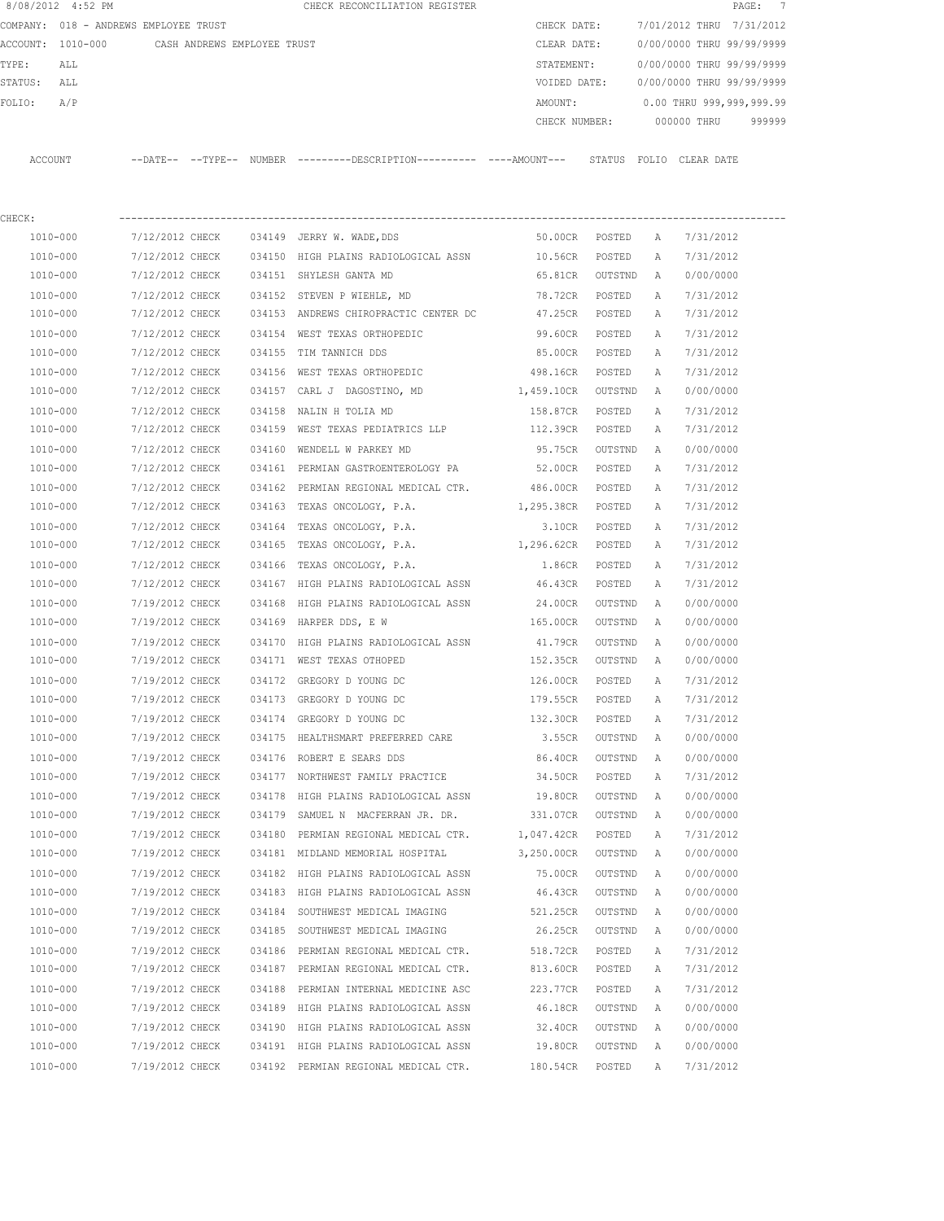8/08/2012 4:52 PM CHECK RECONCILIATION REGISTER

COMPANY: 018 - ANDREWS EMPLOYEE TRUST
ACCOUNT: 1010-000 CASH ANDREWS EMPLOYEE TRUST
TYPE: ALL
STATUS: ALL
FOLIO: A/P

CHECK DATE: 7/01/2012 THRU 7/31/2012
CLEAR DATE: 0/00/0000 THRU 99/99/9999
STATEMENT: 0/00/0000 THRU 99/99/9999
VOIDED DATE: 0/00/0000 THRU 99/99/9999
AMOUNT: 0.00 THRU 999,999,999.99
CHECK NUMBER: 000000 THRU 999999

CHECK:

| ACCOUNT | --DATE-- | --TYPE-- | NUMBER | ---------DESCRIPTION---------- | ----AMOUNT--- | STATUS | FOLIO | CLEAR DATE |
|---|---|---|---|---|---|---|---|---|
| 1010-000 | 7/12/2012 | CHECK | 034149 | JERRY W. WADE,DDS | 50.00CR | POSTED | A | 7/31/2012 |
| 1010-000 | 7/12/2012 | CHECK | 034150 | HIGH PLAINS RADIOLOGICAL ASSN | 10.56CR | POSTED | A | 7/31/2012 |
| 1010-000 | 7/12/2012 | CHECK | 034151 | SHYLESH GANTA MD | 65.81CR | OUTSTND | A | 0/00/0000 |
| 1010-000 | 7/12/2012 | CHECK | 034152 | STEVEN P WIEHLE, MD | 78.72CR | POSTED | A | 7/31/2012 |
| 1010-000 | 7/12/2012 | CHECK | 034153 | ANDREWS CHIROPRACTIC CENTER DC | 47.25CR | POSTED | A | 7/31/2012 |
| 1010-000 | 7/12/2012 | CHECK | 034154 | WEST TEXAS ORTHOPEDIC | 99.60CR | POSTED | A | 7/31/2012 |
| 1010-000 | 7/12/2012 | CHECK | 034155 | TIM TANNICH DDS | 85.00CR | POSTED | A | 7/31/2012 |
| 1010-000 | 7/12/2012 | CHECK | 034156 | WEST TEXAS ORTHOPEDIC | 498.16CR | POSTED | A | 7/31/2012 |
| 1010-000 | 7/12/2012 | CHECK | 034157 | CARL J DAGOSTINO, MD | 1,459.10CR | OUTSTND | A | 0/00/0000 |
| 1010-000 | 7/12/2012 | CHECK | 034158 | NALIN H TOLIA MD | 158.87CR | POSTED | A | 7/31/2012 |
| 1010-000 | 7/12/2012 | CHECK | 034159 | WEST TEXAS PEDIATRICS LLP | 112.39CR | POSTED | A | 7/31/2012 |
| 1010-000 | 7/12/2012 | CHECK | 034160 | WENDELL W PARKEY MD | 95.75CR | OUTSTND | A | 0/00/0000 |
| 1010-000 | 7/12/2012 | CHECK | 034161 | PERMIAN GASTROENTEROLOGY PA | 52.00CR | POSTED | A | 7/31/2012 |
| 1010-000 | 7/12/2012 | CHECK | 034162 | PERMIAN REGIONAL MEDICAL CTR. | 486.00CR | POSTED | A | 7/31/2012 |
| 1010-000 | 7/12/2012 | CHECK | 034163 | TEXAS ONCOLOGY, P.A. | 1,295.38CR | POSTED | A | 7/31/2012 |
| 1010-000 | 7/12/2012 | CHECK | 034164 | TEXAS ONCOLOGY, P.A. | 3.10CR | POSTED | A | 7/31/2012 |
| 1010-000 | 7/12/2012 | CHECK | 034165 | TEXAS ONCOLOGY, P.A. | 1,296.62CR | POSTED | A | 7/31/2012 |
| 1010-000 | 7/12/2012 | CHECK | 034166 | TEXAS ONCOLOGY, P.A. | 1.86CR | POSTED | A | 7/31/2012 |
| 1010-000 | 7/12/2012 | CHECK | 034167 | HIGH PLAINS RADIOLOGICAL ASSN | 46.43CR | POSTED | A | 7/31/2012 |
| 1010-000 | 7/19/2012 | CHECK | 034168 | HIGH PLAINS RADIOLOGICAL ASSN | 24.00CR | OUTSTND | A | 0/00/0000 |
| 1010-000 | 7/19/2012 | CHECK | 034169 | HARPER DDS, E W | 165.00CR | OUTSTND | A | 0/00/0000 |
| 1010-000 | 7/19/2012 | CHECK | 034170 | HIGH PLAINS RADIOLOGICAL ASSN | 41.79CR | OUTSTND | A | 0/00/0000 |
| 1010-000 | 7/19/2012 | CHECK | 034171 | WEST TEXAS OTHOPED | 152.35CR | OUTSTND | A | 0/00/0000 |
| 1010-000 | 7/19/2012 | CHECK | 034172 | GREGORY D YOUNG DC | 126.00CR | POSTED | A | 7/31/2012 |
| 1010-000 | 7/19/2012 | CHECK | 034173 | GREGORY D YOUNG DC | 179.55CR | POSTED | A | 7/31/2012 |
| 1010-000 | 7/19/2012 | CHECK | 034174 | GREGORY D YOUNG DC | 132.30CR | POSTED | A | 7/31/2012 |
| 1010-000 | 7/19/2012 | CHECK | 034175 | HEALTHSMART PREFERRED CARE | 3.55CR | OUTSTND | A | 0/00/0000 |
| 1010-000 | 7/19/2012 | CHECK | 034176 | ROBERT E SEARS DDS | 86.40CR | OUTSTND | A | 0/00/0000 |
| 1010-000 | 7/19/2012 | CHECK | 034177 | NORTHWEST FAMILY PRACTICE | 34.50CR | POSTED | A | 7/31/2012 |
| 1010-000 | 7/19/2012 | CHECK | 034178 | HIGH PLAINS RADIOLOGICAL ASSN | 19.80CR | OUTSTND | A | 0/00/0000 |
| 1010-000 | 7/19/2012 | CHECK | 034179 | SAMUEL N MACFERRAN JR. DR. | 331.07CR | OUTSTND | A | 0/00/0000 |
| 1010-000 | 7/19/2012 | CHECK | 034180 | PERMIAN REGIONAL MEDICAL CTR. | 1,047.42CR | POSTED | A | 7/31/2012 |
| 1010-000 | 7/19/2012 | CHECK | 034181 | MIDLAND MEMORIAL HOSPITAL | 3,250.00CR | OUTSTND | A | 0/00/0000 |
| 1010-000 | 7/19/2012 | CHECK | 034182 | HIGH PLAINS RADIOLOGICAL ASSN | 75.00CR | OUTSTND | A | 0/00/0000 |
| 1010-000 | 7/19/2012 | CHECK | 034183 | HIGH PLAINS RADIOLOGICAL ASSN | 46.43CR | OUTSTND | A | 0/00/0000 |
| 1010-000 | 7/19/2012 | CHECK | 034184 | SOUTHWEST MEDICAL IMAGING | 521.25CR | OUTSTND | A | 0/00/0000 |
| 1010-000 | 7/19/2012 | CHECK | 034185 | SOUTHWEST MEDICAL IMAGING | 26.25CR | OUTSTND | A | 0/00/0000 |
| 1010-000 | 7/19/2012 | CHECK | 034186 | PERMIAN REGIONAL MEDICAL CTR. | 518.72CR | POSTED | A | 7/31/2012 |
| 1010-000 | 7/19/2012 | CHECK | 034187 | PERMIAN REGIONAL MEDICAL CTR. | 813.60CR | POSTED | A | 7/31/2012 |
| 1010-000 | 7/19/2012 | CHECK | 034188 | PERMIAN INTERNAL MEDICINE ASC | 223.77CR | POSTED | A | 7/31/2012 |
| 1010-000 | 7/19/2012 | CHECK | 034189 | HIGH PLAINS RADIOLOGICAL ASSN | 46.18CR | OUTSTND | A | 0/00/0000 |
| 1010-000 | 7/19/2012 | CHECK | 034190 | HIGH PLAINS RADIOLOGICAL ASSN | 32.40CR | OUTSTND | A | 0/00/0000 |
| 1010-000 | 7/19/2012 | CHECK | 034191 | HIGH PLAINS RADIOLOGICAL ASSN | 19.80CR | OUTSTND | A | 0/00/0000 |
| 1010-000 | 7/19/2012 | CHECK | 034192 | PERMIAN REGIONAL MEDICAL CTR. | 180.54CR | POSTED | A | 7/31/2012 |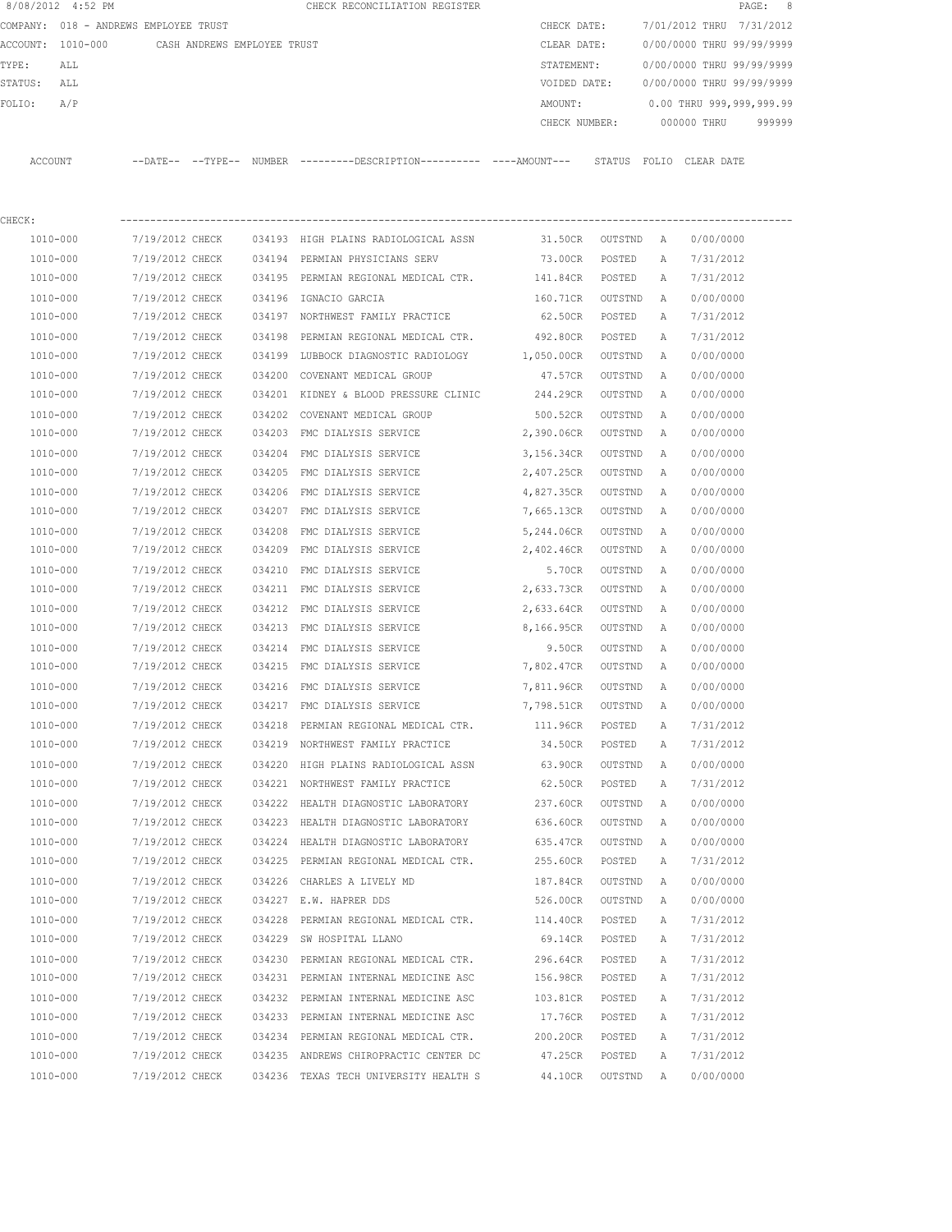8/08/2012 4:52 PM CHECK RECONCILIATION REGISTER

COMPANY: 018 - ANDREWS EMPLOYEE TRUST

ACCOUNT: 1010-000 CASH ANDREWS EMPLOYEE TRUST

TYPE: ALL

STATUS: ALL

FOLIO: A/P

CHECK DATE: 7/01/2012 THRU 7/31/2012

CLEAR DATE: 0/00/0000 THRU 99/99/9999

STATEMENT: 0/00/0000 THRU 99/99/9999

VOIDED DATE: 0/00/0000 THRU 99/99/9999

AMOUNT: 0.00 THRU 999,999,999.99

CHECK NUMBER: 000000 THRU 999999

CHECK:

| ACCOUNT | --DATE-- | --TYPE-- | NUMBER | ---------DESCRIPTION---------- | ----AMOUNT--- | STATUS | FOLIO | CLEAR DATE |
|---|---|---|---|---|---|---|---|---|
| 1010-000 | 7/19/2012 | CHECK | 034193 | HIGH PLAINS RADIOLOGICAL ASSN | 31.50CR | OUTSTND | A | 0/00/0000 |
| 1010-000 | 7/19/2012 | CHECK | 034194 | PERMIAN PHYSICIANS SERV | 73.00CR | POSTED | A | 7/31/2012 |
| 1010-000 | 7/19/2012 | CHECK | 034195 | PERMIAN REGIONAL MEDICAL CTR. | 141.84CR | POSTED | A | 7/31/2012 |
| 1010-000 | 7/19/2012 | CHECK | 034196 | IGNACIO GARCIA | 160.71CR | OUTSTND | A | 0/00/0000 |
| 1010-000 | 7/19/2012 | CHECK | 034197 | NORTHWEST FAMILY PRACTICE | 62.50CR | POSTED | A | 7/31/2012 |
| 1010-000 | 7/19/2012 | CHECK | 034198 | PERMIAN REGIONAL MEDICAL CTR. | 492.80CR | POSTED | A | 7/31/2012 |
| 1010-000 | 7/19/2012 | CHECK | 034199 | LUBBOCK DIAGNOSTIC RADIOLOGY | 1,050.00CR | OUTSTND | A | 0/00/0000 |
| 1010-000 | 7/19/2012 | CHECK | 034200 | COVENANT MEDICAL GROUP | 47.57CR | OUTSTND | A | 0/00/0000 |
| 1010-000 | 7/19/2012 | CHECK | 034201 | KIDNEY & BLOOD PRESSURE CLINIC | 244.29CR | OUTSTND | A | 0/00/0000 |
| 1010-000 | 7/19/2012 | CHECK | 034202 | COVENANT MEDICAL GROUP | 500.52CR | OUTSTND | A | 0/00/0000 |
| 1010-000 | 7/19/2012 | CHECK | 034203 | FMC DIALYSIS SERVICE | 2,390.06CR | OUTSTND | A | 0/00/0000 |
| 1010-000 | 7/19/2012 | CHECK | 034204 | FMC DIALYSIS SERVICE | 3,156.34CR | OUTSTND | A | 0/00/0000 |
| 1010-000 | 7/19/2012 | CHECK | 034205 | FMC DIALYSIS SERVICE | 2,407.25CR | OUTSTND | A | 0/00/0000 |
| 1010-000 | 7/19/2012 | CHECK | 034206 | FMC DIALYSIS SERVICE | 4,827.35CR | OUTSTND | A | 0/00/0000 |
| 1010-000 | 7/19/2012 | CHECK | 034207 | FMC DIALYSIS SERVICE | 7,665.13CR | OUTSTND | A | 0/00/0000 |
| 1010-000 | 7/19/2012 | CHECK | 034208 | FMC DIALYSIS SERVICE | 5,244.06CR | OUTSTND | A | 0/00/0000 |
| 1010-000 | 7/19/2012 | CHECK | 034209 | FMC DIALYSIS SERVICE | 2,402.46CR | OUTSTND | A | 0/00/0000 |
| 1010-000 | 7/19/2012 | CHECK | 034210 | FMC DIALYSIS SERVICE | 5.70CR | OUTSTND | A | 0/00/0000 |
| 1010-000 | 7/19/2012 | CHECK | 034211 | FMC DIALYSIS SERVICE | 2,633.73CR | OUTSTND | A | 0/00/0000 |
| 1010-000 | 7/19/2012 | CHECK | 034212 | FMC DIALYSIS SERVICE | 2,633.64CR | OUTSTND | A | 0/00/0000 |
| 1010-000 | 7/19/2012 | CHECK | 034213 | FMC DIALYSIS SERVICE | 8,166.95CR | OUTSTND | A | 0/00/0000 |
| 1010-000 | 7/19/2012 | CHECK | 034214 | FMC DIALYSIS SERVICE | 9.50CR | OUTSTND | A | 0/00/0000 |
| 1010-000 | 7/19/2012 | CHECK | 034215 | FMC DIALYSIS SERVICE | 7,802.47CR | OUTSTND | A | 0/00/0000 |
| 1010-000 | 7/19/2012 | CHECK | 034216 | FMC DIALYSIS SERVICE | 7,811.96CR | OUTSTND | A | 0/00/0000 |
| 1010-000 | 7/19/2012 | CHECK | 034217 | FMC DIALYSIS SERVICE | 7,798.51CR | OUTSTND | A | 0/00/0000 |
| 1010-000 | 7/19/2012 | CHECK | 034218 | PERMIAN REGIONAL MEDICAL CTR. | 111.96CR | POSTED | A | 7/31/2012 |
| 1010-000 | 7/19/2012 | CHECK | 034219 | NORTHWEST FAMILY PRACTICE | 34.50CR | POSTED | A | 7/31/2012 |
| 1010-000 | 7/19/2012 | CHECK | 034220 | HIGH PLAINS RADIOLOGICAL ASSN | 63.90CR | OUTSTND | A | 0/00/0000 |
| 1010-000 | 7/19/2012 | CHECK | 034221 | NORTHWEST FAMILY PRACTICE | 62.50CR | POSTED | A | 7/31/2012 |
| 1010-000 | 7/19/2012 | CHECK | 034222 | HEALTH DIAGNOSTIC LABORATORY | 237.60CR | OUTSTND | A | 0/00/0000 |
| 1010-000 | 7/19/2012 | CHECK | 034223 | HEALTH DIAGNOSTIC LABORATORY | 636.60CR | OUTSTND | A | 0/00/0000 |
| 1010-000 | 7/19/2012 | CHECK | 034224 | HEALTH DIAGNOSTIC LABORATORY | 635.47CR | OUTSTND | A | 0/00/0000 |
| 1010-000 | 7/19/2012 | CHECK | 034225 | PERMIAN REGIONAL MEDICAL CTR. | 255.60CR | POSTED | A | 7/31/2012 |
| 1010-000 | 7/19/2012 | CHECK | 034226 | CHARLES A LIVELY MD | 187.84CR | OUTSTND | A | 0/00/0000 |
| 1010-000 | 7/19/2012 | CHECK | 034227 | E.W. HAPRER DDS | 526.00CR | OUTSTND | A | 0/00/0000 |
| 1010-000 | 7/19/2012 | CHECK | 034228 | PERMIAN REGIONAL MEDICAL CTR. | 114.40CR | POSTED | A | 7/31/2012 |
| 1010-000 | 7/19/2012 | CHECK | 034229 | SW HOSPITAL LLANO | 69.14CR | POSTED | A | 7/31/2012 |
| 1010-000 | 7/19/2012 | CHECK | 034230 | PERMIAN REGIONAL MEDICAL CTR. | 296.64CR | POSTED | A | 7/31/2012 |
| 1010-000 | 7/19/2012 | CHECK | 034231 | PERMIAN INTERNAL MEDICINE ASC | 156.98CR | POSTED | A | 7/31/2012 |
| 1010-000 | 7/19/2012 | CHECK | 034232 | PERMIAN INTERNAL MEDICINE ASC | 103.81CR | POSTED | A | 7/31/2012 |
| 1010-000 | 7/19/2012 | CHECK | 034233 | PERMIAN INTERNAL MEDICINE ASC | 17.76CR | POSTED | A | 7/31/2012 |
| 1010-000 | 7/19/2012 | CHECK | 034234 | PERMIAN REGIONAL MEDICAL CTR. | 200.20CR | POSTED | A | 7/31/2012 |
| 1010-000 | 7/19/2012 | CHECK | 034235 | ANDREWS CHIROPRACTIC CENTER DC | 47.25CR | POSTED | A | 7/31/2012 |
| 1010-000 | 7/19/2012 | CHECK | 034236 | TEXAS TECH UNIVERSITY HEALTH S | 44.10CR | OUTSTND | A | 0/00/0000 |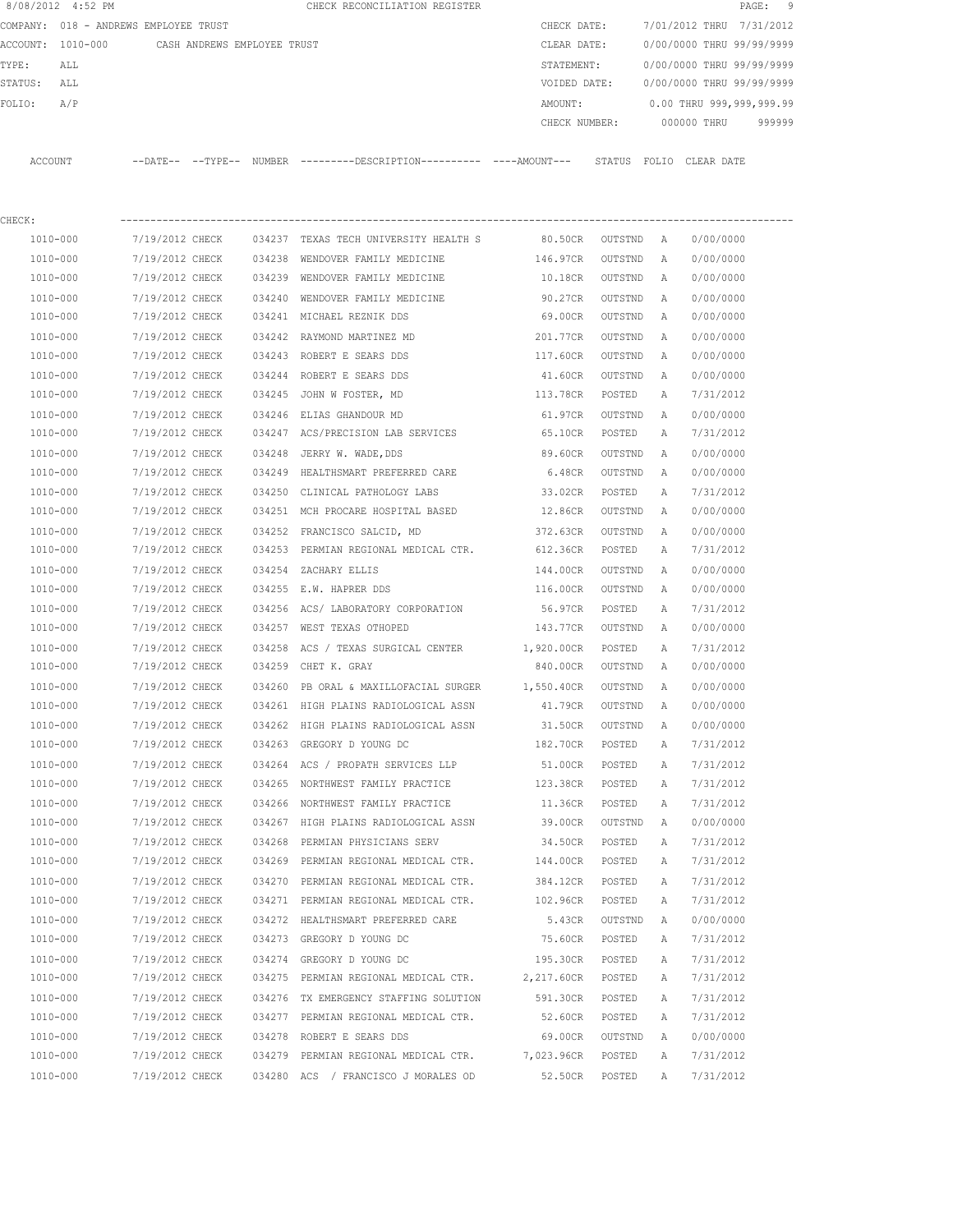8/08/2012 4:52 PM CHECK RECONCILIATION REGISTER

COMPANY: 018 - ANDREWS EMPLOYEE TRUST

ACCOUNT: 1010-000 CASH ANDREWS EMPLOYEE TRUST

TYPE: ALL

STATUS: ALL

FOLIO: A/P

CHECK DATE: 7/01/2012 THRU 7/31/2012

CLEAR DATE: 0/00/0000 THRU 99/99/9999

STATEMENT: 0/00/0000 THRU 99/99/9999

VOIDED DATE: 0/00/0000 THRU 99/99/9999

AMOUNT: 0.00 THRU 999,999,999.99

CHECK NUMBER: 000000 THRU 999999

CHECK:

| ACCOUNT | --DATE-- | --TYPE-- | NUMBER | ---------DESCRIPTION---------- | ----AMOUNT--- | STATUS | FOLIO | CLEAR DATE |
|---|---|---|---|---|---|---|---|---|
| 1010-000 | 7/19/2012 | CHECK | 034237 | TEXAS TECH UNIVERSITY HEALTH S | 80.50CR | OUTSTND | A | 0/00/0000 |
| 1010-000 | 7/19/2012 | CHECK | 034238 | WENDOVER FAMILY MEDICINE | 146.97CR | OUTSTND | A | 0/00/0000 |
| 1010-000 | 7/19/2012 | CHECK | 034239 | WENDOVER FAMILY MEDICINE | 10.18CR | OUTSTND | A | 0/00/0000 |
| 1010-000 | 7/19/2012 | CHECK | 034240 | WENDOVER FAMILY MEDICINE | 90.27CR | OUTSTND | A | 0/00/0000 |
| 1010-000 | 7/19/2012 | CHECK | 034241 | MICHAEL REZNIK DDS | 69.00CR | OUTSTND | A | 0/00/0000 |
| 1010-000 | 7/19/2012 | CHECK | 034242 | RAYMOND MARTINEZ MD | 201.77CR | OUTSTND | A | 0/00/0000 |
| 1010-000 | 7/19/2012 | CHECK | 034243 | ROBERT E SEARS DDS | 117.60CR | OUTSTND | A | 0/00/0000 |
| 1010-000 | 7/19/2012 | CHECK | 034244 | ROBERT E SEARS DDS | 41.60CR | OUTSTND | A | 0/00/0000 |
| 1010-000 | 7/19/2012 | CHECK | 034245 | JOHN W FOSTER, MD | 113.78CR | POSTED | A | 7/31/2012 |
| 1010-000 | 7/19/2012 | CHECK | 034246 | ELIAS GHANDOUR MD | 61.97CR | OUTSTND | A | 0/00/0000 |
| 1010-000 | 7/19/2012 | CHECK | 034247 | ACS/PRECISION LAB SERVICES | 65.10CR | POSTED | A | 7/31/2012 |
| 1010-000 | 7/19/2012 | CHECK | 034248 | JERRY W. WADE,DDS | 89.60CR | OUTSTND | A | 0/00/0000 |
| 1010-000 | 7/19/2012 | CHECK | 034249 | HEALTHSMART PREFERRED CARE | 6.48CR | OUTSTND | A | 0/00/0000 |
| 1010-000 | 7/19/2012 | CHECK | 034250 | CLINICAL PATHOLOGY LABS | 33.02CR | POSTED | A | 7/31/2012 |
| 1010-000 | 7/19/2012 | CHECK | 034251 | MCH PROCARE HOSPITAL BASED | 12.86CR | OUTSTND | A | 0/00/0000 |
| 1010-000 | 7/19/2012 | CHECK | 034252 | FRANCISCO SALCID, MD | 372.63CR | OUTSTND | A | 0/00/0000 |
| 1010-000 | 7/19/2012 | CHECK | 034253 | PERMIAN REGIONAL MEDICAL CTR. | 612.36CR | POSTED | A | 7/31/2012 |
| 1010-000 | 7/19/2012 | CHECK | 034254 | ZACHARY ELLIS | 144.00CR | OUTSTND | A | 0/00/0000 |
| 1010-000 | 7/19/2012 | CHECK | 034255 | E.W. HAPRER DDS | 116.00CR | OUTSTND | A | 0/00/0000 |
| 1010-000 | 7/19/2012 | CHECK | 034256 | ACS/ LABORATORY CORPORATION | 56.97CR | POSTED | A | 7/31/2012 |
| 1010-000 | 7/19/2012 | CHECK | 034257 | WEST TEXAS OTHOPED | 143.77CR | OUTSTND | A | 0/00/0000 |
| 1010-000 | 7/19/2012 | CHECK | 034258 | ACS / TEXAS SURGICAL CENTER | 1,920.00CR | POSTED | A | 7/31/2012 |
| 1010-000 | 7/19/2012 | CHECK | 034259 | CHET K. GRAY | 840.00CR | OUTSTND | A | 0/00/0000 |
| 1010-000 | 7/19/2012 | CHECK | 034260 | PB ORAL & MAXILLOFACIAL SURGER | 1,550.40CR | OUTSTND | A | 0/00/0000 |
| 1010-000 | 7/19/2012 | CHECK | 034261 | HIGH PLAINS RADIOLOGICAL ASSN | 41.79CR | OUTSTND | A | 0/00/0000 |
| 1010-000 | 7/19/2012 | CHECK | 034262 | HIGH PLAINS RADIOLOGICAL ASSN | 31.50CR | OUTSTND | A | 0/00/0000 |
| 1010-000 | 7/19/2012 | CHECK | 034263 | GREGORY D YOUNG DC | 182.70CR | POSTED | A | 7/31/2012 |
| 1010-000 | 7/19/2012 | CHECK | 034264 | ACS / PROPATH SERVICES LLP | 51.00CR | POSTED | A | 7/31/2012 |
| 1010-000 | 7/19/2012 | CHECK | 034265 | NORTHWEST FAMILY PRACTICE | 123.38CR | POSTED | A | 7/31/2012 |
| 1010-000 | 7/19/2012 | CHECK | 034266 | NORTHWEST FAMILY PRACTICE | 11.36CR | POSTED | A | 7/31/2012 |
| 1010-000 | 7/19/2012 | CHECK | 034267 | HIGH PLAINS RADIOLOGICAL ASSN | 39.00CR | OUTSTND | A | 0/00/0000 |
| 1010-000 | 7/19/2012 | CHECK | 034268 | PERMIAN PHYSICIANS SERV | 34.50CR | POSTED | A | 7/31/2012 |
| 1010-000 | 7/19/2012 | CHECK | 034269 | PERMIAN REGIONAL MEDICAL CTR. | 144.00CR | POSTED | A | 7/31/2012 |
| 1010-000 | 7/19/2012 | CHECK | 034270 | PERMIAN REGIONAL MEDICAL CTR. | 384.12CR | POSTED | A | 7/31/2012 |
| 1010-000 | 7/19/2012 | CHECK | 034271 | PERMIAN REGIONAL MEDICAL CTR. | 102.96CR | POSTED | A | 7/31/2012 |
| 1010-000 | 7/19/2012 | CHECK | 034272 | HEALTHSMART PREFERRED CARE | 5.43CR | OUTSTND | A | 0/00/0000 |
| 1010-000 | 7/19/2012 | CHECK | 034273 | GREGORY D YOUNG DC | 75.60CR | POSTED | A | 7/31/2012 |
| 1010-000 | 7/19/2012 | CHECK | 034274 | GREGORY D YOUNG DC | 195.30CR | POSTED | A | 7/31/2012 |
| 1010-000 | 7/19/2012 | CHECK | 034275 | PERMIAN REGIONAL MEDICAL CTR. | 2,217.60CR | POSTED | A | 7/31/2012 |
| 1010-000 | 7/19/2012 | CHECK | 034276 | TX EMERGENCY STAFFING SOLUTION | 591.30CR | POSTED | A | 7/31/2012 |
| 1010-000 | 7/19/2012 | CHECK | 034277 | PERMIAN REGIONAL MEDICAL CTR. | 52.60CR | POSTED | A | 7/31/2012 |
| 1010-000 | 7/19/2012 | CHECK | 034278 | ROBERT E SEARS DDS | 69.00CR | OUTSTND | A | 0/00/0000 |
| 1010-000 | 7/19/2012 | CHECK | 034279 | PERMIAN REGIONAL MEDICAL CTR. | 7,023.96CR | POSTED | A | 7/31/2012 |
| 1010-000 | 7/19/2012 | CHECK | 034280 | ACS / FRANCISCO J MORALES OD | 52.50CR | POSTED | A | 7/31/2012 |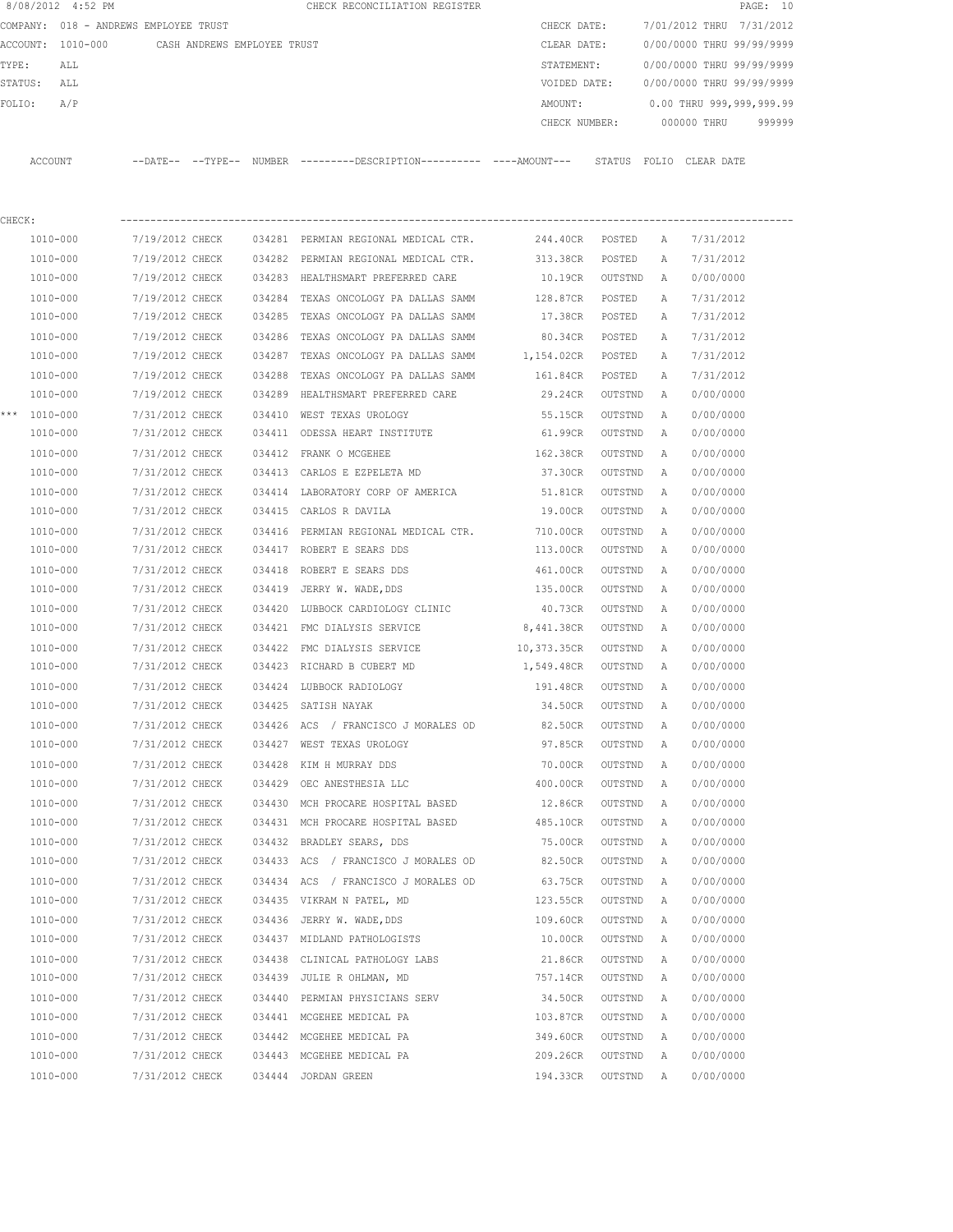8/08/2012 4:52 PM CHECK RECONCILIATION REGISTER

COMPANY: 018 - ANDREWS EMPLOYEE TRUST CHECK DATE: 7/01/2012 THRU 7/31/2012
ACCOUNT: 1010-000 CASH ANDREWS EMPLOYEE TRUST CLEAR DATE: 0/00/0000 THRU 99/99/9999
TYPE: ALL STATEMENT: 0/00/0000 THRU 99/99/9999
STATUS: ALL VOIDED DATE: 0/00/0000 THRU 99/99/9999
FOLIO: A/P AMOUNT: 0.00 THRU 999,999,999.99
CHECK NUMBER: 000000 THRU 999999

CHECK:

| ACCOUNT | --DATE-- | --TYPE-- | NUMBER | ---------DESCRIPTION---------- | ----AMOUNT--- | STATUS | FOLIO | CLEAR DATE |
|---|---|---|---|---|---|---|---|---|
| 1010-000 | 7/19/2012 | CHECK | 034281 | PERMIAN REGIONAL MEDICAL CTR. | 244.40CR | POSTED | A | 7/31/2012 |
| 1010-000 | 7/19/2012 | CHECK | 034282 | PERMIAN REGIONAL MEDICAL CTR. | 313.38CR | POSTED | A | 7/31/2012 |
| 1010-000 | 7/19/2012 | CHECK | 034283 | HEALTHSMART PREFERRED CARE | 10.19CR | OUTSTND | A | 0/00/0000 |
| 1010-000 | 7/19/2012 | CHECK | 034284 | TEXAS ONCOLOGY PA DALLAS SAMM | 128.87CR | POSTED | A | 7/31/2012 |
| 1010-000 | 7/19/2012 | CHECK | 034285 | TEXAS ONCOLOGY PA DALLAS SAMM | 17.38CR | POSTED | A | 7/31/2012 |
| 1010-000 | 7/19/2012 | CHECK | 034286 | TEXAS ONCOLOGY PA DALLAS SAMM | 80.34CR | POSTED | A | 7/31/2012 |
| 1010-000 | 7/19/2012 | CHECK | 034287 | TEXAS ONCOLOGY PA DALLAS SAMM | 1,154.02CR | POSTED | A | 7/31/2012 |
| 1010-000 | 7/19/2012 | CHECK | 034288 | TEXAS ONCOLOGY PA DALLAS SAMM | 161.84CR | POSTED | A | 7/31/2012 |
| 1010-000 | 7/19/2012 | CHECK | 034289 | HEALTHSMART PREFERRED CARE | 29.24CR | OUTSTND | A | 0/00/0000 |
| *** 1010-000 | 7/31/2012 | CHECK | 034410 | WEST TEXAS UROLOGY | 55.15CR | OUTSTND | A | 0/00/0000 |
| 1010-000 | 7/31/2012 | CHECK | 034411 | ODESSA HEART INSTITUTE | 61.99CR | OUTSTND | A | 0/00/0000 |
| 1010-000 | 7/31/2012 | CHECK | 034412 | FRANK O MCGEHEE | 162.38CR | OUTSTND | A | 0/00/0000 |
| 1010-000 | 7/31/2012 | CHECK | 034413 | CARLOS E EZPELETA MD | 37.30CR | OUTSTND | A | 0/00/0000 |
| 1010-000 | 7/31/2012 | CHECK | 034414 | LABORATORY CORP OF AMERICA | 51.81CR | OUTSTND | A | 0/00/0000 |
| 1010-000 | 7/31/2012 | CHECK | 034415 | CARLOS R DAVILA | 19.00CR | OUTSTND | A | 0/00/0000 |
| 1010-000 | 7/31/2012 | CHECK | 034416 | PERMIAN REGIONAL MEDICAL CTR. | 710.00CR | OUTSTND | A | 0/00/0000 |
| 1010-000 | 7/31/2012 | CHECK | 034417 | ROBERT E SEARS DDS | 113.00CR | OUTSTND | A | 0/00/0000 |
| 1010-000 | 7/31/2012 | CHECK | 034418 | ROBERT E SEARS DDS | 461.00CR | OUTSTND | A | 0/00/0000 |
| 1010-000 | 7/31/2012 | CHECK | 034419 | JERRY W. WADE,DDS | 135.00CR | OUTSTND | A | 0/00/0000 |
| 1010-000 | 7/31/2012 | CHECK | 034420 | LUBBOCK CARDIOLOGY CLINIC | 40.73CR | OUTSTND | A | 0/00/0000 |
| 1010-000 | 7/31/2012 | CHECK | 034421 | FMC DIALYSIS SERVICE | 8,441.38CR | OUTSTND | A | 0/00/0000 |
| 1010-000 | 7/31/2012 | CHECK | 034422 | FMC DIALYSIS SERVICE | 10,373.35CR | OUTSTND | A | 0/00/0000 |
| 1010-000 | 7/31/2012 | CHECK | 034423 | RICHARD B CUBERT MD | 1,549.48CR | OUTSTND | A | 0/00/0000 |
| 1010-000 | 7/31/2012 | CHECK | 034424 | LUBBOCK RADIOLOGY | 191.48CR | OUTSTND | A | 0/00/0000 |
| 1010-000 | 7/31/2012 | CHECK | 034425 | SATISH NAYAK | 34.50CR | OUTSTND | A | 0/00/0000 |
| 1010-000 | 7/31/2012 | CHECK | 034426 | ACS / FRANCISCO J MORALES OD | 82.50CR | OUTSTND | A | 0/00/0000 |
| 1010-000 | 7/31/2012 | CHECK | 034427 | WEST TEXAS UROLOGY | 97.85CR | OUTSTND | A | 0/00/0000 |
| 1010-000 | 7/31/2012 | CHECK | 034428 | KIM H MURRAY DDS | 70.00CR | OUTSTND | A | 0/00/0000 |
| 1010-000 | 7/31/2012 | CHECK | 034429 | OEC ANESTHESIA LLC | 400.00CR | OUTSTND | A | 0/00/0000 |
| 1010-000 | 7/31/2012 | CHECK | 034430 | MCH PROCARE HOSPITAL BASED | 12.86CR | OUTSTND | A | 0/00/0000 |
| 1010-000 | 7/31/2012 | CHECK | 034431 | MCH PROCARE HOSPITAL BASED | 485.10CR | OUTSTND | A | 0/00/0000 |
| 1010-000 | 7/31/2012 | CHECK | 034432 | BRADLEY SEARS, DDS | 75.00CR | OUTSTND | A | 0/00/0000 |
| 1010-000 | 7/31/2012 | CHECK | 034433 | ACS / FRANCISCO J MORALES OD | 82.50CR | OUTSTND | A | 0/00/0000 |
| 1010-000 | 7/31/2012 | CHECK | 034434 | ACS / FRANCISCO J MORALES OD | 63.75CR | OUTSTND | A | 0/00/0000 |
| 1010-000 | 7/31/2012 | CHECK | 034435 | VIKRAM N PATEL, MD | 123.55CR | OUTSTND | A | 0/00/0000 |
| 1010-000 | 7/31/2012 | CHECK | 034436 | JERRY W. WADE,DDS | 109.60CR | OUTSTND | A | 0/00/0000 |
| 1010-000 | 7/31/2012 | CHECK | 034437 | MIDLAND PATHOLOGISTS | 10.00CR | OUTSTND | A | 0/00/0000 |
| 1010-000 | 7/31/2012 | CHECK | 034438 | CLINICAL PATHOLOGY LABS | 21.86CR | OUTSTND | A | 0/00/0000 |
| 1010-000 | 7/31/2012 | CHECK | 034439 | JULIE R OHLMAN, MD | 757.14CR | OUTSTND | A | 0/00/0000 |
| 1010-000 | 7/31/2012 | CHECK | 034440 | PERMIAN PHYSICIANS SERV | 34.50CR | OUTSTND | A | 0/00/0000 |
| 1010-000 | 7/31/2012 | CHECK | 034441 | MCGEHEE MEDICAL PA | 103.87CR | OUTSTND | A | 0/00/0000 |
| 1010-000 | 7/31/2012 | CHECK | 034442 | MCGEHEE MEDICAL PA | 349.60CR | OUTSTND | A | 0/00/0000 |
| 1010-000 | 7/31/2012 | CHECK | 034443 | MCGEHEE MEDICAL PA | 209.26CR | OUTSTND | A | 0/00/0000 |
| 1010-000 | 7/31/2012 | CHECK | 034444 | JORDAN GREEN | 194.33CR | OUTSTND | A | 0/00/0000 |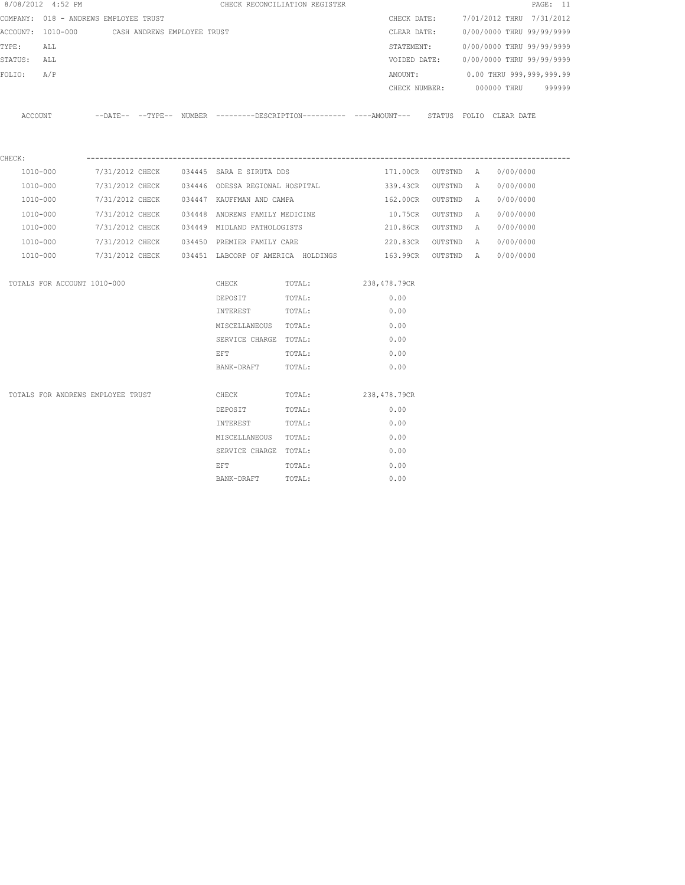8/08/2012 4:52 PM CHECK RECONCILIATION REGISTER PAGE: 11

COMPANY: 018 - ANDREWS EMPLOYEE TRUST

ACCOUNT: 1010-000 CASH ANDREWS EMPLOYEE TRUST

TYPE: ALL

STATUS: ALL

FOLIO: A/P

CHECK DATE: 7/01/2012 THRU 7/31/2012

CLEAR DATE: 0/00/0000 THRU 99/99/9999

STATEMENT: 0/00/0000 THRU 99/99/9999

VOIDED DATE: 0/00/0000 THRU 99/99/9999

AMOUNT: 0.00 THRU 999,999,999.99

CHECK NUMBER: 000000 THRU 999999

| ACCOUNT | --DATE-- | --TYPE-- | NUMBER | ---------DESCRIPTION---------- | ----AMOUNT--- | STATUS | FOLIO | CLEAR DATE |
|---|---|---|---|---|---|---|---|---|
| CHECK: | | | | | | | | |
| 1010-000 | 7/31/2012 | CHECK | 034445 | SARA E SIRUTA DDS | 171.00CR | OUTSTND | A | 0/00/0000 |
| 1010-000 | 7/31/2012 | CHECK | 034446 | ODESSA REGIONAL HOSPITAL | 339.43CR | OUTSTND | A | 0/00/0000 |
| 1010-000 | 7/31/2012 | CHECK | 034447 | KAUFFMAN AND CAMPA | 162.00CR | OUTSTND | A | 0/00/0000 |
| 1010-000 | 7/31/2012 | CHECK | 034448 | ANDREWS FAMILY MEDICINE | 10.75CR | OUTSTND | A | 0/00/0000 |
| 1010-000 | 7/31/2012 | CHECK | 034449 | MIDLAND PATHOLOGISTS | 210.86CR | OUTSTND | A | 0/00/0000 |
| 1010-000 | 7/31/2012 | CHECK | 034450 | PREMIER FAMILY CARE | 220.83CR | OUTSTND | A | 0/00/0000 |
| 1010-000 | 7/31/2012 | CHECK | 034451 | LABCORP OF AMERICA HOLDINGS | 163.99CR | OUTSTND | A | 0/00/0000 |

| | | | |
|---|---|---|---|
| TOTALS FOR ACCOUNT 1010-000 | CHECK | TOTAL: | 238,478.79CR |
| | DEPOSIT | TOTAL: | 0.00 |
| | INTEREST | TOTAL: | 0.00 |
| | MISCELLANEOUS | TOTAL: | 0.00 |
| | SERVICE CHARGE | TOTAL: | 0.00 |
| | EFT | TOTAL: | 0.00 |
| | BANK-DRAFT | TOTAL: | 0.00 |
| TOTALS FOR ANDREWS EMPLOYEE TRUST | CHECK | TOTAL: | 238,478.79CR |
| | DEPOSIT | TOTAL: | 0.00 |
| | INTEREST | TOTAL: | 0.00 |
| | MISCELLANEOUS | TOTAL: | 0.00 |
| | SERVICE CHARGE | TOTAL: | 0.00 |
| | EFT | TOTAL: | 0.00 |
| | BANK-DRAFT | TOTAL: | 0.00 |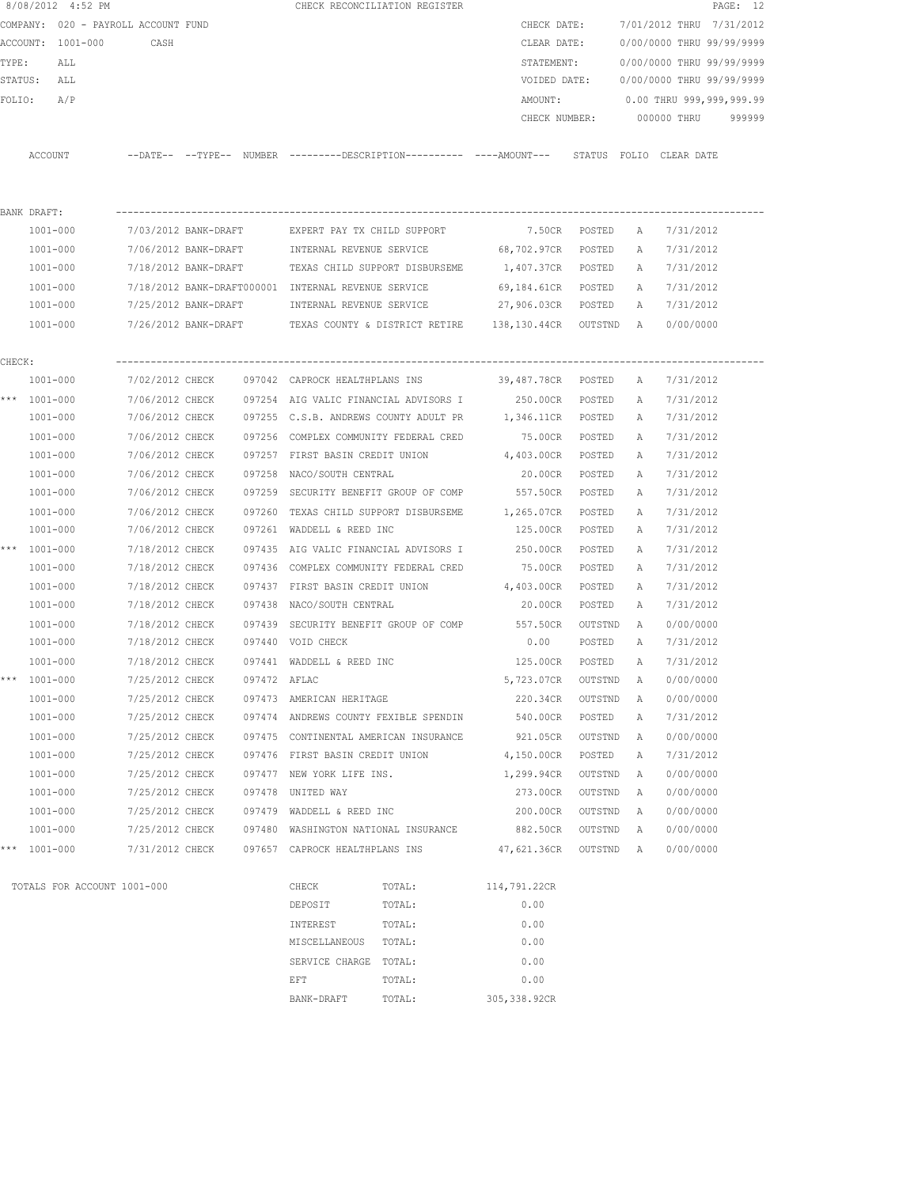8/08/2012 4:52 PM CHECK RECONCILIATION REGISTER

COMPANY: 020 - PAYROLL ACCOUNT FUND
ACCOUNT: 1001-000 CASH
TYPE: ALL
STATUS: ALL
FOLIO: A/P

CHECK DATE: 7/01/2012 THRU 7/31/2012
CLEAR DATE: 0/00/0000 THRU 99/99/9999
STATEMENT: 0/00/0000 THRU 99/99/9999
VOIDED DATE: 0/00/0000 THRU 99/99/9999
AMOUNT: 0.00 THRU 999,999,999.99
CHECK NUMBER: 000000 THRU 999999

| | ACCOUNT | --DATE-- | --TYPE-- | NUMBER | ---------DESCRIPTION---------- | ----AMOUNT--- | STATUS | FOLIO | CLEAR DATE |
|---|---|---|---|---|---|---|---|---|---|
| BANK DRAFT: | | | | | | | | | |
| | 1001-000 | 7/03/2012 | BANK-DRAFT | | EXPERT PAY TX CHILD SUPPORT | 7.50CR | POSTED | A | 7/31/2012 |
| | 1001-000 | 7/06/2012 | BANK-DRAFT | | INTERNAL REVENUE SERVICE | 68,702.97CR | POSTED | A | 7/31/2012 |
| | 1001-000 | 7/18/2012 | BANK-DRAFT | | TEXAS CHILD SUPPORT DISBURSEME | 1,407.37CR | POSTED | A | 7/31/2012 |
| | 1001-000 | 7/18/2012 | BANK-DRAFT | 000001 | INTERNAL REVENUE SERVICE | 69,184.61CR | POSTED | A | 7/31/2012 |
| | 1001-000 | 7/25/2012 | BANK-DRAFT | | INTERNAL REVENUE SERVICE | 27,906.03CR | POSTED | A | 7/31/2012 |
| | 1001-000 | 7/26/2012 | BANK-DRAFT | | TEXAS COUNTY & DISTRICT RETIRE | 138,130.44CR | OUTSTND | A | 0/00/0000 |
| CHECK: | | | | | | | | | |
| | 1001-000 | 7/02/2012 | CHECK | 097042 | CAPROCK HEALTHPLANS INS | 39,487.78CR | POSTED | A | 7/31/2012 |
| *** | 1001-000 | 7/06/2012 | CHECK | 097254 | AIG VALIC FINANCIAL ADVISORS I | 250.00CR | POSTED | A | 7/31/2012 |
| | 1001-000 | 7/06/2012 | CHECK | 097255 | C.S.B. ANDREWS COUNTY ADULT PR | 1,346.11CR | POSTED | A | 7/31/2012 |
| | 1001-000 | 7/06/2012 | CHECK | 097256 | COMPLEX COMMUNITY FEDERAL CRED | 75.00CR | POSTED | A | 7/31/2012 |
| | 1001-000 | 7/06/2012 | CHECK | 097257 | FIRST BASIN CREDIT UNION | 4,403.00CR | POSTED | A | 7/31/2012 |
| | 1001-000 | 7/06/2012 | CHECK | 097258 | NACO/SOUTH CENTRAL | 20.00CR | POSTED | A | 7/31/2012 |
| | 1001-000 | 7/06/2012 | CHECK | 097259 | SECURITY BENEFIT GROUP OF COMP | 557.50CR | POSTED | A | 7/31/2012 |
| | 1001-000 | 7/06/2012 | CHECK | 097260 | TEXAS CHILD SUPPORT DISBURSEME | 1,265.07CR | POSTED | A | 7/31/2012 |
| | 1001-000 | 7/06/2012 | CHECK | 097261 | WADDELL & REED INC | 125.00CR | POSTED | A | 7/31/2012 |
| *** | 1001-000 | 7/18/2012 | CHECK | 097435 | AIG VALIC FINANCIAL ADVISORS I | 250.00CR | POSTED | A | 7/31/2012 |
| | 1001-000 | 7/18/2012 | CHECK | 097436 | COMPLEX COMMUNITY FEDERAL CRED | 75.00CR | POSTED | A | 7/31/2012 |
| | 1001-000 | 7/18/2012 | CHECK | 097437 | FIRST BASIN CREDIT UNION | 4,403.00CR | POSTED | A | 7/31/2012 |
| | 1001-000 | 7/18/2012 | CHECK | 097438 | NACO/SOUTH CENTRAL | 20.00CR | POSTED | A | 7/31/2012 |
| | 1001-000 | 7/18/2012 | CHECK | 097439 | SECURITY BENEFIT GROUP OF COMP | 557.50CR | OUTSTND | A | 0/00/0000 |
| | 1001-000 | 7/18/2012 | CHECK | 097440 | VOID CHECK | 0.00 | POSTED | A | 7/31/2012 |
| | 1001-000 | 7/18/2012 | CHECK | 097441 | WADDELL & REED INC | 125.00CR | POSTED | A | 7/31/2012 |
| *** | 1001-000 | 7/25/2012 | CHECK | 097472 | AFLAC | 5,723.07CR | OUTSTND | A | 0/00/0000 |
| | 1001-000 | 7/25/2012 | CHECK | 097473 | AMERICAN HERITAGE | 220.34CR | OUTSTND | A | 0/00/0000 |
| | 1001-000 | 7/25/2012 | CHECK | 097474 | ANDREWS COUNTY FEXIBLE SPENDIN | 540.00CR | POSTED | A | 7/31/2012 |
| | 1001-000 | 7/25/2012 | CHECK | 097475 | CONTINENTAL AMERICAN INSURANCE | 921.05CR | OUTSTND | A | 0/00/0000 |
| | 1001-000 | 7/25/2012 | CHECK | 097476 | FIRST BASIN CREDIT UNION | 4,150.00CR | POSTED | A | 7/31/2012 |
| | 1001-000 | 7/25/2012 | CHECK | 097477 | NEW YORK LIFE INS. | 1,299.94CR | OUTSTND | A | 0/00/0000 |
| | 1001-000 | 7/25/2012 | CHECK | 097478 | UNITED WAY | 273.00CR | OUTSTND | A | 0/00/0000 |
| | 1001-000 | 7/25/2012 | CHECK | 097479 | WADDELL & REED INC | 200.00CR | OUTSTND | A | 0/00/0000 |
| | 1001-000 | 7/25/2012 | CHECK | 097480 | WASHINGTON NATIONAL INSURANCE | 882.50CR | OUTSTND | A | 0/00/0000 |
| *** | 1001-000 | 7/31/2012 | CHECK | 097657 | CAPROCK HEALTHPLANS INS | 47,621.36CR | OUTSTND | A | 0/00/0000 |

TOTALS FOR ACCOUNT 1001-000

| | | |
|---|---|---|
| CHECK | TOTAL: | 114,791.22CR |
| DEPOSIT | TOTAL: | 0.00 |
| INTEREST | TOTAL: | 0.00 |
| MISCELLANEOUS | TOTAL: | 0.00 |
| SERVICE CHARGE | TOTAL: | 0.00 |
| EFT | TOTAL: | 0.00 |
| BANK-DRAFT | TOTAL: | 305,338.92CR |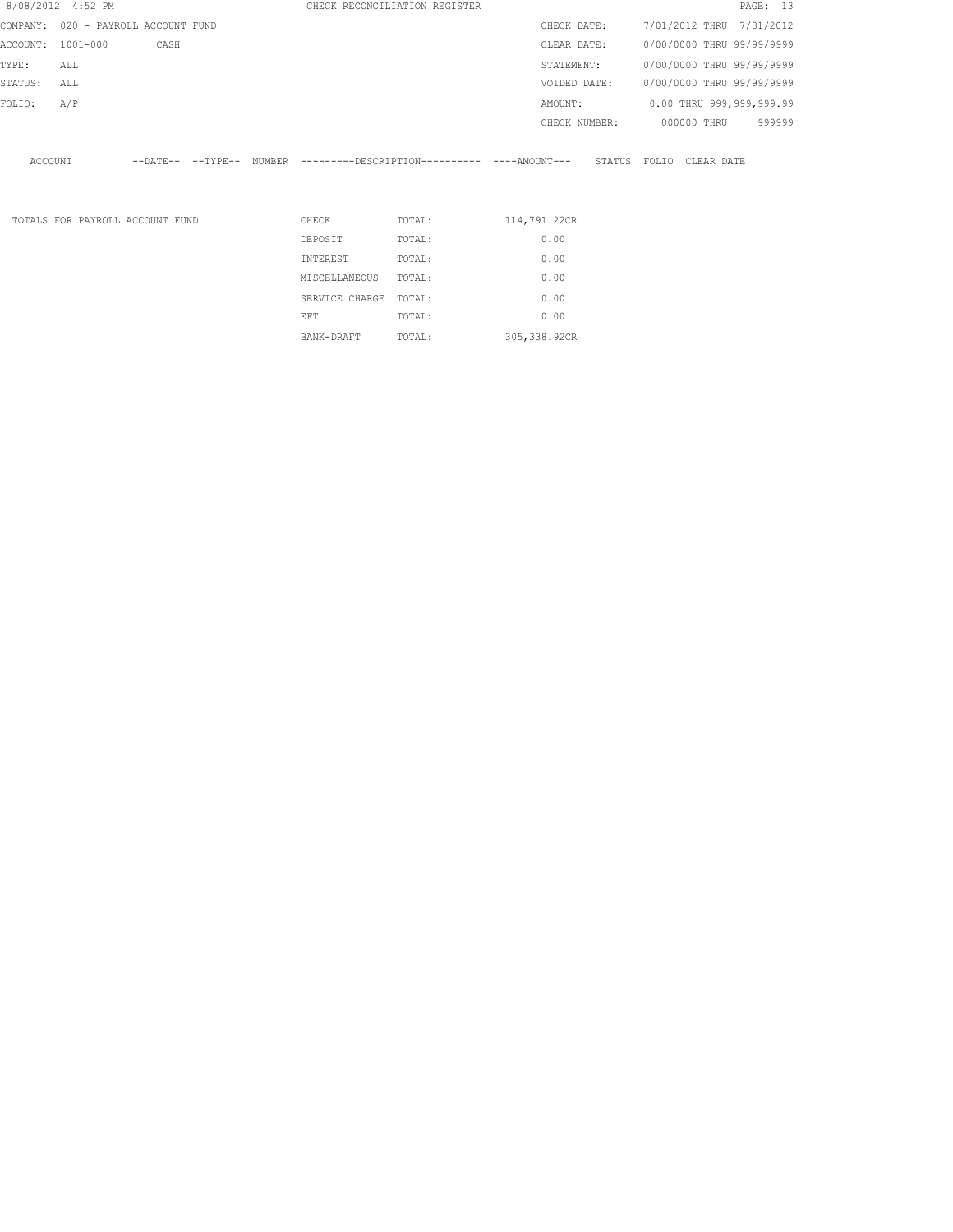8/08/2012 4:52 PM CHECK RECONCILIATION REGISTER

COMPANY: 020 - PAYROLL ACCOUNT FUND

ACCOUNT: 1001-000 CASH

TYPE: ALL

STATUS: ALL

FOLIO: A/P

CHECK DATE: 7/01/2012 THRU 7/31/2012

CLEAR DATE: 0/00/0000 THRU 99/99/9999

STATEMENT: 0/00/0000 THRU 99/99/9999

VOIDED DATE: 0/00/0000 THRU 99/99/9999

AMOUNT: 0.00 THRU 999,999,999.99

CHECK NUMBER: 000000 THRU 999999

| ACCOUNT | --DATE-- | --TYPE-- | NUMBER | ---------DESCRIPTION---------- | ----AMOUNT--- | STATUS | FOLIO | CLEAR DATE |
|---|---|---|---|---|---|---|---|---|

| | | | |
|---|---|---|---|
| TOTALS FOR PAYROLL ACCOUNT FUND | CHECK | TOTAL: | 114,791.22CR |
| | DEPOSIT | TOTAL: | 0.00 |
| | INTEREST | TOTAL: | 0.00 |
| | MISCELLANEOUS | TOTAL: | 0.00 |
| | SERVICE CHARGE | TOTAL: | 0.00 |
| | EFT | TOTAL: | 0.00 |
| | BANK-DRAFT | TOTAL: | 305,338.92CR |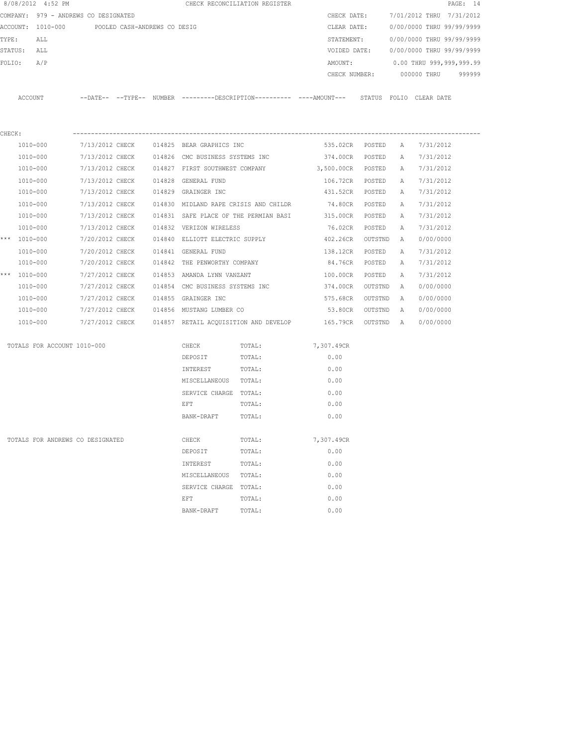8/08/2012 4:52 PM CHECK RECONCILIATION REGISTER

COMPANY: 979 - ANDREWS CO DESIGNATED

ACCOUNT: 1010-000 POOLED CASH-ANDREWS CO DESIG

TYPE: ALL

STATUS: ALL

FOLIO: A/P

CHECK DATE: 7/01/2012 THRU 7/31/2012

CLEAR DATE: 0/00/0000 THRU 99/99/9999

STATEMENT: 0/00/0000 THRU 99/99/9999

VOIDED DATE: 0/00/0000 THRU 99/99/9999

AMOUNT: 0.00 THRU 999,999,999.99

CHECK NUMBER: 000000 THRU 999999

CHECK:

| | ACCOUNT | --DATE-- | --TYPE-- | NUMBER | ---------DESCRIPTION---------- | ----AMOUNT--- | STATUS | FOLIO | CLEAR DATE |
|---|---|---|---|---|---|---|---|---|---|
| | 1010-000 | 7/13/2012 | CHECK | 014825 | BEAR GRAPHICS INC | 535.02CR | POSTED | A | 7/31/2012 |
| | 1010-000 | 7/13/2012 | CHECK | 014826 | CMC BUSINESS SYSTEMS INC | 374.00CR | POSTED | A | 7/31/2012 |
| | 1010-000 | 7/13/2012 | CHECK | 014827 | FIRST SOUTHWEST COMPANY | 3,500.00CR | POSTED | A | 7/31/2012 |
| | 1010-000 | 7/13/2012 | CHECK | 014828 | GENERAL FUND | 106.72CR | POSTED | A | 7/31/2012 |
| | 1010-000 | 7/13/2012 | CHECK | 014829 | GRAINGER INC | 431.52CR | POSTED | A | 7/31/2012 |
| | 1010-000 | 7/13/2012 | CHECK | 014830 | MIDLAND RAPE CRISIS AND CHILDR | 74.80CR | POSTED | A | 7/31/2012 |
| | 1010-000 | 7/13/2012 | CHECK | 014831 | SAFE PLACE OF THE PERMIAN BASI | 315.00CR | POSTED | A | 7/31/2012 |
| | 1010-000 | 7/13/2012 | CHECK | 014832 | VERIZON WIRELESS | 76.02CR | POSTED | A | 7/31/2012 |
| *** | 1010-000 | 7/20/2012 | CHECK | 014840 | ELLIOTT ELECTRIC SUPPLY | 402.26CR | OUTSTND | A | 0/00/0000 |
| | 1010-000 | 7/20/2012 | CHECK | 014841 | GENERAL FUND | 138.12CR | POSTED | A | 7/31/2012 |
| | 1010-000 | 7/20/2012 | CHECK | 014842 | THE PENWORTHY COMPANY | 84.76CR | POSTED | A | 7/31/2012 |
| *** | 1010-000 | 7/27/2012 | CHECK | 014853 | AMANDA LYNN VANZANT | 100.00CR | POSTED | A | 7/31/2012 |
| | 1010-000 | 7/27/2012 | CHECK | 014854 | CMC BUSINESS SYSTEMS INC | 374.00CR | OUTSTND | A | 0/00/0000 |
| | 1010-000 | 7/27/2012 | CHECK | 014855 | GRAINGER INC | 575.68CR | OUTSTND | A | 0/00/0000 |
| | 1010-000 | 7/27/2012 | CHECK | 014856 | MUSTANG LUMBER CO | 53.80CR | OUTSTND | A | 0/00/0000 |
| | 1010-000 | 7/27/2012 | CHECK | 014857 | RETAIL ACQUISITION AND DEVELOP | 165.79CR | OUTSTND | A | 0/00/0000 |

| TOTALS FOR ACCOUNT 1010-000 | | | |
|---|---|---|---|
| | CHECK | TOTAL: | 7,307.49CR |
| | DEPOSIT | TOTAL: | 0.00 |
| | INTEREST | TOTAL: | 0.00 |
| | MISCELLANEOUS | TOTAL: | 0.00 |
| | SERVICE CHARGE | TOTAL: | 0.00 |
| | EFT | TOTAL: | 0.00 |
| | BANK-DRAFT | TOTAL: | 0.00 |

| TOTALS FOR ANDREWS CO DESIGNATED | | | |
|---|---|---|---|
| | CHECK | TOTAL: | 7,307.49CR |
| | DEPOSIT | TOTAL: | 0.00 |
| | INTEREST | TOTAL: | 0.00 |
| | MISCELLANEOUS | TOTAL: | 0.00 |
| | SERVICE CHARGE | TOTAL: | 0.00 |
| | EFT | TOTAL: | 0.00 |
| | BANK-DRAFT | TOTAL: | 0.00 |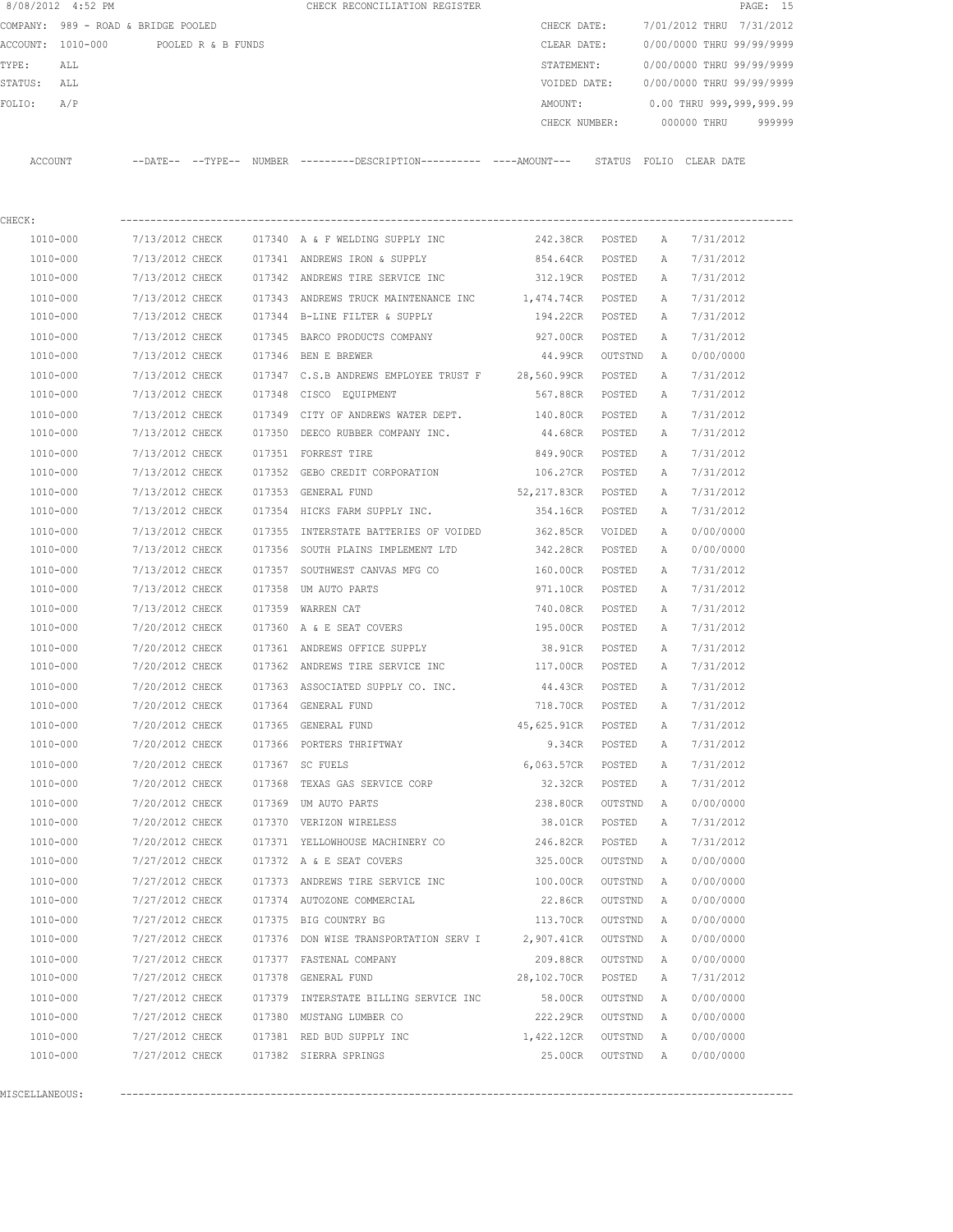8/08/2012 4:52 PM CHECK RECONCILIATION REGISTER

COMPANY: 989 - ROAD & BRIDGE POOLED
ACCOUNT: 1010-000 POOLED R & B FUNDS
TYPE: ALL
STATUS: ALL
FOLIO: A/P

CHECK DATE: 7/01/2012 THRU 7/31/2012
CLEAR DATE: 0/00/0000 THRU 99/99/9999
STATEMENT: 0/00/0000 THRU 99/99/9999
VOIDED DATE: 0/00/0000 THRU 99/99/9999
AMOUNT: 0.00 THRU 999,999,999.99
CHECK NUMBER: 000000 THRU 999999

CHECK:

| ACCOUNT | DATE | TYPE | NUMBER | DESCRIPTION | AMOUNT | STATUS | FOLIO | CLEAR DATE |
|---|---|---|---|---|---|---|---|---|
| 1010-000 | 7/13/2012 | CHECK | 017340 | A & F WELDING SUPPLY INC | 242.38CR | POSTED | A | 7/31/2012 |
| 1010-000 | 7/13/2012 | CHECK | 017341 | ANDREWS IRON & SUPPLY | 854.64CR | POSTED | A | 7/31/2012 |
| 1010-000 | 7/13/2012 | CHECK | 017342 | ANDREWS TIRE SERVICE INC | 312.19CR | POSTED | A | 7/31/2012 |
| 1010-000 | 7/13/2012 | CHECK | 017343 | ANDREWS TRUCK MAINTENANCE INC | 1,474.74CR | POSTED | A | 7/31/2012 |
| 1010-000 | 7/13/2012 | CHECK | 017344 | B-LINE FILTER & SUPPLY | 194.22CR | POSTED | A | 7/31/2012 |
| 1010-000 | 7/13/2012 | CHECK | 017345 | BARCO PRODUCTS COMPANY | 927.00CR | POSTED | A | 7/31/2012 |
| 1010-000 | 7/13/2012 | CHECK | 017346 | BEN E BREWER | 44.99CR | OUTSTND | A | 0/00/0000 |
| 1010-000 | 7/13/2012 | CHECK | 017347 | C.S.B ANDREWS EMPLOYEE TRUST F | 28,560.99CR | POSTED | A | 7/31/2012 |
| 1010-000 | 7/13/2012 | CHECK | 017348 | CISCO EQUIPMENT | 567.88CR | POSTED | A | 7/31/2012 |
| 1010-000 | 7/13/2012 | CHECK | 017349 | CITY OF ANDREWS WATER DEPT. | 140.80CR | POSTED | A | 7/31/2012 |
| 1010-000 | 7/13/2012 | CHECK | 017350 | DEECO RUBBER COMPANY INC. | 44.68CR | POSTED | A | 7/31/2012 |
| 1010-000 | 7/13/2012 | CHECK | 017351 | FORREST TIRE | 849.90CR | POSTED | A | 7/31/2012 |
| 1010-000 | 7/13/2012 | CHECK | 017352 | GEBO CREDIT CORPORATION | 106.27CR | POSTED | A | 7/31/2012 |
| 1010-000 | 7/13/2012 | CHECK | 017353 | GENERAL FUND | 52,217.83CR | POSTED | A | 7/31/2012 |
| 1010-000 | 7/13/2012 | CHECK | 017354 | HICKS FARM SUPPLY INC. | 354.16CR | POSTED | A | 7/31/2012 |
| 1010-000 | 7/13/2012 | CHECK | 017355 | INTERSTATE BATTERIES OF VOIDED | 362.85CR | VOIDED | A | 0/00/0000 |
| 1010-000 | 7/13/2012 | CHECK | 017356 | SOUTH PLAINS IMPLEMENT LTD | 342.28CR | POSTED | A | 0/00/0000 |
| 1010-000 | 7/13/2012 | CHECK | 017357 | SOUTHWEST CANVAS MFG CO | 160.00CR | POSTED | A | 7/31/2012 |
| 1010-000 | 7/13/2012 | CHECK | 017358 | UM AUTO PARTS | 971.10CR | POSTED | A | 7/31/2012 |
| 1010-000 | 7/13/2012 | CHECK | 017359 | WARREN CAT | 740.08CR | POSTED | A | 7/31/2012 |
| 1010-000 | 7/20/2012 | CHECK | 017360 | A & E SEAT COVERS | 195.00CR | POSTED | A | 7/31/2012 |
| 1010-000 | 7/20/2012 | CHECK | 017361 | ANDREWS OFFICE SUPPLY | 38.91CR | POSTED | A | 7/31/2012 |
| 1010-000 | 7/20/2012 | CHECK | 017362 | ANDREWS TIRE SERVICE INC | 117.00CR | POSTED | A | 7/31/2012 |
| 1010-000 | 7/20/2012 | CHECK | 017363 | ASSOCIATED SUPPLY CO. INC. | 44.43CR | POSTED | A | 7/31/2012 |
| 1010-000 | 7/20/2012 | CHECK | 017364 | GENERAL FUND | 718.70CR | POSTED | A | 7/31/2012 |
| 1010-000 | 7/20/2012 | CHECK | 017365 | GENERAL FUND | 45,625.91CR | POSTED | A | 7/31/2012 |
| 1010-000 | 7/20/2012 | CHECK | 017366 | PORTERS THRIFTWAY | 9.34CR | POSTED | A | 7/31/2012 |
| 1010-000 | 7/20/2012 | CHECK | 017367 | SC FUELS | 6,063.57CR | POSTED | A | 7/31/2012 |
| 1010-000 | 7/20/2012 | CHECK | 017368 | TEXAS GAS SERVICE CORP | 32.32CR | POSTED | A | 7/31/2012 |
| 1010-000 | 7/20/2012 | CHECK | 017369 | UM AUTO PARTS | 238.80CR | OUTSTND | A | 0/00/0000 |
| 1010-000 | 7/20/2012 | CHECK | 017370 | VERIZON WIRELESS | 38.01CR | POSTED | A | 7/31/2012 |
| 1010-000 | 7/20/2012 | CHECK | 017371 | YELLOWHOUSE MACHINERY CO | 246.82CR | POSTED | A | 7/31/2012 |
| 1010-000 | 7/27/2012 | CHECK | 017372 | A & E SEAT COVERS | 325.00CR | OUTSTND | A | 0/00/0000 |
| 1010-000 | 7/27/2012 | CHECK | 017373 | ANDREWS TIRE SERVICE INC | 100.00CR | OUTSTND | A | 0/00/0000 |
| 1010-000 | 7/27/2012 | CHECK | 017374 | AUTOZONE COMMERCIAL | 22.86CR | OUTSTND | A | 0/00/0000 |
| 1010-000 | 7/27/2012 | CHECK | 017375 | BIG COUNTRY BG | 113.70CR | OUTSTND | A | 0/00/0000 |
| 1010-000 | 7/27/2012 | CHECK | 017376 | DON WISE TRANSPORTATION SERV I | 2,907.41CR | OUTSTND | A | 0/00/0000 |
| 1010-000 | 7/27/2012 | CHECK | 017377 | FASTENAL COMPANY | 209.88CR | OUTSTND | A | 0/00/0000 |
| 1010-000 | 7/27/2012 | CHECK | 017378 | GENERAL FUND | 28,102.70CR | POSTED | A | 7/31/2012 |
| 1010-000 | 7/27/2012 | CHECK | 017379 | INTERSTATE BILLING SERVICE INC | 58.00CR | OUTSTND | A | 0/00/0000 |
| 1010-000 | 7/27/2012 | CHECK | 017380 | MUSTANG LUMBER CO | 222.29CR | OUTSTND | A | 0/00/0000 |
| 1010-000 | 7/27/2012 | CHECK | 017381 | RED BUD SUPPLY INC | 1,422.12CR | OUTSTND | A | 0/00/0000 |
| 1010-000 | 7/27/2012 | CHECK | 017382 | SIERRA SPRINGS | 25.00CR | OUTSTND | A | 0/00/0000 |

MISCELLANEOUS: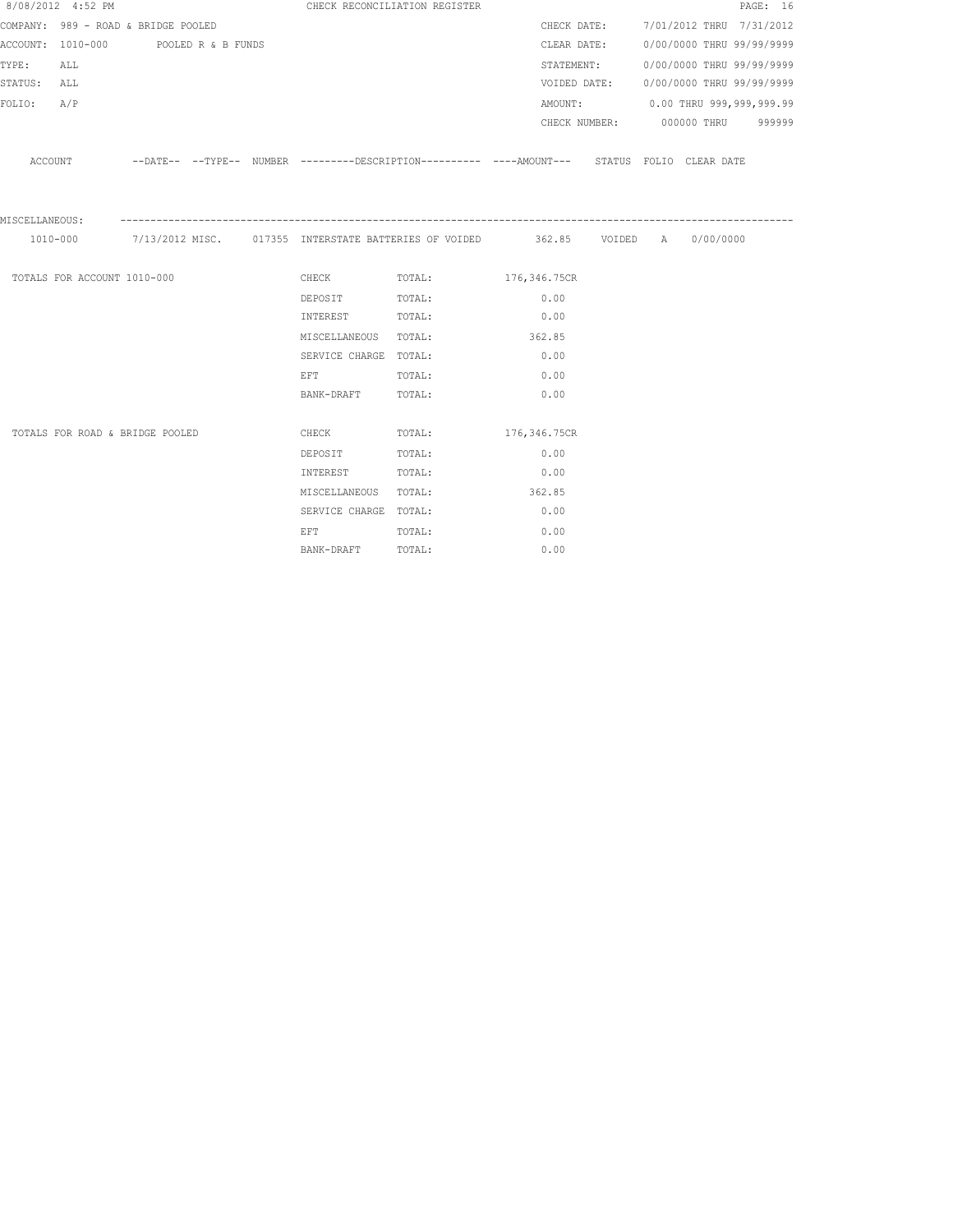8/08/2012 4:52 PM CHECK RECONCILIATION REGISTER

COMPANY: 989 - ROAD & BRIDGE POOLED

ACCOUNT: 1010-000 POOLED R & B FUNDS

TYPE: ALL

STATUS: ALL

FOLIO: A/P

CHECK DATE: 7/01/2012 THRU 7/31/2012

CLEAR DATE: 0/00/0000 THRU 99/99/9999

STATEMENT: 0/00/0000 THRU 99/99/9999

VOIDED DATE: 0/00/0000 THRU 99/99/9999

AMOUNT: 0.00 THRU 999,999,999.99

CHECK NUMBER: 000000 THRU 999999

| ACCOUNT | DATE | TYPE | NUMBER | DESCRIPTION | AMOUNT | STATUS | FOLIO | CLEAR DATE |
|---|---|---|---|---|---|---|---|---|
| MISCELLANEOUS: | | | | | | | | |
| 1010-000 | 7/13/2012 | MISC. | 017355 | INTERSTATE BATTERIES OF VOIDED | 362.85 | VOIDED | A | 0/00/0000 |

TOTALS FOR ACCOUNT 1010-000

| | | |
|---|---|---|
| CHECK | TOTAL: | 176,346.75CR |
| DEPOSIT | TOTAL: | 0.00 |
| INTEREST | TOTAL: | 0.00 |
| MISCELLANEOUS | TOTAL: | 362.85 |
| SERVICE CHARGE | TOTAL: | 0.00 |
| EFT | TOTAL: | 0.00 |
| BANK-DRAFT | TOTAL: | 0.00 |

TOTALS FOR ROAD & BRIDGE POOLED

| | | |
|---|---|---|
| CHECK | TOTAL: | 176,346.75CR |
| DEPOSIT | TOTAL: | 0.00 |
| INTEREST | TOTAL: | 0.00 |
| MISCELLANEOUS | TOTAL: | 362.85 |
| SERVICE CHARGE | TOTAL: | 0.00 |
| EFT | TOTAL: | 0.00 |
| BANK-DRAFT | TOTAL: | 0.00 |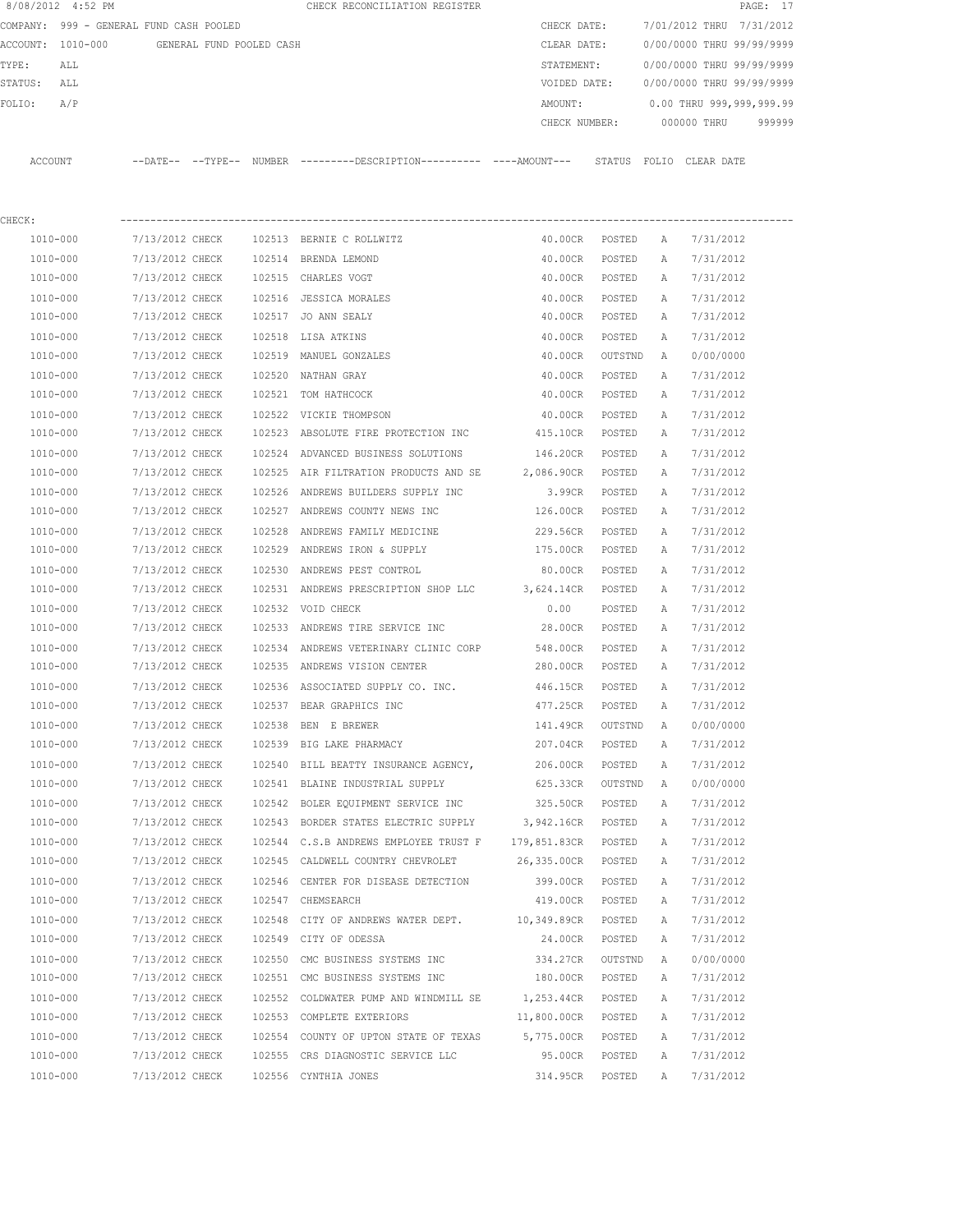8/08/2012 4:52 PM CHECK RECONCILIATION REGISTER

COMPANY: 999 - GENERAL FUND CASH POOLED | CHECK DATE: 7/01/2012 THRU 7/31/2012
ACCOUNT: 1010-000 GENERAL FUND POOLED CASH | CLEAR DATE: 0/00/0000 THRU 99/99/9999
TYPE: ALL | STATEMENT: 0/00/0000 THRU 99/99/9999
STATUS: ALL | VOIDED DATE: 0/00/0000 THRU 99/99/9999
FOLIO: A/P | AMOUNT: 0.00 THRU 999,999,999.99
CHECK NUMBER: 000000 THRU 999999

CHECK:

| ACCOUNT | --DATE-- | --TYPE-- | NUMBER | ---------DESCRIPTION---------- | ----AMOUNT--- | STATUS | FOLIO | CLEAR DATE |
|---|---|---|---|---|---|---|---|---|
| 1010-000 | 7/13/2012 | CHECK | 102513 | BERNIE C ROLLWITZ | 40.00CR | POSTED | A | 7/31/2012 |
| 1010-000 | 7/13/2012 | CHECK | 102514 | BRENDA LEMOND | 40.00CR | POSTED | A | 7/31/2012 |
| 1010-000 | 7/13/2012 | CHECK | 102515 | CHARLES VOGT | 40.00CR | POSTED | A | 7/31/2012 |
| 1010-000 | 7/13/2012 | CHECK | 102516 | JESSICA MORALES | 40.00CR | POSTED | A | 7/31/2012 |
| 1010-000 | 7/13/2012 | CHECK | 102517 | JO ANN SEALY | 40.00CR | POSTED | A | 7/31/2012 |
| 1010-000 | 7/13/2012 | CHECK | 102518 | LISA ATKINS | 40.00CR | POSTED | A | 7/31/2012 |
| 1010-000 | 7/13/2012 | CHECK | 102519 | MANUEL GONZALES | 40.00CR | OUTSTND | A | 0/00/0000 |
| 1010-000 | 7/13/2012 | CHECK | 102520 | NATHAN GRAY | 40.00CR | POSTED | A | 7/31/2012 |
| 1010-000 | 7/13/2012 | CHECK | 102521 | TOM HATHCOCK | 40.00CR | POSTED | A | 7/31/2012 |
| 1010-000 | 7/13/2012 | CHECK | 102522 | VICKIE THOMPSON | 40.00CR | POSTED | A | 7/31/2012 |
| 1010-000 | 7/13/2012 | CHECK | 102523 | ABSOLUTE FIRE PROTECTION INC | 415.10CR | POSTED | A | 7/31/2012 |
| 1010-000 | 7/13/2012 | CHECK | 102524 | ADVANCED BUSINESS SOLUTIONS | 146.20CR | POSTED | A | 7/31/2012 |
| 1010-000 | 7/13/2012 | CHECK | 102525 | AIR FILTRATION PRODUCTS AND SE | 2,086.90CR | POSTED | A | 7/31/2012 |
| 1010-000 | 7/13/2012 | CHECK | 102526 | ANDREWS BUILDERS SUPPLY INC | 3.99CR | POSTED | A | 7/31/2012 |
| 1010-000 | 7/13/2012 | CHECK | 102527 | ANDREWS COUNTY NEWS INC | 126.00CR | POSTED | A | 7/31/2012 |
| 1010-000 | 7/13/2012 | CHECK | 102528 | ANDREWS FAMILY MEDICINE | 229.56CR | POSTED | A | 7/31/2012 |
| 1010-000 | 7/13/2012 | CHECK | 102529 | ANDREWS IRON & SUPPLY | 175.00CR | POSTED | A | 7/31/2012 |
| 1010-000 | 7/13/2012 | CHECK | 102530 | ANDREWS PEST CONTROL | 80.00CR | POSTED | A | 7/31/2012 |
| 1010-000 | 7/13/2012 | CHECK | 102531 | ANDREWS PRESCRIPTION SHOP LLC | 3,624.14CR | POSTED | A | 7/31/2012 |
| 1010-000 | 7/13/2012 | CHECK | 102532 | VOID CHECK | 0.00 | POSTED | A | 7/31/2012 |
| 1010-000 | 7/13/2012 | CHECK | 102533 | ANDREWS TIRE SERVICE INC | 28.00CR | POSTED | A | 7/31/2012 |
| 1010-000 | 7/13/2012 | CHECK | 102534 | ANDREWS VETERINARY CLINIC CORP | 548.00CR | POSTED | A | 7/31/2012 |
| 1010-000 | 7/13/2012 | CHECK | 102535 | ANDREWS VISION CENTER | 280.00CR | POSTED | A | 7/31/2012 |
| 1010-000 | 7/13/2012 | CHECK | 102536 | ASSOCIATED SUPPLY CO. INC. | 446.15CR | POSTED | A | 7/31/2012 |
| 1010-000 | 7/13/2012 | CHECK | 102537 | BEAR GRAPHICS INC | 477.25CR | POSTED | A | 7/31/2012 |
| 1010-000 | 7/13/2012 | CHECK | 102538 | BEN E BREWER | 141.49CR | OUTSTND | A | 0/00/0000 |
| 1010-000 | 7/13/2012 | CHECK | 102539 | BIG LAKE PHARMACY | 207.04CR | POSTED | A | 7/31/2012 |
| 1010-000 | 7/13/2012 | CHECK | 102540 | BILL BEATTY INSURANCE AGENCY, | 206.00CR | POSTED | A | 7/31/2012 |
| 1010-000 | 7/13/2012 | CHECK | 102541 | BLAINE INDUSTRIAL SUPPLY | 625.33CR | OUTSTND | A | 0/00/0000 |
| 1010-000 | 7/13/2012 | CHECK | 102542 | BOLER EQUIPMENT SERVICE INC | 325.50CR | POSTED | A | 7/31/2012 |
| 1010-000 | 7/13/2012 | CHECK | 102543 | BORDER STATES ELECTRIC SUPPLY | 3,942.16CR | POSTED | A | 7/31/2012 |
| 1010-000 | 7/13/2012 | CHECK | 102544 | C.S.B ANDREWS EMPLOYEE TRUST F | 179,851.83CR | POSTED | A | 7/31/2012 |
| 1010-000 | 7/13/2012 | CHECK | 102545 | CALDWELL COUNTRY CHEVROLET | 26,335.00CR | POSTED | A | 7/31/2012 |
| 1010-000 | 7/13/2012 | CHECK | 102546 | CENTER FOR DISEASE DETECTION | 399.00CR | POSTED | A | 7/31/2012 |
| 1010-000 | 7/13/2012 | CHECK | 102547 | CHEMSEARCH | 419.00CR | POSTED | A | 7/31/2012 |
| 1010-000 | 7/13/2012 | CHECK | 102548 | CITY OF ANDREWS WATER DEPT. | 10,349.89CR | POSTED | A | 7/31/2012 |
| 1010-000 | 7/13/2012 | CHECK | 102549 | CITY OF ODESSA | 24.00CR | POSTED | A | 7/31/2012 |
| 1010-000 | 7/13/2012 | CHECK | 102550 | CMC BUSINESS SYSTEMS INC | 334.27CR | OUTSTND | A | 0/00/0000 |
| 1010-000 | 7/13/2012 | CHECK | 102551 | CMC BUSINESS SYSTEMS INC | 180.00CR | POSTED | A | 7/31/2012 |
| 1010-000 | 7/13/2012 | CHECK | 102552 | COLDWATER PUMP AND WINDMILL SE | 1,253.44CR | POSTED | A | 7/31/2012 |
| 1010-000 | 7/13/2012 | CHECK | 102553 | COMPLETE EXTERIORS | 11,800.00CR | POSTED | A | 7/31/2012 |
| 1010-000 | 7/13/2012 | CHECK | 102554 | COUNTY OF UPTON STATE OF TEXAS | 5,775.00CR | POSTED | A | 7/31/2012 |
| 1010-000 | 7/13/2012 | CHECK | 102555 | CRS DIAGNOSTIC SERVICE LLC | 95.00CR | POSTED | A | 7/31/2012 |
| 1010-000 | 7/13/2012 | CHECK | 102556 | CYNTHIA JONES | 314.95CR | POSTED | A | 7/31/2012 |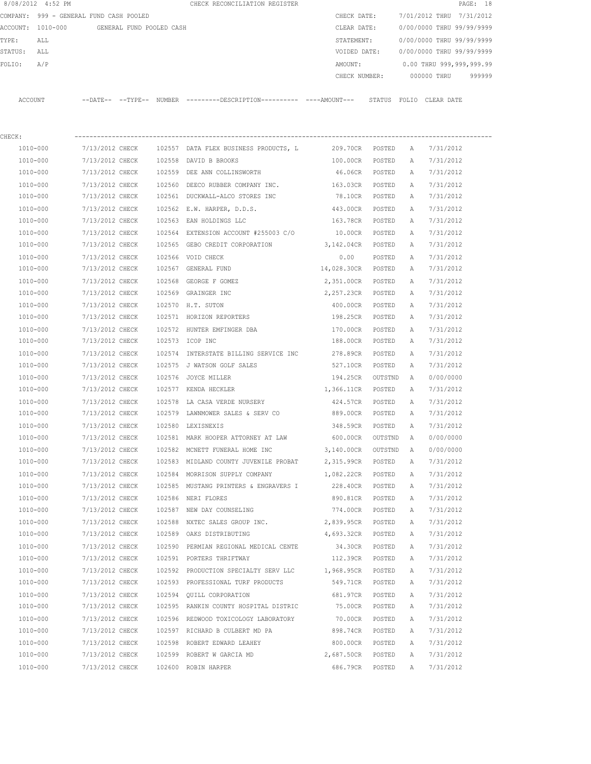8/08/2012 4:52 PM CHECK RECONCILIATION REGISTER

COMPANY: 999 - GENERAL FUND CASH POOLED CHECK DATE: 7/01/2012 THRU 7/31/2012

ACCOUNT: 1010-000 GENERAL FUND POOLED CASH CLEAR DATE: 0/00/0000 THRU 99/99/9999

TYPE: ALL STATEMENT: 0/00/0000 THRU 99/99/9999

STATUS: ALL VOIDED DATE: 0/00/0000 THRU 99/99/9999

FOLIO: A/P AMOUNT: 0.00 THRU 999,999,999.99

CHECK NUMBER: 000000 THRU 999999

CHECK:

| ACCOUNT | --DATE-- | --TYPE-- | NUMBER | ---------DESCRIPTION---------- | ----AMOUNT--- | STATUS | FOLIO | CLEAR DATE |
|---|---|---|---|---|---|---|---|---|
| 1010-000 | 7/13/2012 | CHECK | 102557 | DATA FLEX BUSINESS PRODUCTS, L | 209.70CR | POSTED | A | 7/31/2012 |
| 1010-000 | 7/13/2012 | CHECK | 102558 | DAVID B BROOKS | 100.00CR | POSTED | A | 7/31/2012 |
| 1010-000 | 7/13/2012 | CHECK | 102559 | DEE ANN COLLINSWORTH | 46.06CR | POSTED | A | 7/31/2012 |
| 1010-000 | 7/13/2012 | CHECK | 102560 | DEECO RUBBER COMPANY INC. | 163.03CR | POSTED | A | 7/31/2012 |
| 1010-000 | 7/13/2012 | CHECK | 102561 | DUCKWALL-ALCO STORES INC | 78.10CR | POSTED | A | 7/31/2012 |
| 1010-000 | 7/13/2012 | CHECK | 102562 | E.W. HARPER, D.D.S. | 443.00CR | POSTED | A | 7/31/2012 |
| 1010-000 | 7/13/2012 | CHECK | 102563 | EAN HOLDINGS LLC | 163.78CR | POSTED | A | 7/31/2012 |
| 1010-000 | 7/13/2012 | CHECK | 102564 | EXTENSION ACCOUNT #255003 C/O | 10.00CR | POSTED | A | 7/31/2012 |
| 1010-000 | 7/13/2012 | CHECK | 102565 | GEBO CREDIT CORPORATION | 3,142.04CR | POSTED | A | 7/31/2012 |
| 1010-000 | 7/13/2012 | CHECK | 102566 | VOID CHECK | 0.00 | POSTED | A | 7/31/2012 |
| 1010-000 | 7/13/2012 | CHECK | 102567 | GENERAL FUND | 14,028.30CR | POSTED | A | 7/31/2012 |
| 1010-000 | 7/13/2012 | CHECK | 102568 | GEORGE F GOMEZ | 2,351.00CR | POSTED | A | 7/31/2012 |
| 1010-000 | 7/13/2012 | CHECK | 102569 | GRAINGER INC | 2,257.23CR | POSTED | A | 7/31/2012 |
| 1010-000 | 7/13/2012 | CHECK | 102570 | H.T. SUTON | 400.00CR | POSTED | A | 7/31/2012 |
| 1010-000 | 7/13/2012 | CHECK | 102571 | HORIZON REPORTERS | 198.25CR | POSTED | A | 7/31/2012 |
| 1010-000 | 7/13/2012 | CHECK | 102572 | HUNTER EMFINGER DBA | 170.00CR | POSTED | A | 7/31/2012 |
| 1010-000 | 7/13/2012 | CHECK | 102573 | ICOP INC | 188.00CR | POSTED | A | 7/31/2012 |
| 1010-000 | 7/13/2012 | CHECK | 102574 | INTERSTATE BILLING SERVICE INC | 278.89CR | POSTED | A | 7/31/2012 |
| 1010-000 | 7/13/2012 | CHECK | 102575 | J WATSON GOLF SALES | 527.10CR | POSTED | A | 7/31/2012 |
| 1010-000 | 7/13/2012 | CHECK | 102576 | JOYCE MILLER | 194.25CR | OUTSTND | A | 0/00/0000 |
| 1010-000 | 7/13/2012 | CHECK | 102577 | KENDA HECKLER | 1,366.11CR | POSTED | A | 7/31/2012 |
| 1010-000 | 7/13/2012 | CHECK | 102578 | LA CASA VERDE NURSERY | 424.57CR | POSTED | A | 7/31/2012 |
| 1010-000 | 7/13/2012 | CHECK | 102579 | LAWNMOWER SALES & SERV CO | 889.00CR | POSTED | A | 7/31/2012 |
| 1010-000 | 7/13/2012 | CHECK | 102580 | LEXISNEXIS | 348.59CR | POSTED | A | 7/31/2012 |
| 1010-000 | 7/13/2012 | CHECK | 102581 | MARK HOOPER ATTORNEY AT LAW | 600.00CR | OUTSTND | A | 0/00/0000 |
| 1010-000 | 7/13/2012 | CHECK | 102582 | MCNETT FUNERAL HOME INC | 3,140.00CR | OUTSTND | A | 0/00/0000 |
| 1010-000 | 7/13/2012 | CHECK | 102583 | MIDLAND COUNTY JUVENILE PROBAT | 2,315.99CR | POSTED | A | 7/31/2012 |
| 1010-000 | 7/13/2012 | CHECK | 102584 | MORRISON SUPPLY COMPANY | 1,082.22CR | POSTED | A | 7/31/2012 |
| 1010-000 | 7/13/2012 | CHECK | 102585 | MUSTANG PRINTERS & ENGRAVERS I | 228.40CR | POSTED | A | 7/31/2012 |
| 1010-000 | 7/13/2012 | CHECK | 102586 | NERI FLORES | 890.81CR | POSTED | A | 7/31/2012 |
| 1010-000 | 7/13/2012 | CHECK | 102587 | NEW DAY COUNSELING | 774.00CR | POSTED | A | 7/31/2012 |
| 1010-000 | 7/13/2012 | CHECK | 102588 | NXTEC SALES GROUP INC. | 2,839.95CR | POSTED | A | 7/31/2012 |
| 1010-000 | 7/13/2012 | CHECK | 102589 | OAKS DISTRIBUTING | 4,693.32CR | POSTED | A | 7/31/2012 |
| 1010-000 | 7/13/2012 | CHECK | 102590 | PERMIAN REGIONAL MEDICAL CENTE | 34.30CR | POSTED | A | 7/31/2012 |
| 1010-000 | 7/13/2012 | CHECK | 102591 | PORTERS THRIFTWAY | 112.39CR | POSTED | A | 7/31/2012 |
| 1010-000 | 7/13/2012 | CHECK | 102592 | PRODUCTION SPECIALTY SERV LLC | 1,968.95CR | POSTED | A | 7/31/2012 |
| 1010-000 | 7/13/2012 | CHECK | 102593 | PROFESSIONAL TURF PRODUCTS | 549.71CR | POSTED | A | 7/31/2012 |
| 1010-000 | 7/13/2012 | CHECK | 102594 | QUILL CORPORATION | 681.97CR | POSTED | A | 7/31/2012 |
| 1010-000 | 7/13/2012 | CHECK | 102595 | RANKIN COUNTY HOSPITAL DISTRIC | 75.00CR | POSTED | A | 7/31/2012 |
| 1010-000 | 7/13/2012 | CHECK | 102596 | REDWOOD TOXICOLOGY LABORATORY | 70.00CR | POSTED | A | 7/31/2012 |
| 1010-000 | 7/13/2012 | CHECK | 102597 | RICHARD B CULBERT MD PA | 898.74CR | POSTED | A | 7/31/2012 |
| 1010-000 | 7/13/2012 | CHECK | 102598 | ROBERT EDWARD LEAHEY | 800.00CR | POSTED | A | 7/31/2012 |
| 1010-000 | 7/13/2012 | CHECK | 102599 | ROBERT W GARCIA MD | 2,687.50CR | POSTED | A | 7/31/2012 |
| 1010-000 | 7/13/2012 | CHECK | 102600 | ROBIN HARPER | 686.79CR | POSTED | A | 7/31/2012 |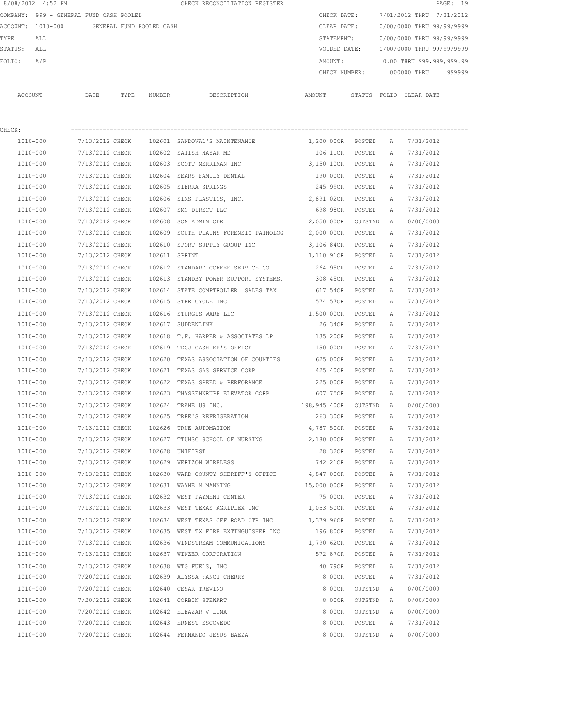8/08/2012 4:52 PM CHECK RECONCILIATION REGISTER

COMPANY: 999 - GENERAL FUND CASH POOLED

ACCOUNT: 1010-000 GENERAL FUND POOLED CASH

TYPE: ALL

STATUS: ALL

FOLIO: A/P

CHECK DATE: 7/01/2012 THRU 7/31/2012

CLEAR DATE: 0/00/0000 THRU 99/99/9999

STATEMENT: 0/00/0000 THRU 99/99/9999

VOIDED DATE: 0/00/0000 THRU 99/99/9999

AMOUNT: 0.00 THRU 999,999,999.99

CHECK NUMBER: 000000 THRU 999999

CHECK:

| ACCOUNT | --DATE-- | --TYPE-- | NUMBER | ---------DESCRIPTION---------- | ----AMOUNT--- | STATUS | FOLIO | CLEAR DATE |
|---|---|---|---|---|---|---|---|---|
| 1010-000 | 7/13/2012 | CHECK | 102601 | SANDOVAL'S MAINTENANCE | 1,200.00CR | POSTED | A | 7/31/2012 |
| 1010-000 | 7/13/2012 | CHECK | 102602 | SATISH NAYAK MD | 106.11CR | POSTED | A | 7/31/2012 |
| 1010-000 | 7/13/2012 | CHECK | 102603 | SCOTT MERRIMAN INC | 3,150.10CR | POSTED | A | 7/31/2012 |
| 1010-000 | 7/13/2012 | CHECK | 102604 | SEARS FAMILY DENTAL | 190.00CR | POSTED | A | 7/31/2012 |
| 1010-000 | 7/13/2012 | CHECK | 102605 | SIERRA SPRINGS | 245.99CR | POSTED | A | 7/31/2012 |
| 1010-000 | 7/13/2012 | CHECK | 102606 | SIMS PLASTICS, INC. | 2,891.02CR | POSTED | A | 7/31/2012 |
| 1010-000 | 7/13/2012 | CHECK | 102607 | SMC DIRECT LLC | 698.98CR | POSTED | A | 7/31/2012 |
| 1010-000 | 7/13/2012 | CHECK | 102608 | SON ADMIN ODE | 2,050.00CR | OUTSTND | A | 0/00/0000 |
| 1010-000 | 7/13/2012 | CHECK | 102609 | SOUTH PLAINS FORENSIC PATHOLOG | 2,000.00CR | POSTED | A | 7/31/2012 |
| 1010-000 | 7/13/2012 | CHECK | 102610 | SPORT SUPPLY GROUP INC | 3,106.84CR | POSTED | A | 7/31/2012 |
| 1010-000 | 7/13/2012 | CHECK | 102611 | SPRINT | 1,110.91CR | POSTED | A | 7/31/2012 |
| 1010-000 | 7/13/2012 | CHECK | 102612 | STANDARD COFFEE SERVICE CO | 264.95CR | POSTED | A | 7/31/2012 |
| 1010-000 | 7/13/2012 | CHECK | 102613 | STANDBY POWER SUPPORT SYSTEMS, | 308.45CR | POSTED | A | 7/31/2012 |
| 1010-000 | 7/13/2012 | CHECK | 102614 | STATE COMPTROLLER SALES TAX | 617.54CR | POSTED | A | 7/31/2012 |
| 1010-000 | 7/13/2012 | CHECK | 102615 | STERICYCLE INC | 574.57CR | POSTED | A | 7/31/2012 |
| 1010-000 | 7/13/2012 | CHECK | 102616 | STURGIS WARE LLC | 1,500.00CR | POSTED | A | 7/31/2012 |
| 1010-000 | 7/13/2012 | CHECK | 102617 | SUDDENLINK | 26.34CR | POSTED | A | 7/31/2012 |
| 1010-000 | 7/13/2012 | CHECK | 102618 | T.F. HARPER & ASSOCIATES LP | 135.20CR | POSTED | A | 7/31/2012 |
| 1010-000 | 7/13/2012 | CHECK | 102619 | TDCJ CASHIER'S OFFICE | 150.00CR | POSTED | A | 7/31/2012 |
| 1010-000 | 7/13/2012 | CHECK | 102620 | TEXAS ASSOCIATION OF COUNTIES | 625.00CR | POSTED | A | 7/31/2012 |
| 1010-000 | 7/13/2012 | CHECK | 102621 | TEXAS GAS SERVICE CORP | 425.40CR | POSTED | A | 7/31/2012 |
| 1010-000 | 7/13/2012 | CHECK | 102622 | TEXAS SPEED & PERFORANCE | 225.00CR | POSTED | A | 7/31/2012 |
| 1010-000 | 7/13/2012 | CHECK | 102623 | THYSSENKRUPP ELEVATOR CORP | 607.75CR | POSTED | A | 7/31/2012 |
| 1010-000 | 7/13/2012 | CHECK | 102624 | TRANE US INC. | 198,945.40CR | OUTSTND | A | 0/00/0000 |
| 1010-000 | 7/13/2012 | CHECK | 102625 | TREE'S REFRIGERATION | 263.30CR | POSTED | A | 7/31/2012 |
| 1010-000 | 7/13/2012 | CHECK | 102626 | TRUE AUTOMATION | 4,787.50CR | POSTED | A | 7/31/2012 |
| 1010-000 | 7/13/2012 | CHECK | 102627 | TTUHSC SCHOOL OF NURSING | 2,180.00CR | POSTED | A | 7/31/2012 |
| 1010-000 | 7/13/2012 | CHECK | 102628 | UNIFIRST | 28.32CR | POSTED | A | 7/31/2012 |
| 1010-000 | 7/13/2012 | CHECK | 102629 | VERIZON WIRELESS | 742.21CR | POSTED | A | 7/31/2012 |
| 1010-000 | 7/13/2012 | CHECK | 102630 | WARD COUNTY SHERIFF'S OFFICE | 4,847.00CR | POSTED | A | 7/31/2012 |
| 1010-000 | 7/13/2012 | CHECK | 102631 | WAYNE M MANNING | 15,000.00CR | POSTED | A | 7/31/2012 |
| 1010-000 | 7/13/2012 | CHECK | 102632 | WEST PAYMENT CENTER | 75.00CR | POSTED | A | 7/31/2012 |
| 1010-000 | 7/13/2012 | CHECK | 102633 | WEST TEXAS AGRIPLEX INC | 1,053.50CR | POSTED | A | 7/31/2012 |
| 1010-000 | 7/13/2012 | CHECK | 102634 | WEST TEXAS OFF ROAD CTR INC | 1,379.96CR | POSTED | A | 7/31/2012 |
| 1010-000 | 7/13/2012 | CHECK | 102635 | WEST TX FIRE EXTINGUISHER INC | 196.80CR | POSTED | A | 7/31/2012 |
| 1010-000 | 7/13/2012 | CHECK | 102636 | WINDSTREAM COMMUNICATIONS | 1,790.62CR | POSTED | A | 7/31/2012 |
| 1010-000 | 7/13/2012 | CHECK | 102637 | WINZER CORPORATION | 572.87CR | POSTED | A | 7/31/2012 |
| 1010-000 | 7/13/2012 | CHECK | 102638 | WTG FUELS, INC | 40.79CR | POSTED | A | 7/31/2012 |
| 1010-000 | 7/20/2012 | CHECK | 102639 | ALYSSA FANCI CHERRY | 8.00CR | POSTED | A | 7/31/2012 |
| 1010-000 | 7/20/2012 | CHECK | 102640 | CESAR TREVINO | 8.00CR | OUTSTND | A | 0/00/0000 |
| 1010-000 | 7/20/2012 | CHECK | 102641 | CORBIN STEWART | 8.00CR | OUTSTND | A | 0/00/0000 |
| 1010-000 | 7/20/2012 | CHECK | 102642 | ELEAZAR V LUNA | 8.00CR | OUTSTND | A | 0/00/0000 |
| 1010-000 | 7/20/2012 | CHECK | 102643 | ERNEST ESCOVEDO | 8.00CR | POSTED | A | 7/31/2012 |
| 1010-000 | 7/20/2012 | CHECK | 102644 | FERNANDO JESUS BAEZA | 8.00CR | OUTSTND | A | 0/00/0000 |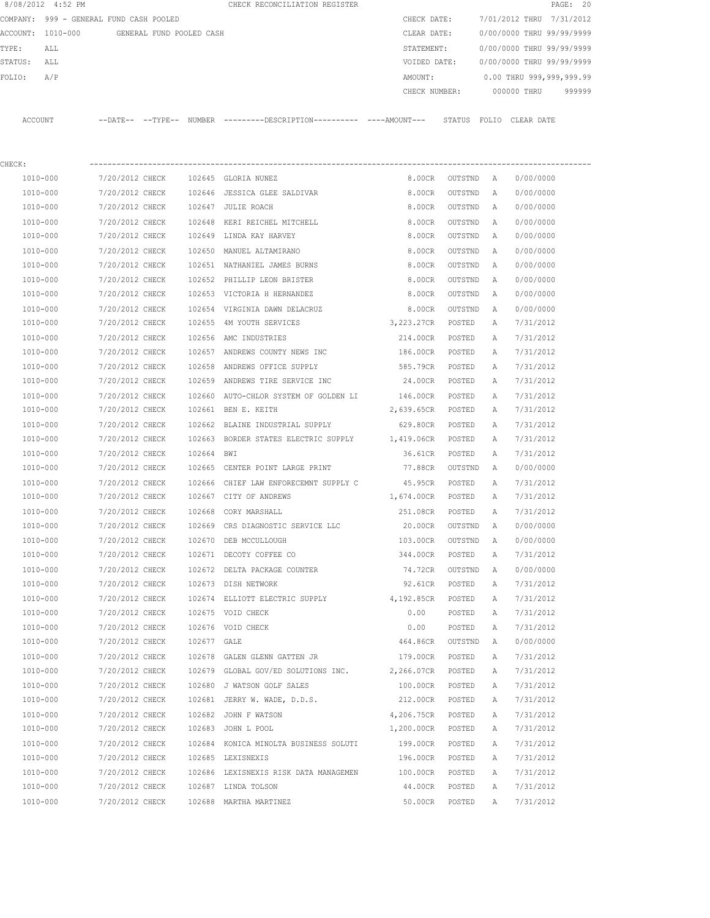8/08/2012 4:52 PM CHECK RECONCILIATION REGISTER

COMPANY: 999 - GENERAL FUND CASH POOLED CHECK DATE: 7/01/2012 THRU 7/31/2012

ACCOUNT: 1010-000 GENERAL FUND POOLED CASH CLEAR DATE: 0/00/0000 THRU 99/99/9999

TYPE: ALL STATEMENT: 0/00/0000 THRU 99/99/9999

STATUS: ALL VOIDED DATE: 0/00/0000 THRU 99/99/9999

FOLIO: A/P AMOUNT: 0.00 THRU 999,999,999.99

CHECK NUMBER: 000000 THRU 999999

| ACCOUNT | --DATE-- | --TYPE-- | NUMBER | ---------DESCRIPTION---------- | ----AMOUNT--- | STATUS | FOLIO | CLEAR DATE |
|---|---|---|---|---|---|---|---|---|
| CHECK: | | | | | | | | |
| 1010-000 | 7/20/2012 | CHECK | 102645 | GLORIA NUNEZ | 8.00CR | OUTSTND | A | 0/00/0000 |
| 1010-000 | 7/20/2012 | CHECK | 102646 | JESSICA GLEE SALDIVAR | 8.00CR | OUTSTND | A | 0/00/0000 |
| 1010-000 | 7/20/2012 | CHECK | 102647 | JULIE ROACH | 8.00CR | OUTSTND | A | 0/00/0000 |
| 1010-000 | 7/20/2012 | CHECK | 102648 | KERI REICHEL MITCHELL | 8.00CR | OUTSTND | A | 0/00/0000 |
| 1010-000 | 7/20/2012 | CHECK | 102649 | LINDA KAY HARVEY | 8.00CR | OUTSTND | A | 0/00/0000 |
| 1010-000 | 7/20/2012 | CHECK | 102650 | MANUEL ALTAMIRANO | 8.00CR | OUTSTND | A | 0/00/0000 |
| 1010-000 | 7/20/2012 | CHECK | 102651 | NATHANIEL JAMES BURNS | 8.00CR | OUTSTND | A | 0/00/0000 |
| 1010-000 | 7/20/2012 | CHECK | 102652 | PHILLIP LEON BRISTER | 8.00CR | OUTSTND | A | 0/00/0000 |
| 1010-000 | 7/20/2012 | CHECK | 102653 | VICTORIA H HERNANDEZ | 8.00CR | OUTSTND | A | 0/00/0000 |
| 1010-000 | 7/20/2012 | CHECK | 102654 | VIRGINIA DAWN DELACRUZ | 8.00CR | OUTSTND | A | 0/00/0000 |
| 1010-000 | 7/20/2012 | CHECK | 102655 | 4M YOUTH SERVICES | 3,223.27CR | POSTED | A | 7/31/2012 |
| 1010-000 | 7/20/2012 | CHECK | 102656 | AMC INDUSTRIES | 214.00CR | POSTED | A | 7/31/2012 |
| 1010-000 | 7/20/2012 | CHECK | 102657 | ANDREWS COUNTY NEWS INC | 186.00CR | POSTED | A | 7/31/2012 |
| 1010-000 | 7/20/2012 | CHECK | 102658 | ANDREWS OFFICE SUPPLY | 585.79CR | POSTED | A | 7/31/2012 |
| 1010-000 | 7/20/2012 | CHECK | 102659 | ANDREWS TIRE SERVICE INC | 24.00CR | POSTED | A | 7/31/2012 |
| 1010-000 | 7/20/2012 | CHECK | 102660 | AUTO-CHLOR SYSTEM OF GOLDEN LI | 146.00CR | POSTED | A | 7/31/2012 |
| 1010-000 | 7/20/2012 | CHECK | 102661 | BEN E. KEITH | 2,639.65CR | POSTED | A | 7/31/2012 |
| 1010-000 | 7/20/2012 | CHECK | 102662 | BLAINE INDUSTRIAL SUPPLY | 629.80CR | POSTED | A | 7/31/2012 |
| 1010-000 | 7/20/2012 | CHECK | 102663 | BORDER STATES ELECTRIC SUPPLY | 1,419.06CR | POSTED | A | 7/31/2012 |
| 1010-000 | 7/20/2012 | CHECK | 102664 | BWI | 36.61CR | POSTED | A | 7/31/2012 |
| 1010-000 | 7/20/2012 | CHECK | 102665 | CENTER POINT LARGE PRINT | 77.88CR | OUTSTND | A | 0/00/0000 |
| 1010-000 | 7/20/2012 | CHECK | 102666 | CHIEF LAW ENFORECEMNT SUPPLY C | 45.95CR | POSTED | A | 7/31/2012 |
| 1010-000 | 7/20/2012 | CHECK | 102667 | CITY OF ANDREWS | 1,674.00CR | POSTED | A | 7/31/2012 |
| 1010-000 | 7/20/2012 | CHECK | 102668 | CORY MARSHALL | 251.08CR | POSTED | A | 7/31/2012 |
| 1010-000 | 7/20/2012 | CHECK | 102669 | CRS DIAGNOSTIC SERVICE LLC | 20.00CR | OUTSTND | A | 0/00/0000 |
| 1010-000 | 7/20/2012 | CHECK | 102670 | DEB MCCULLOUGH | 103.00CR | OUTSTND | A | 0/00/0000 |
| 1010-000 | 7/20/2012 | CHECK | 102671 | DECOTY COFFEE CO | 344.00CR | POSTED | A | 7/31/2012 |
| 1010-000 | 7/20/2012 | CHECK | 102672 | DELTA PACKAGE COUNTER | 74.72CR | OUTSTND | A | 0/00/0000 |
| 1010-000 | 7/20/2012 | CHECK | 102673 | DISH NETWORK | 92.61CR | POSTED | A | 7/31/2012 |
| 1010-000 | 7/20/2012 | CHECK | 102674 | ELLIOTT ELECTRIC SUPPLY | 4,192.85CR | POSTED | A | 7/31/2012 |
| 1010-000 | 7/20/2012 | CHECK | 102675 | VOID CHECK | 0.00 | POSTED | A | 7/31/2012 |
| 1010-000 | 7/20/2012 | CHECK | 102676 | VOID CHECK | 0.00 | POSTED | A | 7/31/2012 |
| 1010-000 | 7/20/2012 | CHECK | 102677 | GALE | 464.86CR | OUTSTND | A | 0/00/0000 |
| 1010-000 | 7/20/2012 | CHECK | 102678 | GALEN GLENN GATTEN JR | 179.00CR | POSTED | A | 7/31/2012 |
| 1010-000 | 7/20/2012 | CHECK | 102679 | GLOBAL GOV/ED SOLUTIONS INC. | 2,266.07CR | POSTED | A | 7/31/2012 |
| 1010-000 | 7/20/2012 | CHECK | 102680 | J WATSON GOLF SALES | 100.00CR | POSTED | A | 7/31/2012 |
| 1010-000 | 7/20/2012 | CHECK | 102681 | JERRY W. WADE, D.D.S. | 212.00CR | POSTED | A | 7/31/2012 |
| 1010-000 | 7/20/2012 | CHECK | 102682 | JOHN F WATSON | 4,206.75CR | POSTED | A | 7/31/2012 |
| 1010-000 | 7/20/2012 | CHECK | 102683 | JOHN L POOL | 1,200.00CR | POSTED | A | 7/31/2012 |
| 1010-000 | 7/20/2012 | CHECK | 102684 | KONICA MINOLTA BUSINESS SOLUTI | 199.00CR | POSTED | A | 7/31/2012 |
| 1010-000 | 7/20/2012 | CHECK | 102685 | LEXISNEXIS | 196.00CR | POSTED | A | 7/31/2012 |
| 1010-000 | 7/20/2012 | CHECK | 102686 | LEXISNEXIS RISK DATA MANAGEMEN | 100.00CR | POSTED | A | 7/31/2012 |
| 1010-000 | 7/20/2012 | CHECK | 102687 | LINDA TOLSON | 44.00CR | POSTED | A | 7/31/2012 |
| 1010-000 | 7/20/2012 | CHECK | 102688 | MARTHA MARTINEZ | 50.00CR | POSTED | A | 7/31/2012 |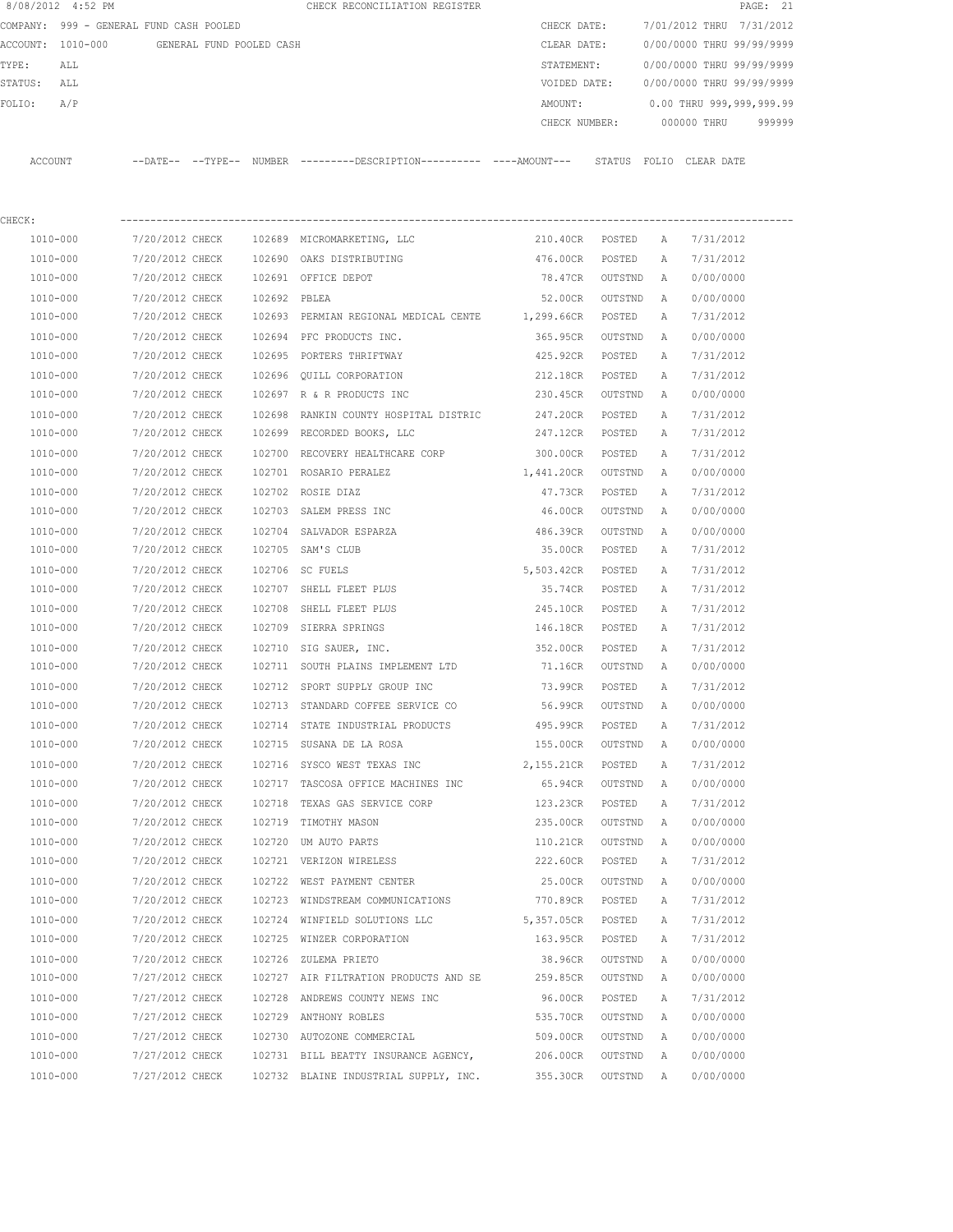8/08/2012 4:52 PM CHECK RECONCILIATION REGISTER

COMPANY: 999 - GENERAL FUND CASH POOLED
ACCOUNT: 1010-000 GENERAL FUND POOLED CASH
TYPE: ALL
STATUS: ALL
FOLIO: A/P

CHECK DATE: 7/01/2012 THRU 7/31/2012
CLEAR DATE: 0/00/0000 THRU 99/99/9999
STATEMENT: 0/00/0000 THRU 99/99/9999
VOIDED DATE: 0/00/0000 THRU 99/99/9999
AMOUNT: 0.00 THRU 999,999,999.99
CHECK NUMBER: 000000 THRU 999999

CHECK:

| ACCOUNT | --DATE-- | --TYPE-- | NUMBER | ---------DESCRIPTION---------- | ----AMOUNT--- | STATUS | FOLIO | CLEAR DATE |
|---|---|---|---|---|---|---|---|---|
| 1010-000 | 7/20/2012 | CHECK | 102689 | MICROMARKETING, LLC | 210.40CR | POSTED | A | 7/31/2012 |
| 1010-000 | 7/20/2012 | CHECK | 102690 | OAKS DISTRIBUTING | 476.00CR | POSTED | A | 7/31/2012 |
| 1010-000 | 7/20/2012 | CHECK | 102691 | OFFICE DEPOT | 78.47CR | OUTSTND | A | 0/00/0000 |
| 1010-000 | 7/20/2012 | CHECK | 102692 | PBLEA | 52.00CR | OUTSTND | A | 0/00/0000 |
| 1010-000 | 7/20/2012 | CHECK | 102693 | PERMIAN REGIONAL MEDICAL CENTE | 1,299.66CR | POSTED | A | 7/31/2012 |
| 1010-000 | 7/20/2012 | CHECK | 102694 | PFC PRODUCTS INC. | 365.95CR | OUTSTND | A | 0/00/0000 |
| 1010-000 | 7/20/2012 | CHECK | 102695 | PORTERS THRIFTWAY | 425.92CR | POSTED | A | 7/31/2012 |
| 1010-000 | 7/20/2012 | CHECK | 102696 | QUILL CORPORATION | 212.18CR | POSTED | A | 7/31/2012 |
| 1010-000 | 7/20/2012 | CHECK | 102697 | R & R PRODUCTS INC | 230.45CR | OUTSTND | A | 0/00/0000 |
| 1010-000 | 7/20/2012 | CHECK | 102698 | RANKIN COUNTY HOSPITAL DISTRIC | 247.20CR | POSTED | A | 7/31/2012 |
| 1010-000 | 7/20/2012 | CHECK | 102699 | RECORDED BOOKS, LLC | 247.12CR | POSTED | A | 7/31/2012 |
| 1010-000 | 7/20/2012 | CHECK | 102700 | RECOVERY HEALTHCARE CORP | 300.00CR | POSTED | A | 7/31/2012 |
| 1010-000 | 7/20/2012 | CHECK | 102701 | ROSARIO PERALEZ | 1,441.20CR | OUTSTND | A | 0/00/0000 |
| 1010-000 | 7/20/2012 | CHECK | 102702 | ROSIE DIAZ | 47.73CR | POSTED | A | 7/31/2012 |
| 1010-000 | 7/20/2012 | CHECK | 102703 | SALEM PRESS INC | 46.00CR | OUTSTND | A | 0/00/0000 |
| 1010-000 | 7/20/2012 | CHECK | 102704 | SALVADOR ESPARZA | 486.39CR | OUTSTND | A | 0/00/0000 |
| 1010-000 | 7/20/2012 | CHECK | 102705 | SAM'S CLUB | 35.00CR | POSTED | A | 7/31/2012 |
| 1010-000 | 7/20/2012 | CHECK | 102706 | SC FUELS | 5,503.42CR | POSTED | A | 7/31/2012 |
| 1010-000 | 7/20/2012 | CHECK | 102707 | SHELL FLEET PLUS | 35.74CR | POSTED | A | 7/31/2012 |
| 1010-000 | 7/20/2012 | CHECK | 102708 | SHELL FLEET PLUS | 245.10CR | POSTED | A | 7/31/2012 |
| 1010-000 | 7/20/2012 | CHECK | 102709 | SIERRA SPRINGS | 146.18CR | POSTED | A | 7/31/2012 |
| 1010-000 | 7/20/2012 | CHECK | 102710 | SIG SAUER, INC. | 352.00CR | POSTED | A | 7/31/2012 |
| 1010-000 | 7/20/2012 | CHECK | 102711 | SOUTH PLAINS IMPLEMENT LTD | 71.16CR | OUTSTND | A | 0/00/0000 |
| 1010-000 | 7/20/2012 | CHECK | 102712 | SPORT SUPPLY GROUP INC | 73.99CR | POSTED | A | 7/31/2012 |
| 1010-000 | 7/20/2012 | CHECK | 102713 | STANDARD COFFEE SERVICE CO | 56.99CR | OUTSTND | A | 0/00/0000 |
| 1010-000 | 7/20/2012 | CHECK | 102714 | STATE INDUSTRIAL PRODUCTS | 495.99CR | POSTED | A | 7/31/2012 |
| 1010-000 | 7/20/2012 | CHECK | 102715 | SUSANA DE LA ROSA | 155.00CR | OUTSTND | A | 0/00/0000 |
| 1010-000 | 7/20/2012 | CHECK | 102716 | SYSCO WEST TEXAS INC | 2,155.21CR | POSTED | A | 7/31/2012 |
| 1010-000 | 7/20/2012 | CHECK | 102717 | TASCOSA OFFICE MACHINES INC | 65.94CR | OUTSTND | A | 0/00/0000 |
| 1010-000 | 7/20/2012 | CHECK | 102718 | TEXAS GAS SERVICE CORP | 123.23CR | POSTED | A | 7/31/2012 |
| 1010-000 | 7/20/2012 | CHECK | 102719 | TIMOTHY MASON | 235.00CR | OUTSTND | A | 0/00/0000 |
| 1010-000 | 7/20/2012 | CHECK | 102720 | UM AUTO PARTS | 110.21CR | OUTSTND | A | 0/00/0000 |
| 1010-000 | 7/20/2012 | CHECK | 102721 | VERIZON WIRELESS | 222.60CR | POSTED | A | 7/31/2012 |
| 1010-000 | 7/20/2012 | CHECK | 102722 | WEST PAYMENT CENTER | 25.00CR | OUTSTND | A | 0/00/0000 |
| 1010-000 | 7/20/2012 | CHECK | 102723 | WINDSTREAM COMMUNICATIONS | 770.89CR | POSTED | A | 7/31/2012 |
| 1010-000 | 7/20/2012 | CHECK | 102724 | WINFIELD SOLUTIONS LLC | 5,357.05CR | POSTED | A | 7/31/2012 |
| 1010-000 | 7/20/2012 | CHECK | 102725 | WINZER CORPORATION | 163.95CR | POSTED | A | 7/31/2012 |
| 1010-000 | 7/20/2012 | CHECK | 102726 | ZULEMA PRIETO | 38.96CR | OUTSTND | A | 0/00/0000 |
| 1010-000 | 7/27/2012 | CHECK | 102727 | AIR FILTRATION PRODUCTS AND SE | 259.85CR | OUTSTND | A | 0/00/0000 |
| 1010-000 | 7/27/2012 | CHECK | 102728 | ANDREWS COUNTY NEWS INC | 96.00CR | POSTED | A | 7/31/2012 |
| 1010-000 | 7/27/2012 | CHECK | 102729 | ANTHONY ROBLES | 535.70CR | OUTSTND | A | 0/00/0000 |
| 1010-000 | 7/27/2012 | CHECK | 102730 | AUTOZONE COMMERCIAL | 509.00CR | OUTSTND | A | 0/00/0000 |
| 1010-000 | 7/27/2012 | CHECK | 102731 | BILL BEATTY INSURANCE AGENCY, | 206.00CR | OUTSTND | A | 0/00/0000 |
| 1010-000 | 7/27/2012 | CHECK | 102732 | BLAINE INDUSTRIAL SUPPLY, INC. | 355.30CR | OUTSTND | A | 0/00/0000 |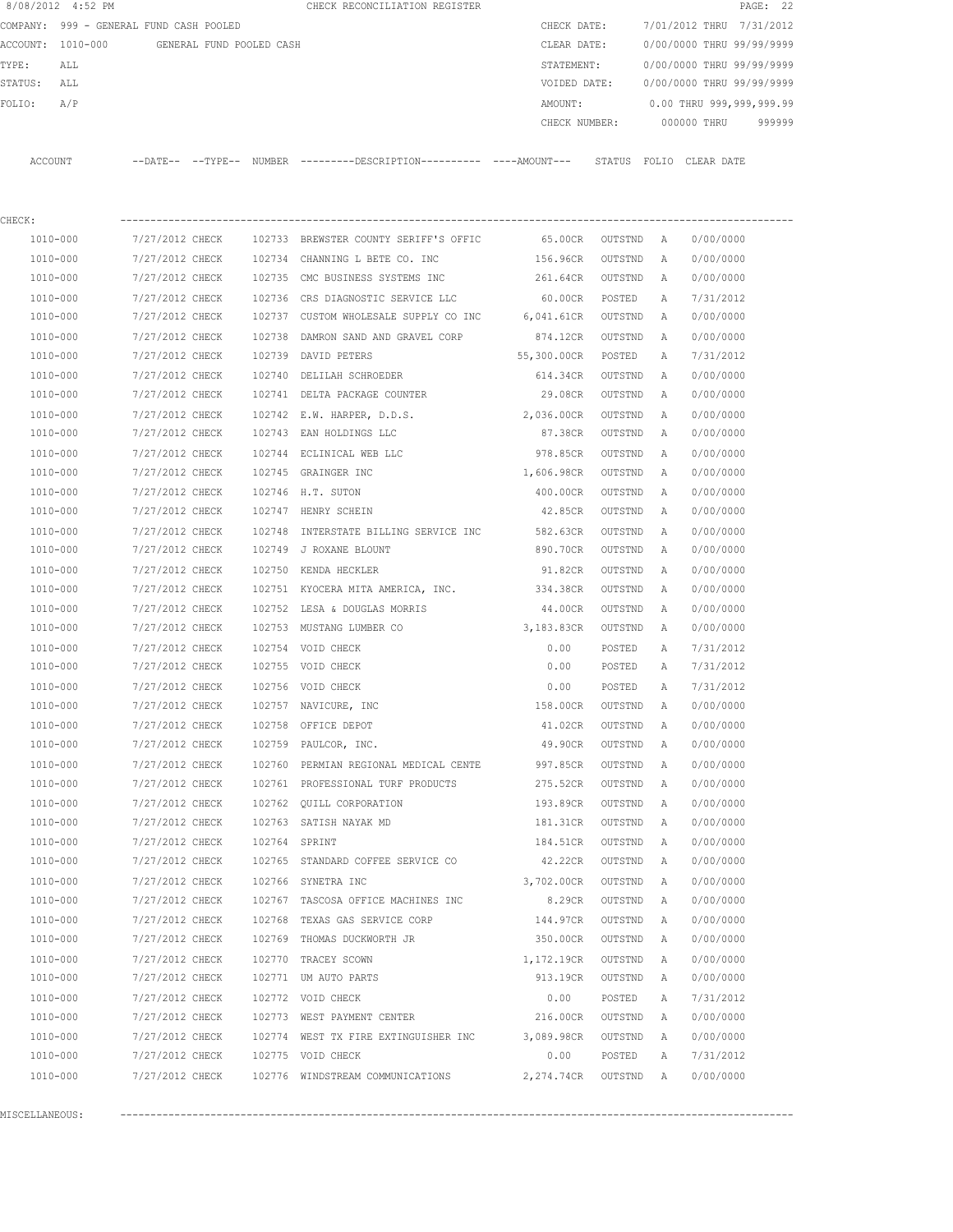8/08/2012 4:52 PM CHECK RECONCILIATION REGISTER

COMPANY: 999 - GENERAL FUND CASH POOLED  CHECK DATE: 7/01/2012 THRU 7/31/2012
ACCOUNT: 1010-000 GENERAL FUND POOLED CASH  CLEAR DATE: 0/00/0000 THRU 99/99/9999
TYPE: ALL  STATEMENT: 0/00/0000 THRU 99/99/9999
STATUS: ALL  VOIDED DATE: 0/00/0000 THRU 99/99/9999
FOLIO: A/P  AMOUNT: 0.00 THRU 999,999,999.99
CHECK NUMBER: 000000 THRU 999999

CHECK:

| ACCOUNT | --DATE-- | --TYPE-- | NUMBER | ---------DESCRIPTION---------- | ----AMOUNT--- | STATUS | FOLIO | CLEAR DATE |
|---|---|---|---|---|---|---|---|---|
| 1010-000 | 7/27/2012 | CHECK | 102733 | BREWSTER COUNTY SERIFF'S OFFIC | 65.00CR | OUTSTND | A | 0/00/0000 |
| 1010-000 | 7/27/2012 | CHECK | 102734 | CHANNING L BETE CO. INC | 156.96CR | OUTSTND | A | 0/00/0000 |
| 1010-000 | 7/27/2012 | CHECK | 102735 | CMC BUSINESS SYSTEMS INC | 261.64CR | OUTSTND | A | 0/00/0000 |
| 1010-000 | 7/27/2012 | CHECK | 102736 | CRS DIAGNOSTIC SERVICE LLC | 60.00CR | POSTED | A | 7/31/2012 |
| 1010-000 | 7/27/2012 | CHECK | 102737 | CUSTOM WHOLESALE SUPPLY CO INC | 6,041.61CR | OUTSTND | A | 0/00/0000 |
| 1010-000 | 7/27/2012 | CHECK | 102738 | DAMRON SAND AND GRAVEL CORP | 874.12CR | OUTSTND | A | 0/00/0000 |
| 1010-000 | 7/27/2012 | CHECK | 102739 | DAVID PETERS | 55,300.00CR | POSTED | A | 7/31/2012 |
| 1010-000 | 7/27/2012 | CHECK | 102740 | DELILAH SCHROEDER | 614.34CR | OUTSTND | A | 0/00/0000 |
| 1010-000 | 7/27/2012 | CHECK | 102741 | DELTA PACKAGE COUNTER | 29.08CR | OUTSTND | A | 0/00/0000 |
| 1010-000 | 7/27/2012 | CHECK | 102742 | E.W. HARPER, D.D.S. | 2,036.00CR | OUTSTND | A | 0/00/0000 |
| 1010-000 | 7/27/2012 | CHECK | 102743 | EAN HOLDINGS LLC | 87.38CR | OUTSTND | A | 0/00/0000 |
| 1010-000 | 7/27/2012 | CHECK | 102744 | ECLINICAL WEB LLC | 978.85CR | OUTSTND | A | 0/00/0000 |
| 1010-000 | 7/27/2012 | CHECK | 102745 | GRAINGER INC | 1,606.98CR | OUTSTND | A | 0/00/0000 |
| 1010-000 | 7/27/2012 | CHECK | 102746 | H.T. SUTON | 400.00CR | OUTSTND | A | 0/00/0000 |
| 1010-000 | 7/27/2012 | CHECK | 102747 | HENRY SCHEIN | 42.85CR | OUTSTND | A | 0/00/0000 |
| 1010-000 | 7/27/2012 | CHECK | 102748 | INTERSTATE BILLING SERVICE INC | 582.63CR | OUTSTND | A | 0/00/0000 |
| 1010-000 | 7/27/2012 | CHECK | 102749 | J ROXANE BLOUNT | 890.70CR | OUTSTND | A | 0/00/0000 |
| 1010-000 | 7/27/2012 | CHECK | 102750 | KENDA HECKLER | 91.82CR | OUTSTND | A | 0/00/0000 |
| 1010-000 | 7/27/2012 | CHECK | 102751 | KYOCERA MITA AMERICA, INC. | 334.38CR | OUTSTND | A | 0/00/0000 |
| 1010-000 | 7/27/2012 | CHECK | 102752 | LESA & DOUGLAS MORRIS | 44.00CR | OUTSTND | A | 0/00/0000 |
| 1010-000 | 7/27/2012 | CHECK | 102753 | MUSTANG LUMBER CO | 3,183.83CR | OUTSTND | A | 0/00/0000 |
| 1010-000 | 7/27/2012 | CHECK | 102754 | VOID CHECK | 0.00 | POSTED | A | 7/31/2012 |
| 1010-000 | 7/27/2012 | CHECK | 102755 | VOID CHECK | 0.00 | POSTED | A | 7/31/2012 |
| 1010-000 | 7/27/2012 | CHECK | 102756 | VOID CHECK | 0.00 | POSTED | A | 7/31/2012 |
| 1010-000 | 7/27/2012 | CHECK | 102757 | NAVICURE, INC | 158.00CR | OUTSTND | A | 0/00/0000 |
| 1010-000 | 7/27/2012 | CHECK | 102758 | OFFICE DEPOT | 41.02CR | OUTSTND | A | 0/00/0000 |
| 1010-000 | 7/27/2012 | CHECK | 102759 | PAULCOR, INC. | 49.90CR | OUTSTND | A | 0/00/0000 |
| 1010-000 | 7/27/2012 | CHECK | 102760 | PERMIAN REGIONAL MEDICAL CENTE | 997.85CR | OUTSTND | A | 0/00/0000 |
| 1010-000 | 7/27/2012 | CHECK | 102761 | PROFESSIONAL TURF PRODUCTS | 275.52CR | OUTSTND | A | 0/00/0000 |
| 1010-000 | 7/27/2012 | CHECK | 102762 | QUILL CORPORATION | 193.89CR | OUTSTND | A | 0/00/0000 |
| 1010-000 | 7/27/2012 | CHECK | 102763 | SATISH NAYAK MD | 181.31CR | OUTSTND | A | 0/00/0000 |
| 1010-000 | 7/27/2012 | CHECK | 102764 | SPRINT | 184.51CR | OUTSTND | A | 0/00/0000 |
| 1010-000 | 7/27/2012 | CHECK | 102765 | STANDARD COFFEE SERVICE CO | 42.22CR | OUTSTND | A | 0/00/0000 |
| 1010-000 | 7/27/2012 | CHECK | 102766 | SYNETRA INC | 3,702.00CR | OUTSTND | A | 0/00/0000 |
| 1010-000 | 7/27/2012 | CHECK | 102767 | TASCOSA OFFICE MACHINES INC | 8.29CR | OUTSTND | A | 0/00/0000 |
| 1010-000 | 7/27/2012 | CHECK | 102768 | TEXAS GAS SERVICE CORP | 144.97CR | OUTSTND | A | 0/00/0000 |
| 1010-000 | 7/27/2012 | CHECK | 102769 | THOMAS DUCKWORTH JR | 350.00CR | OUTSTND | A | 0/00/0000 |
| 1010-000 | 7/27/2012 | CHECK | 102770 | TRACEY SCOWN | 1,172.19CR | OUTSTND | A | 0/00/0000 |
| 1010-000 | 7/27/2012 | CHECK | 102771 | UM AUTO PARTS | 913.19CR | OUTSTND | A | 0/00/0000 |
| 1010-000 | 7/27/2012 | CHECK | 102772 | VOID CHECK | 0.00 | POSTED | A | 7/31/2012 |
| 1010-000 | 7/27/2012 | CHECK | 102773 | WEST PAYMENT CENTER | 216.00CR | OUTSTND | A | 0/00/0000 |
| 1010-000 | 7/27/2012 | CHECK | 102774 | WEST TX FIRE EXTINGUISHER INC | 3,089.98CR | OUTSTND | A | 0/00/0000 |
| 1010-000 | 7/27/2012 | CHECK | 102775 | VOID CHECK | 0.00 | POSTED | A | 7/31/2012 |
| 1010-000 | 7/27/2012 | CHECK | 102776 | WINDSTREAM COMMUNICATIONS | 2,274.74CR | OUTSTND | A | 0/00/0000 |

MISCELLANEOUS: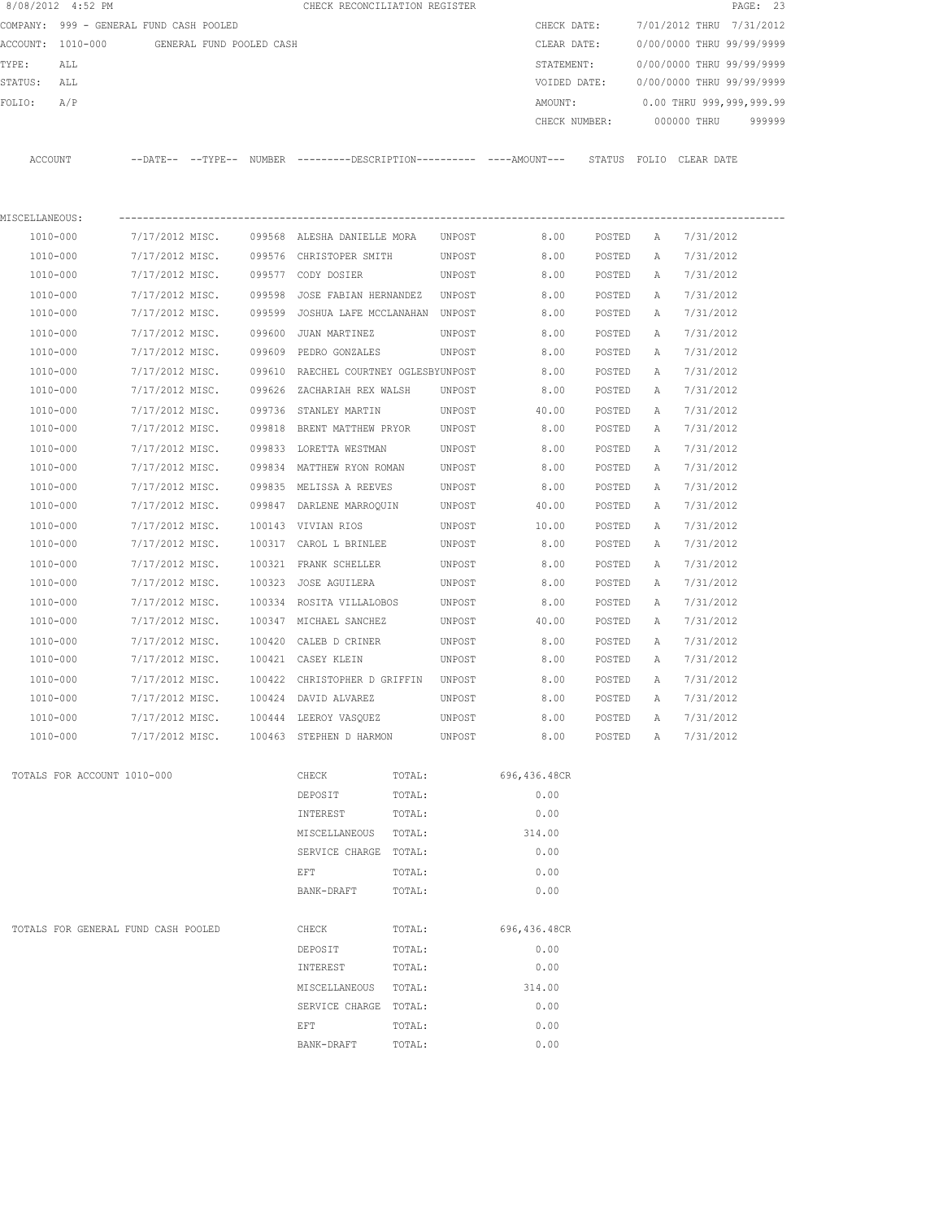8/08/2012 4:52 PM CHECK RECONCILIATION REGISTER

COMPANY: 999 - GENERAL FUND CASH POOLED
ACCOUNT: 1010-000 GENERAL FUND POOLED CASH
TYPE: ALL
STATUS: ALL
FOLIO: A/P

CHECK DATE: 7/01/2012 THRU 7/31/2012
CLEAR DATE: 0/00/0000 THRU 99/99/9999
STATEMENT: 0/00/0000 THRU 99/99/9999
VOIDED DATE: 0/00/0000 THRU 99/99/9999
AMOUNT: 0.00 THRU 999,999,999.99
CHECK NUMBER: 000000 THRU 999999

MISCELLANEOUS:

| ACCOUNT | --DATE-- | --TYPE-- | NUMBER | ---------DESCRIPTION---------- | ----AMOUNT--- | STATUS | FOLIO | CLEAR DATE |
|---|---|---|---|---|---|---|---|---|
| 1010-000 | 7/17/2012 | MISC. | 099568 | ALESHA DANIELLE MORA UNPOST | 8.00 | POSTED | A | 7/31/2012 |
| 1010-000 | 7/17/2012 | MISC. | 099576 | CHRISTOPER SMITH UNPOST | 8.00 | POSTED | A | 7/31/2012 |
| 1010-000 | 7/17/2012 | MISC. | 099577 | CODY DOSIER UNPOST | 8.00 | POSTED | A | 7/31/2012 |
| 1010-000 | 7/17/2012 | MISC. | 099598 | JOSE FABIAN HERNANDEZ UNPOST | 8.00 | POSTED | A | 7/31/2012 |
| 1010-000 | 7/17/2012 | MISC. | 099599 | JOSHUA LAFE MCCLANAHAN UNPOST | 8.00 | POSTED | A | 7/31/2012 |
| 1010-000 | 7/17/2012 | MISC. | 099600 | JUAN MARTINEZ UNPOST | 8.00 | POSTED | A | 7/31/2012 |
| 1010-000 | 7/17/2012 | MISC. | 099609 | PEDRO GONZALES UNPOST | 8.00 | POSTED | A | 7/31/2012 |
| 1010-000 | 7/17/2012 | MISC. | 099610 | RAECHEL COURTNEY OGLESBYUNPOST | 8.00 | POSTED | A | 7/31/2012 |
| 1010-000 | 7/17/2012 | MISC. | 099626 | ZACHARIAH REX WALSH UNPOST | 8.00 | POSTED | A | 7/31/2012 |
| 1010-000 | 7/17/2012 | MISC. | 099736 | STANLEY MARTIN UNPOST | 40.00 | POSTED | A | 7/31/2012 |
| 1010-000 | 7/17/2012 | MISC. | 099818 | BRENT MATTHEW PRYOR UNPOST | 8.00 | POSTED | A | 7/31/2012 |
| 1010-000 | 7/17/2012 | MISC. | 099833 | LORETTA WESTMAN UNPOST | 8.00 | POSTED | A | 7/31/2012 |
| 1010-000 | 7/17/2012 | MISC. | 099834 | MATTHEW RYON ROMAN UNPOST | 8.00 | POSTED | A | 7/31/2012 |
| 1010-000 | 7/17/2012 | MISC. | 099835 | MELISSA A REEVES UNPOST | 8.00 | POSTED | A | 7/31/2012 |
| 1010-000 | 7/17/2012 | MISC. | 099847 | DARLENE MARROQUIN UNPOST | 40.00 | POSTED | A | 7/31/2012 |
| 1010-000 | 7/17/2012 | MISC. | 100143 | VIVIAN RIOS UNPOST | 10.00 | POSTED | A | 7/31/2012 |
| 1010-000 | 7/17/2012 | MISC. | 100317 | CAROL L BRINLEE UNPOST | 8.00 | POSTED | A | 7/31/2012 |
| 1010-000 | 7/17/2012 | MISC. | 100321 | FRANK SCHELLER UNPOST | 8.00 | POSTED | A | 7/31/2012 |
| 1010-000 | 7/17/2012 | MISC. | 100323 | JOSE AGUILERA UNPOST | 8.00 | POSTED | A | 7/31/2012 |
| 1010-000 | 7/17/2012 | MISC. | 100334 | ROSITA VILLALOBOS UNPOST | 8.00 | POSTED | A | 7/31/2012 |
| 1010-000 | 7/17/2012 | MISC. | 100347 | MICHAEL SANCHEZ UNPOST | 40.00 | POSTED | A | 7/31/2012 |
| 1010-000 | 7/17/2012 | MISC. | 100420 | CALEB D CRINER UNPOST | 8.00 | POSTED | A | 7/31/2012 |
| 1010-000 | 7/17/2012 | MISC. | 100421 | CASEY KLEIN UNPOST | 8.00 | POSTED | A | 7/31/2012 |
| 1010-000 | 7/17/2012 | MISC. | 100422 | CHRISTOPHER D GRIFFIN UNPOST | 8.00 | POSTED | A | 7/31/2012 |
| 1010-000 | 7/17/2012 | MISC. | 100424 | DAVID ALVAREZ UNPOST | 8.00 | POSTED | A | 7/31/2012 |
| 1010-000 | 7/17/2012 | MISC. | 100444 | LEEROY VASQUEZ UNPOST | 8.00 | POSTED | A | 7/31/2012 |
| 1010-000 | 7/17/2012 | MISC. | 100463 | STEPHEN D HARMON UNPOST | 8.00 | POSTED | A | 7/31/2012 |

TOTALS FOR ACCOUNT 1010-000

| | | |
|---|---|---|
| CHECK | TOTAL: | 696,436.48CR |
| DEPOSIT | TOTAL: | 0.00 |
| INTEREST | TOTAL: | 0.00 |
| MISCELLANEOUS | TOTAL: | 314.00 |
| SERVICE CHARGE | TOTAL: | 0.00 |
| EFT | TOTAL: | 0.00 |
| BANK-DRAFT | TOTAL: | 0.00 |

TOTALS FOR GENERAL FUND CASH POOLED

| | | |
|---|---|---|
| CHECK | TOTAL: | 696,436.48CR |
| DEPOSIT | TOTAL: | 0.00 |
| INTEREST | TOTAL: | 0.00 |
| MISCELLANEOUS | TOTAL: | 314.00 |
| SERVICE CHARGE | TOTAL: | 0.00 |
| EFT | TOTAL: | 0.00 |
| BANK-DRAFT | TOTAL: | 0.00 |